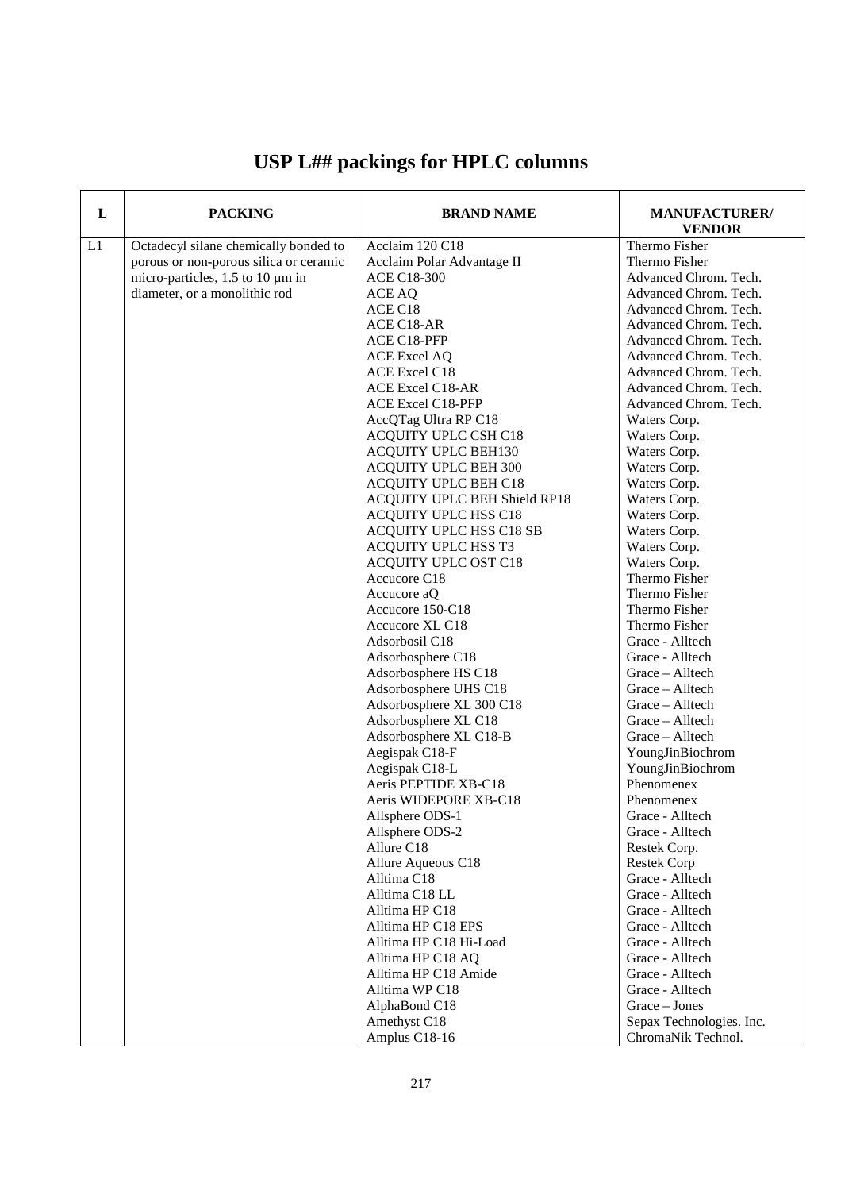# USP L## packings for HPLC columns

| L | PACKING | BRAND NAME | MANUFACTURER/ VENDOR |
|---|---|---|---|
| L1 | Octadecyl silane chemically bonded to porous or non-porous silica or ceramic micro-particles, 1.5 to 10 µm in diameter, or a monolithic rod | Acclaim 120 C18 | Thermo Fisher |
| | | Acclaim Polar Advantage II | Thermo Fisher |
| | | ACE C18-300 | Advanced Chrom. Tech. |
| | | ACE AQ | Advanced Chrom. Tech. |
| | | ACE C18 | Advanced Chrom. Tech. |
| | | ACE C18-AR | Advanced Chrom. Tech. |
| | | ACE C18-PFP | Advanced Chrom. Tech. |
| | | ACE Excel AQ | Advanced Chrom. Tech. |
| | | ACE Excel C18 | Advanced Chrom. Tech. |
| | | ACE Excel C18-AR | Advanced Chrom. Tech. |
| | | ACE Excel C18-PFP | Advanced Chrom. Tech. |
| | | AccQTag Ultra RP C18 | Waters Corp. |
| | | ACQUITY UPLC CSH C18 | Waters Corp. |
| | | ACQUITY UPLC BEH130 | Waters Corp. |
| | | ACQUITY UPLC BEH 300 | Waters Corp. |
| | | ACQUITY UPLC BEH C18 | Waters Corp. |
| | | ACQUITY UPLC BEH Shield RP18 | Waters Corp. |
| | | ACQUITY UPLC HSS C18 | Waters Corp. |
| | | ACQUITY UPLC HSS C18 SB | Waters Corp. |
| | | ACQUITY UPLC HSS T3 | Waters Corp. |
| | | ACQUITY UPLC OST C18 | Waters Corp. |
| | | Accucore C18 | Thermo Fisher |
| | | Accucore aQ | Thermo Fisher |
| | | Accucore 150-C18 | Thermo Fisher |
| | | Accucore XL C18 | Thermo Fisher |
| | | Adsorbosil C18 | Grace - Alltech |
| | | Adsorbosphere C18 | Grace - Alltech |
| | | Adsorbosphere HS C18 | Grace – Alltech |
| | | Adsorbosphere UHS C18 | Grace – Alltech |
| | | Adsorbosphere XL 300 C18 | Grace – Alltech |
| | | Adsorbosphere XL C18 | Grace – Alltech |
| | | Adsorbosphere XL C18-B | Grace – Alltech |
| | | Aegispak C18-F | YoungJinBiochrom |
| | | Aegispak C18-L | YoungJinBiochrom |
| | | Aeris PEPTIDE XB-C18 | Phenomenex |
| | | Aeris WIDEPORE XB-C18 | Phenomenex |
| | | Allsphere ODS-1 | Grace - Alltech |
| | | Allsphere ODS-2 | Grace - Alltech |
| | | Allure C18 | Restek Corp. |
| | | Allure Aqueous C18 | Restek Corp |
| | | Alltima C18 | Grace - Alltech |
| | | Alltima C18 LL | Grace - Alltech |
| | | Alltima HP C18 | Grace - Alltech |
| | | Alltima HP C18 EPS | Grace - Alltech |
| | | Alltima HP C18 Hi-Load | Grace - Alltech |
| | | Alltima HP C18 AQ | Grace - Alltech |
| | | Alltima HP C18 Amide | Grace - Alltech |
| | | Alltima WP C18 | Grace - Alltech |
| | | AlphaBond C18 | Grace – Jones |
| | | Amethyst C18 | Sepax Technologies. Inc. |
| | | Amplus C18-16 | ChromaNik Technol. |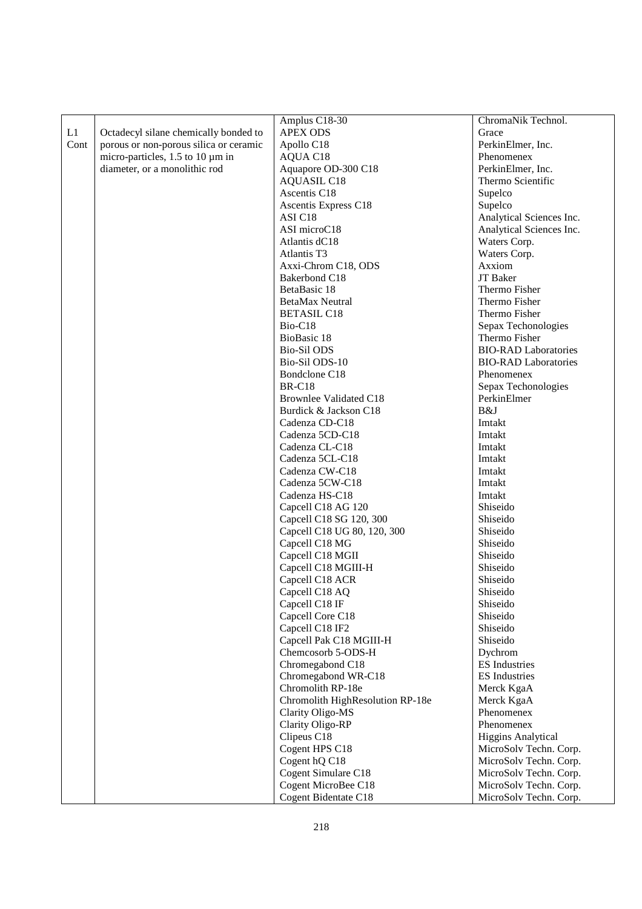|  |  |  |  |
|---|---|---|---|
|  |  | Amplus C18-30 | ChromaNik Technol. |
| L1 Cont | Octadecyl silane chemically bonded to porous or non-porous silica or ceramic micro-particles, 1.5 to 10 µm in diameter, or a monolithic rod | APEX ODS | Grace |
|  |  | Apollo C18 | PerkinElmer, Inc. |
|  |  | AQUA C18 | Phenomenex |
|  |  | Aquapore OD-300 C18 | PerkinElmer, Inc. |
|  |  | AQUASIL C18 | Thermo Scientific |
|  |  | Ascentis C18 | Supelco |
|  |  | Ascentis Express C18 | Supelco |
|  |  | ASI C18 | Analytical Sciences Inc. |
|  |  | ASI microC18 | Analytical Sciences Inc. |
|  |  | Atlantis dC18 | Waters Corp. |
|  |  | Atlantis T3 | Waters Corp. |
|  |  | Axxi-Chrom C18, ODS | Axxiom |
|  |  | Bakerbond C18 | JT Baker |
|  |  | BetaBasic 18 | Thermo Fisher |
|  |  | BetaMax Neutral | Thermo Fisher |
|  |  | BETASIL C18 | Thermo Fisher |
|  |  | Bio-C18 | Sepax Techonologies |
|  |  | BioBasic 18 | Thermo Fisher |
|  |  | Bio-Sil ODS | BIO-RAD Laboratories |
|  |  | Bio-Sil ODS-10 | BIO-RAD Laboratories |
|  |  | Bondclone C18 | Phenomenex |
|  |  | BR-C18 | Sepax Techonologies |
|  |  | Brownlee Validated C18 | PerkinElmer |
|  |  | Burdick & Jackson C18 | B&J |
|  |  | Cadenza CD-C18 | Imtakt |
|  |  | Cadenza 5CD-C18 | Imtakt |
|  |  | Cadenza CL-C18 | Imtakt |
|  |  | Cadenza 5CL-C18 | Imtakt |
|  |  | Cadenza CW-C18 | Imtakt |
|  |  | Cadenza 5CW-C18 | Imtakt |
|  |  | Cadenza HS-C18 | Imtakt |
|  |  | Capcell C18 AG 120 | Shiseido |
|  |  | Capcell C18 SG 120, 300 | Shiseido |
|  |  | Capcell C18 UG 80, 120, 300 | Shiseido |
|  |  | Capcell C18 MG | Shiseido |
|  |  | Capcell C18 MGII | Shiseido |
|  |  | Capcell C18 MGIII-H | Shiseido |
|  |  | Capcell C18 ACR | Shiseido |
|  |  | Capcell C18 AQ | Shiseido |
|  |  | Capcell C18 IF | Shiseido |
|  |  | Capcell Core C18 | Shiseido |
|  |  | Capcell C18 IF2 | Shiseido |
|  |  | Capcell Pak C18 MGIII-H | Shiseido |
|  |  | Chemcosorb 5-ODS-H | Dychrom |
|  |  | Chromegabond C18 | ES Industries |
|  |  | Chromegabond WR-C18 | ES Industries |
|  |  | Chromolith RP-18e | Merck KgaA |
|  |  | Chromolith HighResolution RP-18e | Merck KgaA |
|  |  | Clarity Oligo-MS | Phenomenex |
|  |  | Clarity Oligo-RP | Phenomenex |
|  |  | Clipeus C18 | Higgins Analytical |
|  |  | Cogent HPS C18 | MicroSolv Techn. Corp. |
|  |  | Cogent hQ C18 | MicroSolv Techn. Corp. |
|  |  | Cogent Simulare C18 | MicroSolv Techn. Corp. |
|  |  | Cogent MicroBee C18 | MicroSolv Techn. Corp. |
|  |  | Cogent Bidentate C18 | MicroSolv Techn. Corp. |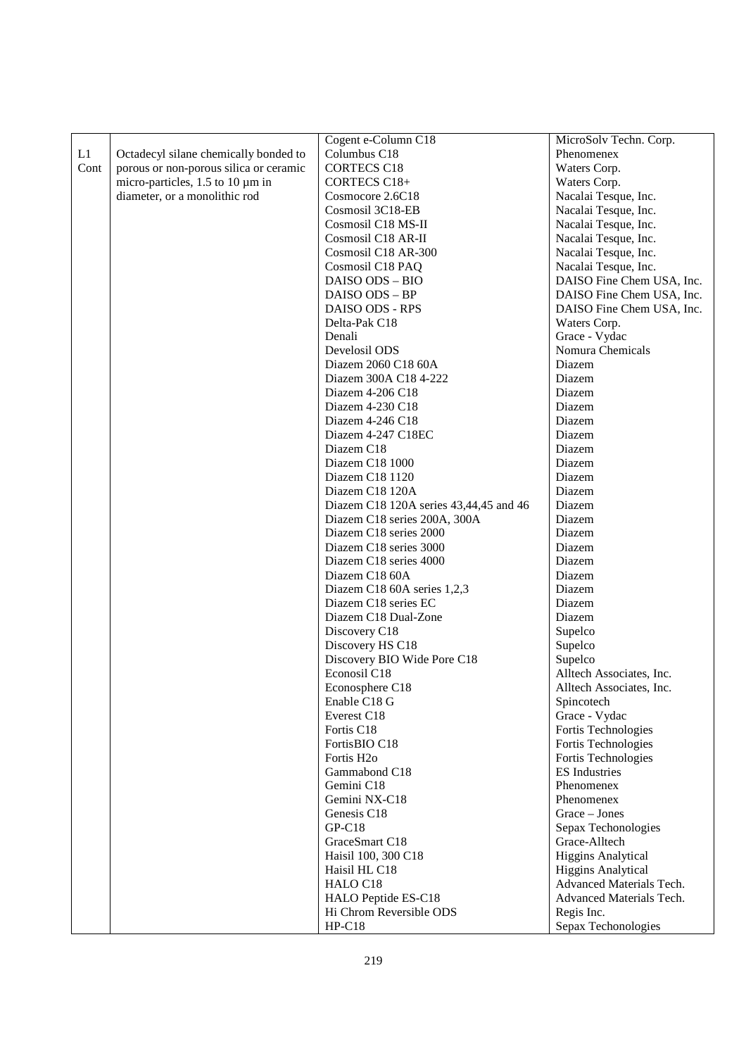| | | | |
|---|---|---|---|
| L1 Cont | Octadecyl silane chemically bonded to porous or non-porous silica or ceramic micro-particles, 1.5 to 10 µm in diameter, or a monolithic rod | Cogent e-Column C18 | MicroSolv Techn. Corp. |
| | | Columbus C18 | Phenomenex |
| | | CORTECS C18 | Waters Corp. |
| | | CORTECS C18+ | Waters Corp. |
| | | Cosmocore 2.6C18 | Nacalai Tesque, Inc. |
| | | Cosmosil 3C18-EB | Nacalai Tesque, Inc. |
| | | Cosmosil C18 MS-II | Nacalai Tesque, Inc. |
| | | Cosmosil C18 AR-II | Nacalai Tesque, Inc. |
| | | Cosmosil C18 AR-300 | Nacalai Tesque, Inc. |
| | | Cosmosil C18 PAQ | Nacalai Tesque, Inc. |
| | | DAISO ODS – BIO | DAISO Fine Chem USA, Inc. |
| | | DAISO ODS – BP | DAISO Fine Chem USA, Inc. |
| | | DAISO ODS - RPS | DAISO Fine Chem USA, Inc. |
| | | Delta-Pak C18 | Waters Corp. |
| | | Denali | Grace - Vydac |
| | | Develosil ODS | Nomura Chemicals |
| | | Diazem 2060 C18 60A | Diazem |
| | | Diazem 300A C18 4-222 | Diazem |
| | | Diazem 4-206 C18 | Diazem |
| | | Diazem 4-230 C18 | Diazem |
| | | Diazem 4-246 C18 | Diazem |
| | | Diazem 4-247 C18EC | Diazem |
| | | Diazem C18 | Diazem |
| | | Diazem C18 1000 | Diazem |
| | | Diazem C18 1120 | Diazem |
| | | Diazem C18 120A | Diazem |
| | | Diazem C18 120A series 43,44,45 and 46 | Diazem |
| | | Diazem C18 series 200A, 300A | Diazem |
| | | Diazem C18 series 2000 | Diazem |
| | | Diazem C18 series 3000 | Diazem |
| | | Diazem C18 series 4000 | Diazem |
| | | Diazem C18 60A | Diazem |
| | | Diazem C18 60A series 1,2,3 | Diazem |
| | | Diazem C18 series EC | Diazem |
| | | Diazem C18 Dual-Zone | Diazem |
| | | Discovery C18 | Supelco |
| | | Discovery HS C18 | Supelco |
| | | Discovery BIO Wide Pore C18 | Supelco |
| | | Econosil C18 | Alltech Associates, Inc. |
| | | Econosphere C18 | Alltech Associates, Inc. |
| | | Enable C18 G | Spincotech |
| | | Everest C18 | Grace - Vydac |
| | | Fortis C18 | Fortis Technologies |
| | | FortisBIO C18 | Fortis Technologies |
| | | Fortis H2o | Fortis Technologies |
| | | Gammabond C18 | ES Industries |
| | | Gemini C18 | Phenomenex |
| | | Gemini NX-C18 | Phenomenex |
| | | Genesis C18 | Grace – Jones |
| | | GP-C18 | Sepax Techonologies |
| | | GraceSmart C18 | Grace-Alltech |
| | | Haisil 100, 300 C18 | Higgins Analytical |
| | | Haisil HL C18 | Higgins Analytical |
| | | HALO C18 | Advanced Materials Tech. |
| | | HALO Peptide ES-C18 | Advanced Materials Tech. |
| | | Hi Chrom Reversible ODS | Regis Inc. |
| | | HP-C18 | Sepax Techonologies |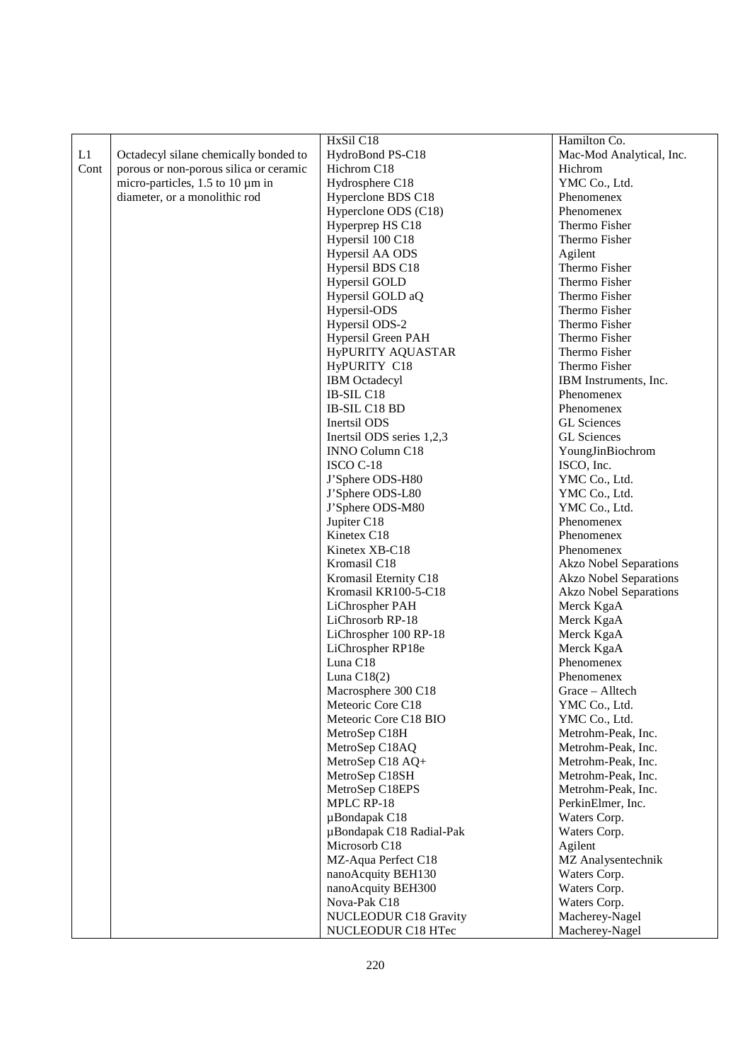| | | | |
|---|---|---|---|
| L1 Cont | Octadecyl silane chemically bonded to porous or non-porous silica or ceramic micro-particles, 1.5 to 10 µm in diameter, or a monolithic rod | HxSil C18 | Hamilton Co. |
| | | HydroBond PS-C18 | Mac-Mod Analytical, Inc. |
| | | Hichrom C18 | Hichrom |
| | | Hydrosphere C18 | YMC Co., Ltd. |
| | | Hyperclone BDS C18 | Phenomenex |
| | | Hyperclone ODS (C18) | Phenomenex |
| | | Hyperprep HS C18 | Thermo Fisher |
| | | Hypersil 100 C18 | Thermo Fisher |
| | | Hypersil AA ODS | Agilent |
| | | Hypersil BDS C18 | Thermo Fisher |
| | | Hypersil GOLD | Thermo Fisher |
| | | Hypersil GOLD aQ | Thermo Fisher |
| | | Hypersil-ODS | Thermo Fisher |
| | | Hypersil ODS-2 | Thermo Fisher |
| | | Hypersil Green PAH | Thermo Fisher |
| | | HyPURITY AQUASTAR | Thermo Fisher |
| | | HyPURITY C18 | Thermo Fisher |
| | | IBM Octadecyl | IBM Instruments, Inc. |
| | | IB-SIL C18 | Phenomenex |
| | | IB-SIL C18 BD | Phenomenex |
| | | Inertsil ODS | GL Sciences |
| | | Inertsil ODS series 1,2,3 | GL Sciences |
| | | INNO Column C18 | YoungJinBiochrom |
| | | ISCO C-18 | ISCO, Inc. |
| | | J'Sphere ODS-H80 | YMC Co., Ltd. |
| | | J'Sphere ODS-L80 | YMC Co., Ltd. |
| | | J'Sphere ODS-M80 | YMC Co., Ltd. |
| | | Jupiter C18 | Phenomenex |
| | | Kinetex C18 | Phenomenex |
| | | Kinetex XB-C18 | Phenomenex |
| | | Kromasil C18 | Akzo Nobel Separations |
| | | Kromasil Eternity C18 | Akzo Nobel Separations |
| | | Kromasil KR100-5-C18 | Akzo Nobel Separations |
| | | LiChrospher PAH | Merck KgaA |
| | | LiChrosorb RP-18 | Merck KgaA |
| | | LiChrospher 100 RP-18 | Merck KgaA |
| | | LiChrospher RP18e | Merck KgaA |
| | | Luna C18 | Phenomenex |
| | | Luna C18(2) | Phenomenex |
| | | Macrosphere 300 C18 | Grace – Alltech |
| | | Meteoric Core C18 | YMC Co., Ltd. |
| | | Meteoric Core C18 BIO | YMC Co., Ltd. |
| | | MetroSep C18H | Metrohm-Peak, Inc. |
| | | MetroSep C18AQ | Metrohm-Peak, Inc. |
| | | MetroSep C18 AQ+ | Metrohm-Peak, Inc. |
| | | MetroSep C18SH | Metrohm-Peak, Inc. |
| | | MetroSep C18EPS | Metrohm-Peak, Inc. |
| | | MPLC RP-18 | PerkinElmer, Inc. |
| | | µBondapak C18 | Waters Corp. |
| | | µBondapak C18 Radial-Pak | Waters Corp. |
| | | Microsorb C18 | Agilent |
| | | MZ-Aqua Perfect C18 | MZ Analysentechnik |
| | | nanoAcquity BEH130 | Waters Corp. |
| | | nanoAcquity BEH300 | Waters Corp. |
| | | Nova-Pak C18 | Waters Corp. |
| | | NUCLEODUR C18 Gravity | Macherey-Nagel |
| | | NUCLEODUR C18 HTec | Macherey-Nagel |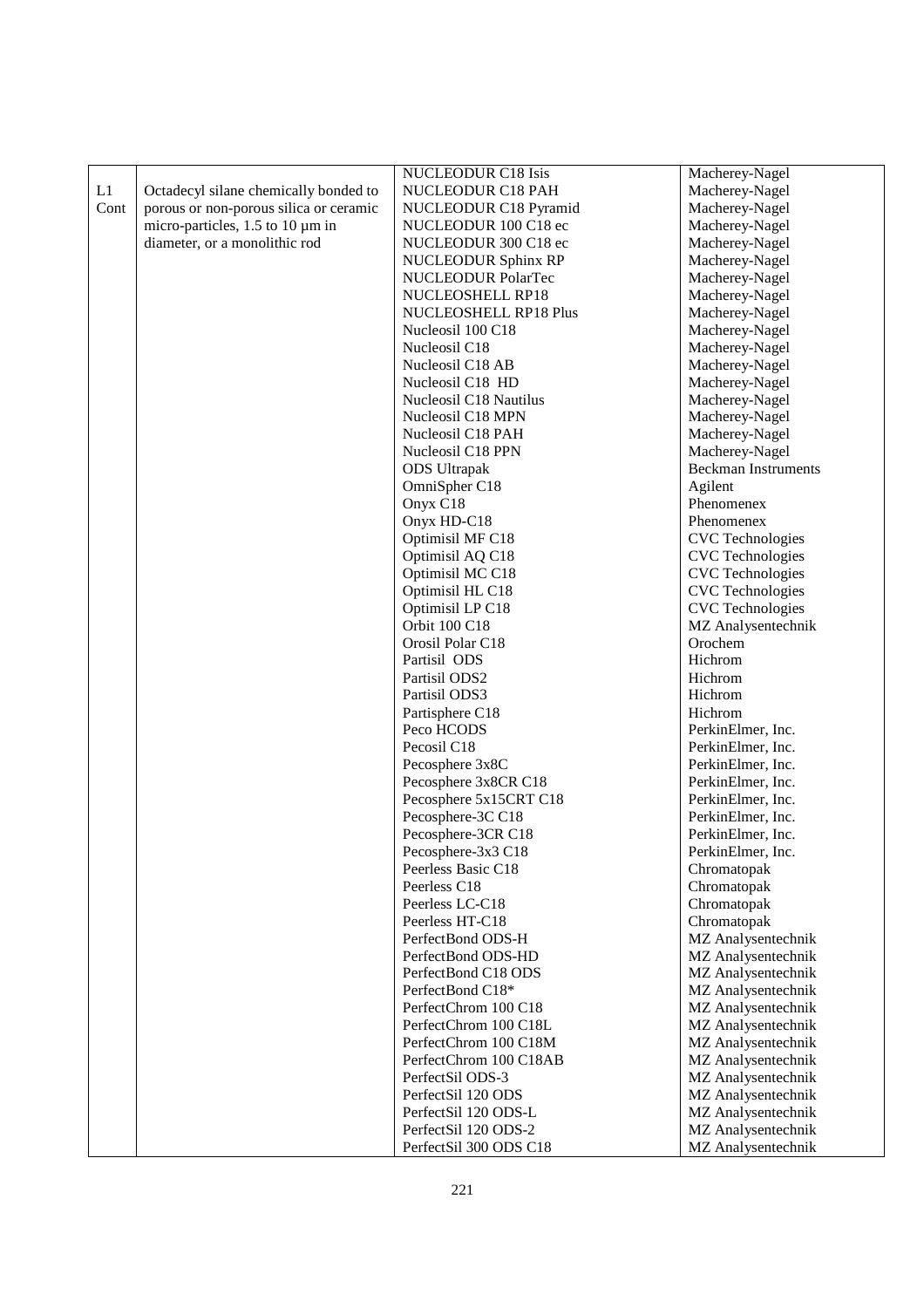|  |  |  |  |
|---|---|---|---|
|  |  | NUCLEODUR C18 Isis | Macherey-Nagel |
| L1 Cont | Octadecyl silane chemically bonded to porous or non-porous silica or ceramic micro-particles, 1.5 to 10 µm in diameter, or a monolithic rod | NUCLEODUR C18 PAH | Macherey-Nagel |
|  |  | NUCLEODUR C18 Pyramid | Macherey-Nagel |
|  |  | NUCLEODUR 100 C18 ec | Macherey-Nagel |
|  |  | NUCLEODUR 300 C18 ec | Macherey-Nagel |
|  |  | NUCLEODUR Sphinx RP | Macherey-Nagel |
|  |  | NUCLEODUR PolarTec | Macherey-Nagel |
|  |  | NUCLEOSHELL RP18 | Macherey-Nagel |
|  |  | NUCLEOSHELL RP18 Plus | Macherey-Nagel |
|  |  | Nucleosil 100 C18 | Macherey-Nagel |
|  |  | Nucleosil C18 | Macherey-Nagel |
|  |  | Nucleosil C18 AB | Macherey-Nagel |
|  |  | Nucleosil C18 HD | Macherey-Nagel |
|  |  | Nucleosil C18 Nautilus | Macherey-Nagel |
|  |  | Nucleosil C18 MPN | Macherey-Nagel |
|  |  | Nucleosil C18 PAH | Macherey-Nagel |
|  |  | Nucleosil C18 PPN | Macherey-Nagel |
|  |  | ODS Ultrapak | Beckman Instruments |
|  |  | OmniSpher C18 | Agilent |
|  |  | Onyx C18 | Phenomenex |
|  |  | Onyx HD-C18 | Phenomenex |
|  |  | Optimisil MF C18 | CVC Technologies |
|  |  | Optimisil AQ C18 | CVC Technologies |
|  |  | Optimisil MC C18 | CVC Technologies |
|  |  | Optimisil HL C18 | CVC Technologies |
|  |  | Optimisil LP C18 | CVC Technologies |
|  |  | Orbit 100 C18 | MZ Analysentechnik |
|  |  | Orosil Polar C18 | Orochem |
|  |  | Partisil ODS | Hichrom |
|  |  | Partisil ODS2 | Hichrom |
|  |  | Partisil ODS3 | Hichrom |
|  |  | Partisphere C18 | Hichrom |
|  |  | Peco HCODS | PerkinElmer, Inc. |
|  |  | Pecosil C18 | PerkinElmer, Inc. |
|  |  | Pecosphere 3x8C | PerkinElmer, Inc. |
|  |  | Pecosphere 3x8CR C18 | PerkinElmer, Inc. |
|  |  | Pecosphere 5x15CRT C18 | PerkinElmer, Inc. |
|  |  | Pecosphere-3C C18 | PerkinElmer, Inc. |
|  |  | Pecosphere-3CR C18 | PerkinElmer, Inc. |
|  |  | Pecosphere-3x3 C18 | PerkinElmer, Inc. |
|  |  | Peerless Basic C18 | Chromatopak |
|  |  | Peerless C18 | Chromatopak |
|  |  | Peerless LC-C18 | Chromatopak |
|  |  | Peerless HT-C18 | Chromatopak |
|  |  | PerfectBond ODS-H | MZ Analysentechnik |
|  |  | PerfectBond ODS-HD | MZ Analysentechnik |
|  |  | PerfectBond C18 ODS | MZ Analysentechnik |
|  |  | PerfectBond C18* | MZ Analysentechnik |
|  |  | PerfectChrom 100 C18 | MZ Analysentechnik |
|  |  | PerfectChrom 100 C18L | MZ Analysentechnik |
|  |  | PerfectChrom 100 C18M | MZ Analysentechnik |
|  |  | PerfectChrom 100 C18AB | MZ Analysentechnik |
|  |  | PerfectSil ODS-3 | MZ Analysentechnik |
|  |  | PerfectSil 120 ODS | MZ Analysentechnik |
|  |  | PerfectSil 120 ODS-L | MZ Analysentechnik |
|  |  | PerfectSil 120 ODS-2 | MZ Analysentechnik |
|  |  | PerfectSil 300 ODS C18 | MZ Analysentechnik |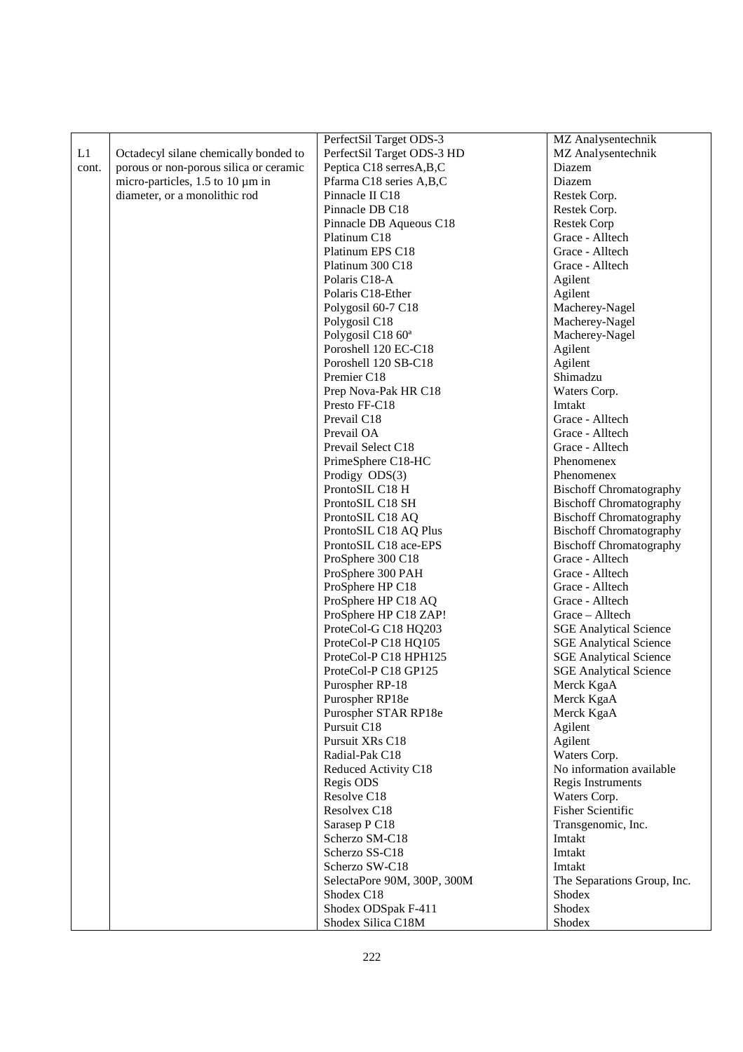| | | | |
|---|---|---|---|
| | | PerfectSil Target ODS-3 | MZ Analysentechnik |
| L1 cont. | Octadecyl silane chemically bonded to porous or non-porous silica or ceramic micro-particles, 1.5 to 10 µm in diameter, or a monolithic rod | PerfectSil Target ODS-3 HD | MZ Analysentechnik |
| | | Peptica C18 serresA,B,C | Diazem |
| | | Pfarma C18 series A,B,C | Diazem |
| | | Pinnacle II C18 | Restek Corp. |
| | | Pinnacle DB C18 | Restek Corp. |
| | | Pinnacle DB Aqueous C18 | Restek Corp |
| | | Platinum C18 | Grace - Alltech |
| | | Platinum EPS C18 | Grace - Alltech |
| | | Platinum 300 C18 | Grace - Alltech |
| | | Polaris C18-A | Agilent |
| | | Polaris C18-Ether | Agilent |
| | | Polygosil 60-7 C18 | Macherey-Nagel |
| | | Polygosil C18 | Macherey-Nagel |
| | | Polygosil C18 60ª | Macherey-Nagel |
| | | Poroshell 120 EC-C18 | Agilent |
| | | Poroshell 120 SB-C18 | Agilent |
| | | Premier C18 | Shimadzu |
| | | Prep Nova-Pak HR C18 | Waters Corp. |
| | | Presto FF-C18 | Imtakt |
| | | Prevail C18 | Grace - Alltech |
| | | Prevail OA | Grace - Alltech |
| | | Prevail Select C18 | Grace - Alltech |
| | | PrimeSphere C18-HC | Phenomenex |
| | | Prodigy ODS(3) | Phenomenex |
| | | ProntoSIL C18 H | Bischoff Chromatography |
| | | ProntoSIL C18 SH | Bischoff Chromatography |
| | | ProntoSIL C18 AQ | Bischoff Chromatography |
| | | ProntoSIL C18 AQ Plus | Bischoff Chromatography |
| | | ProntoSIL C18 ace-EPS | Bischoff Chromatography |
| | | ProSphere 300 C18 | Grace - Alltech |
| | | ProSphere 300 PAH | Grace - Alltech |
| | | ProSphere HP C18 | Grace - Alltech |
| | | ProSphere HP C18 AQ | Grace - Alltech |
| | | ProSphere HP C18 ZAP! | Grace – Alltech |
| | | ProteCol-G C18 HQ203 | SGE Analytical Science |
| | | ProteCol-P C18 HQ105 | SGE Analytical Science |
| | | ProteCol-P C18 HPH125 | SGE Analytical Science |
| | | ProteCol-P C18 GP125 | SGE Analytical Science |
| | | Purospher RP-18 | Merck KgaA |
| | | Purospher RP18e | Merck KgaA |
| | | Purospher STAR RP18e | Merck KgaA |
| | | Pursuit C18 | Agilent |
| | | Pursuit XRs C18 | Agilent |
| | | Radial-Pak C18 | Waters Corp. |
| | | Reduced Activity C18 | No information available |
| | | Regis ODS | Regis Instruments |
| | | Resolve C18 | Waters Corp. |
| | | Resolvex C18 | Fisher Scientific |
| | | Sarasep P C18 | Transgenomic, Inc. |
| | | Scherzo SM-C18 | Imtakt |
| | | Scherzo SS-C18 | Imtakt |
| | | Scherzo SW-C18 | Imtakt |
| | | SelectaPore 90M, 300P, 300M | The Separations Group, Inc. |
| | | Shodex C18 | Shodex |
| | | Shodex ODSpak F-411 | Shodex |
| | | Shodex Silica C18M | Shodex |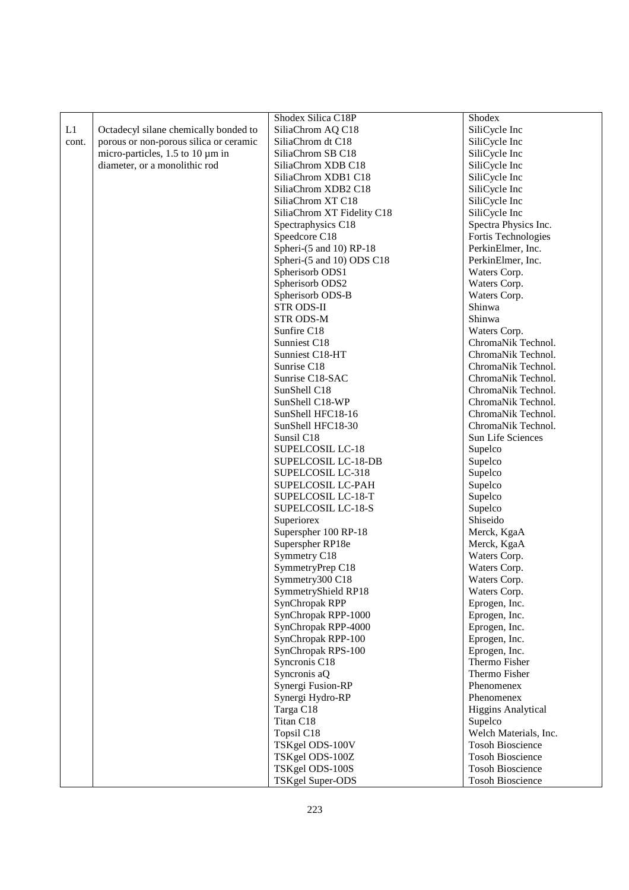| | | | |
|---|---|---|---|
| | | Shodex Silica C18P | Shodex |
| L1 cont. | Octadecyl silane chemically bonded to porous or non-porous silica or ceramic micro-particles, 1.5 to 10 µm in diameter, or a monolithic rod | SiliaChrom AQ C18 | SiliCycle Inc |
| | | SiliaChrom dt C18 | SiliCycle Inc |
| | | SiliaChrom SB C18 | SiliCycle Inc |
| | | SiliaChrom XDB C18 | SiliCycle Inc |
| | | SiliaChrom XDB1 C18 | SiliCycle Inc |
| | | SiliaChrom XDB2 C18 | SiliCycle Inc |
| | | SiliaChrom XT C18 | SiliCycle Inc |
| | | SiliaChrom XT Fidelity C18 | SiliCycle Inc |
| | | Spectraphysics C18 | Spectra Physics Inc. |
| | | Speedcore C18 | Fortis Technologies |
| | | Spheri-(5 and 10) RP-18 | PerkinElmer, Inc. |
| | | Spheri-(5 and 10) ODS C18 | PerkinElmer, Inc. |
| | | Spherisorb ODS1 | Waters Corp. |
| | | Spherisorb ODS2 | Waters Corp. |
| | | Spherisorb ODS-B | Waters Corp. |
| | | STR ODS-II | Shinwa |
| | | STR ODS-M | Shinwa |
| | | Sunfire C18 | Waters Corp. |
| | | Sunniest C18 | ChromaNik Technol. |
| | | Sunniest C18-HT | ChromaNik Technol. |
| | | Sunrise C18 | ChromaNik Technol. |
| | | Sunrise C18-SAC | ChromaNik Technol. |
| | | SunShell C18 | ChromaNik Technol. |
| | | SunShell C18-WP | ChromaNik Technol. |
| | | SunShell HFC18-16 | ChromaNik Technol. |
| | | SunShell HFC18-30 | ChromaNik Technol. |
| | | Sunsil C18 | Sun Life Sciences |
| | | SUPELCOSIL LC-18 | Supelco |
| | | SUPELCOSIL LC-18-DB | Supelco |
| | | SUPELCOSIL LC-318 | Supelco |
| | | SUPELCOSIL LC-PAH | Supelco |
| | | SUPELCOSIL LC-18-T | Supelco |
| | | SUPELCOSIL LC-18-S | Supelco |
| | | Superiorex | Shiseido |
| | | Superspher 100 RP-18 | Merck, KgaA |
| | | Superspher RP18e | Merck, KgaA |
| | | Symmetry C18 | Waters Corp. |
| | | SymmetryPrep C18 | Waters Corp. |
| | | Symmetry300 C18 | Waters Corp. |
| | | SymmetryShield RP18 | Waters Corp. |
| | | SynChropak RPP | Eprogen, Inc. |
| | | SynChropak RPP-1000 | Eprogen, Inc. |
| | | SynChropak RPP-4000 | Eprogen, Inc. |
| | | SynChropak RPP-100 | Eprogen, Inc. |
| | | SynChropak RPS-100 | Eprogen, Inc. |
| | | Syncronis C18 | Thermo Fisher |
| | | Syncronis aQ | Thermo Fisher |
| | | Synergi Fusion-RP | Phenomenex |
| | | Synergi Hydro-RP | Phenomenex |
| | | Targa C18 | Higgins Analytical |
| | | Titan C18 | Supelco |
| | | Topsil C18 | Welch Materials, Inc. |
| | | TSKgel ODS-100V | Tosoh Bioscience |
| | | TSKgel ODS-100Z | Tosoh Bioscience |
| | | TSKgel ODS-100S | Tosoh Bioscience |
| | | TSKgel Super-ODS | Tosoh Bioscience |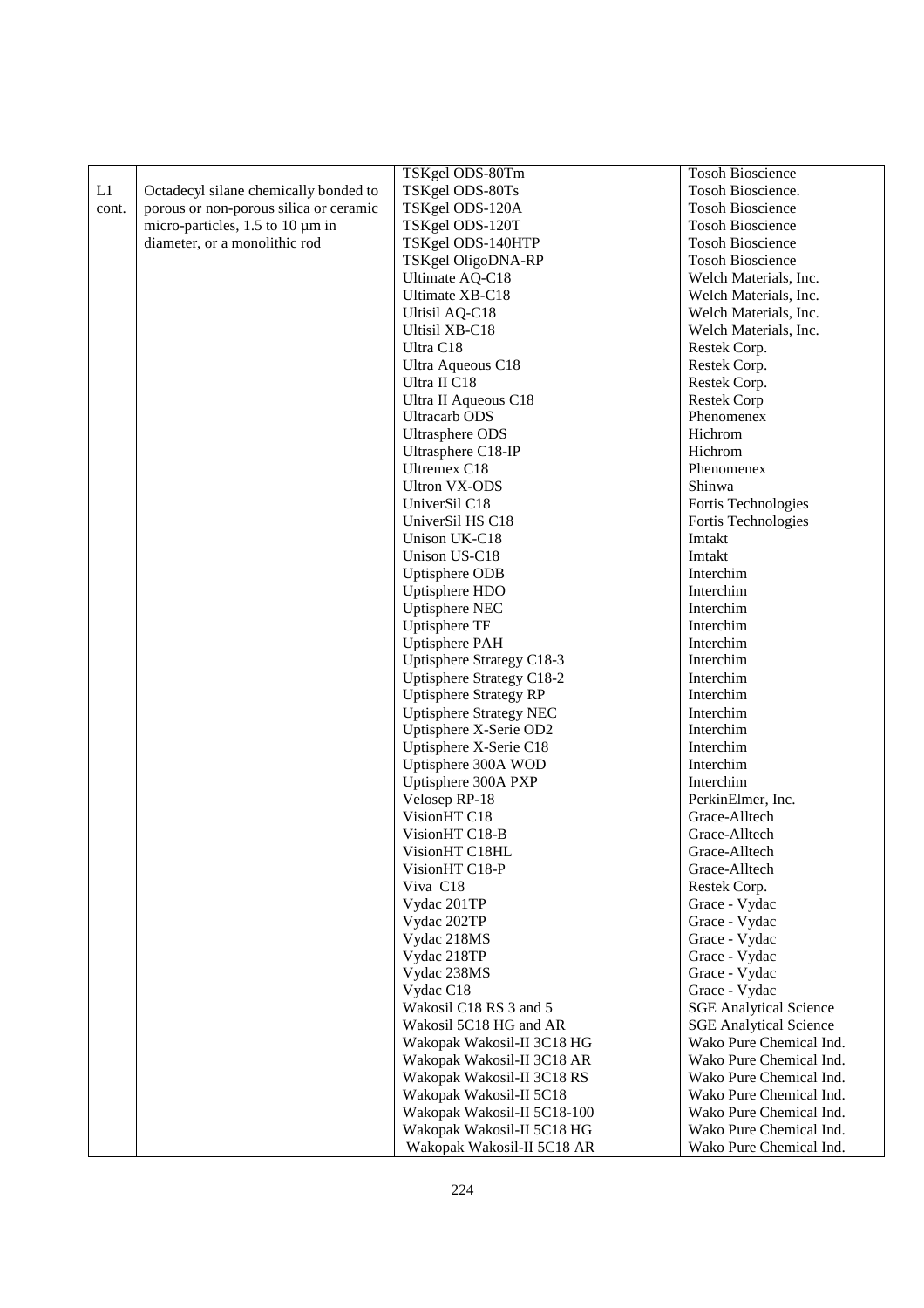| | | | |
|---|---|---|---|
| | | TSKgel ODS-80Tm | Tosoh Bioscience |
| L1 cont. | Octadecyl silane chemically bonded to porous or non-porous silica or ceramic micro-particles, 1.5 to 10 µm in diameter, or a monolithic rod | TSKgel ODS-80Ts | Tosoh Bioscience. |
| | | TSKgel ODS-120A | Tosoh Bioscience |
| | | TSKgel ODS-120T | Tosoh Bioscience |
| | | TSKgel ODS-140HTP | Tosoh Bioscience |
| | | TSKgel OligoDNA-RP | Tosoh Bioscience |
| | | Ultimate AQ-C18 | Welch Materials, Inc. |
| | | Ultimate XB-C18 | Welch Materials, Inc. |
| | | Ultisil AQ-C18 | Welch Materials, Inc. |
| | | Ultisil XB-C18 | Welch Materials, Inc. |
| | | Ultra C18 | Restek Corp. |
| | | Ultra Aqueous C18 | Restek Corp. |
| | | Ultra II C18 | Restek Corp. |
| | | Ultra II Aqueous C18 | Restek Corp |
| | | Ultracarb ODS | Phenomenex |
| | | Ultrasphere ODS | Hichrom |
| | | Ultrasphere C18-IP | Hichrom |
| | | Ultremex C18 | Phenomenex |
| | | Ultron VX-ODS | Shinwa |
| | | UniverSil C18 | Fortis Technologies |
| | | UniverSil HS C18 | Fortis Technologies |
| | | Unison UK-C18 | Imtakt |
| | | Unison US-C18 | Imtakt |
| | | Uptisphere ODB | Interchim |
| | | Uptisphere HDO | Interchim |
| | | Uptisphere NEC | Interchim |
| | | Uptisphere TF | Interchim |
| | | Uptisphere PAH | Interchim |
| | | Uptisphere Strategy C18-3 | Interchim |
| | | Uptisphere Strategy C18-2 | Interchim |
| | | Uptisphere Strategy RP | Interchim |
| | | Uptisphere Strategy NEC | Interchim |
| | | Uptisphere X-Serie OD2 | Interchim |
| | | Uptisphere X-Serie C18 | Interchim |
| | | Uptisphere 300A WOD | Interchim |
| | | Uptisphere 300A PXP | Interchim |
| | | Velosep RP-18 | PerkinElmer, Inc. |
| | | VisionHT C18 | Grace-Alltech |
| | | VisionHT C18-B | Grace-Alltech |
| | | VisionHT C18HL | Grace-Alltech |
| | | VisionHT C18-P | Grace-Alltech |
| | | Viva C18 | Restek Corp. |
| | | Vydac 201TP | Grace - Vydac |
| | | Vydac 202TP | Grace - Vydac |
| | | Vydac 218MS | Grace - Vydac |
| | | Vydac 218TP | Grace - Vydac |
| | | Vydac 238MS | Grace - Vydac |
| | | Vydac C18 | Grace - Vydac |
| | | Wakosil C18 RS 3 and 5 | SGE Analytical Science |
| | | Wakosil 5C18 HG and AR | SGE Analytical Science |
| | | Wakopak Wakosil-II 3C18 HG | Wako Pure Chemical Ind. |
| | | Wakopak Wakosil-II 3C18 AR | Wako Pure Chemical Ind. |
| | | Wakopak Wakosil-II 3C18 RS | Wako Pure Chemical Ind. |
| | | Wakopak Wakosil-II 5C18 | Wako Pure Chemical Ind. |
| | | Wakopak Wakosil-II 5C18-100 | Wako Pure Chemical Ind. |
| | | Wakopak Wakosil-II 5C18 HG | Wako Pure Chemical Ind. |
| | | Wakopak Wakosil-II 5C18 AR | Wako Pure Chemical Ind. |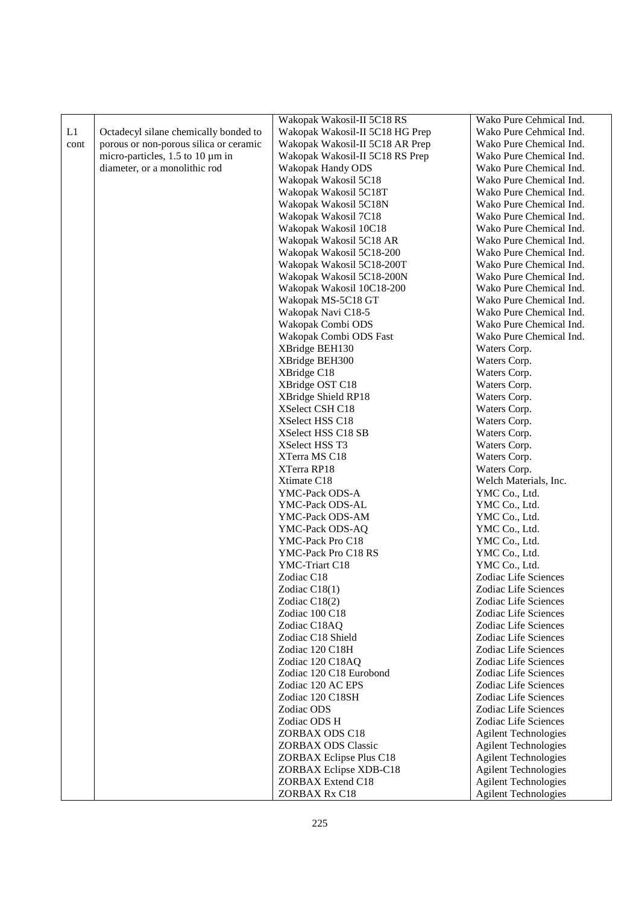| | | | |
|---|---|---|---|
| L1 cont | Octadecyl silane chemically bonded to porous or non-porous silica or ceramic micro-particles, 1.5 to 10 µm in diameter, or a monolithic rod | Wakopak Wakosil-II 5C18 RS | Wako Pure Cehmical Ind. |
| | | Wakopak Wakosil-II 5C18 HG Prep | Wako Pure Cehmical Ind. |
| | | Wakopak Wakosil-II 5C18 AR Prep | Wako Pure Chemical Ind. |
| | | Wakopak Wakosil-II 5C18 RS Prep | Wako Pure Chemical Ind. |
| | | Wakopak Handy ODS | Wako Pure Chemical Ind. |
| | | Wakopak Wakosil 5C18 | Wako Pure Chemical Ind. |
| | | Wakopak Wakosil 5C18T | Wako Pure Chemical Ind. |
| | | Wakopak Wakosil 5C18N | Wako Pure Chemical Ind. |
| | | Wakopak Wakosil 7C18 | Wako Pure Chemical Ind. |
| | | Wakopak Wakosil 10C18 | Wako Pure Chemical Ind. |
| | | Wakopak Wakosil 5C18 AR | Wako Pure Chemical Ind. |
| | | Wakopak Wakosil 5C18-200 | Wako Pure Chemical Ind. |
| | | Wakopak Wakosil 5C18-200T | Wako Pure Chemical Ind. |
| | | Wakopak Wakosil 5C18-200N | Wako Pure Chemical Ind. |
| | | Wakopak Wakosil 10C18-200 | Wako Pure Chemical Ind. |
| | | Wakopak MS-5C18 GT | Wako Pure Chemical Ind. |
| | | Wakopak Navi C18-5 | Wako Pure Chemical Ind. |
| | | Wakopak Combi ODS | Wako Pure Chemical Ind. |
| | | Wakopak Combi ODS Fast | Wako Pure Chemical Ind. |
| | | XBridge BEH130 | Waters Corp. |
| | | XBridge BEH300 | Waters Corp. |
| | | XBridge C18 | Waters Corp. |
| | | XBridge OST C18 | Waters Corp. |
| | | XBridge Shield RP18 | Waters Corp. |
| | | XSelect CSH C18 | Waters Corp. |
| | | XSelect HSS C18 | Waters Corp. |
| | | XSelect HSS C18 SB | Waters Corp. |
| | | XSelect HSS T3 | Waters Corp. |
| | | XTerra MS C18 | Waters Corp. |
| | | XTerra RP18 | Waters Corp. |
| | | Xtimate C18 | Welch Materials, Inc. |
| | | YMC-Pack ODS-A | YMC Co., Ltd. |
| | | YMC-Pack ODS-AL | YMC Co., Ltd. |
| | | YMC-Pack ODS-AM | YMC Co., Ltd. |
| | | YMC-Pack ODS-AQ | YMC Co., Ltd. |
| | | YMC-Pack Pro C18 | YMC Co., Ltd. |
| | | YMC-Pack Pro C18 RS | YMC Co., Ltd. |
| | | YMC-Triart C18 | YMC Co., Ltd. |
| | | Zodiac C18 | Zodiac Life Sciences |
| | | Zodiac C18(1) | Zodiac Life Sciences |
| | | Zodiac C18(2) | Zodiac Life Sciences |
| | | Zodiac 100 C18 | Zodiac Life Sciences |
| | | Zodiac C18AQ | Zodiac Life Sciences |
| | | Zodiac C18 Shield | Zodiac Life Sciences |
| | | Zodiac 120 C18H | Zodiac Life Sciences |
| | | Zodiac 120 C18AQ | Zodiac Life Sciences |
| | | Zodiac 120 C18 Eurobond | Zodiac Life Sciences |
| | | Zodiac 120 AC EPS | Zodiac Life Sciences |
| | | Zodiac 120 C18SH | Zodiac Life Sciences |
| | | Zodiac ODS | Zodiac Life Sciences |
| | | Zodiac ODS H | Zodiac Life Sciences |
| | | ZORBAX ODS C18 | Agilent Technologies |
| | | ZORBAX ODS Classic | Agilent Technologies |
| | | ZORBAX Eclipse Plus C18 | Agilent Technologies |
| | | ZORBAX Eclipse XDB-C18 | Agilent Technologies |
| | | ZORBAX Extend C18 | Agilent Technologies |
| | | ZORBAX Rx C18 | Agilent Technologies |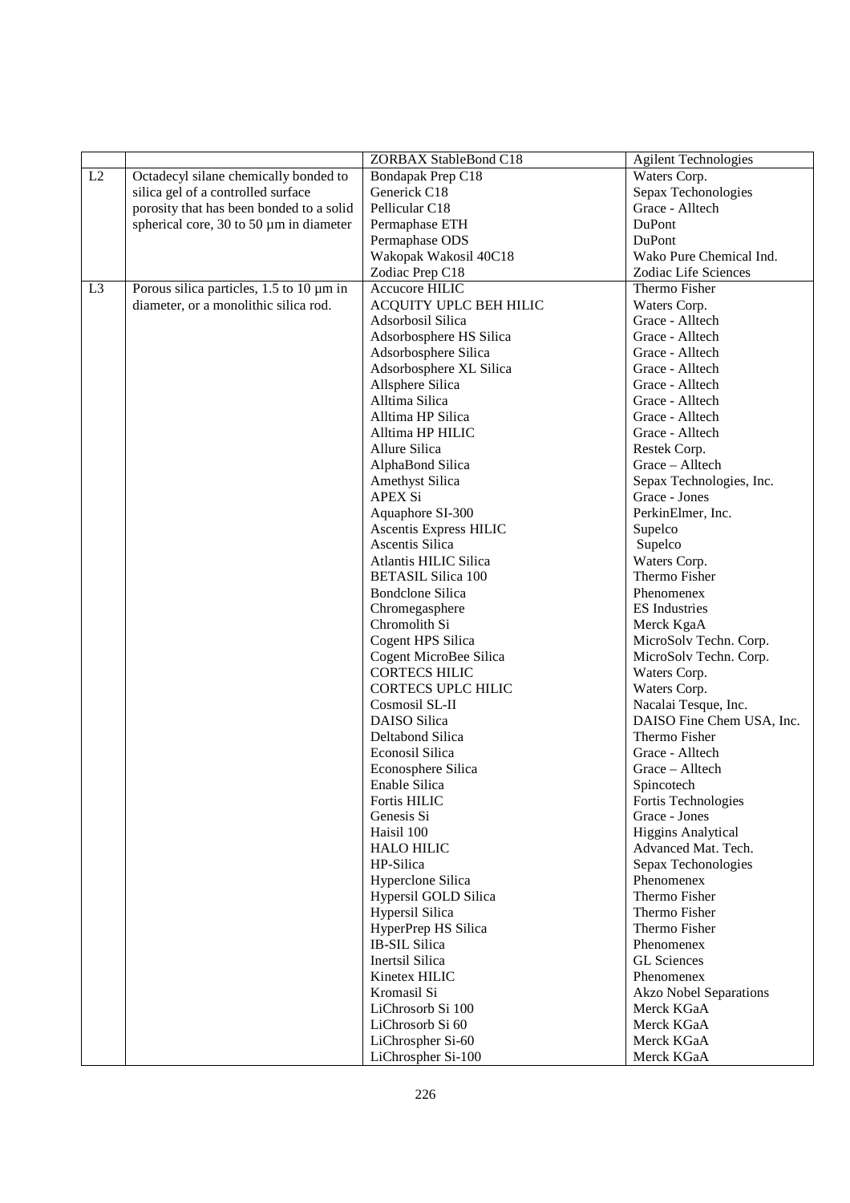| | | ZORBAX StableBond C18 | Agilent Technologies |
|---|---|---|---|
| L2 | Octadecyl silane chemically bonded to silica gel of a controlled surface porosity that has been bonded to a solid spherical core, 30 to 50 µm in diameter | Bondapak Prep C18 | Waters Corp. |
| | | Generick C18 | Sepax Techonologies |
| | | Pellicular C18 | Grace - Alltech |
| | | Permaphase ETH | DuPont |
| | | Permaphase ODS | DuPont |
| | | Wakopak Wakosil 40C18 | Wako Pure Chemical Ind. |
| | | Zodiac Prep C18 | Zodiac Life Sciences |
| L3 | Porous silica particles, 1.5 to 10 µm in diameter, or a monolithic silica rod. | Accucore HILIC | Thermo Fisher |
| | | ACQUITY UPLC BEH HILIC | Waters Corp. |
| | | Adsorbosil Silica | Grace - Alltech |
| | | Adsorbosphere HS Silica | Grace - Alltech |
| | | Adsorbosphere Silica | Grace - Alltech |
| | | Adsorbosphere XL Silica | Grace - Alltech |
| | | Allsphere Silica | Grace - Alltech |
| | | Alltima Silica | Grace - Alltech |
| | | Alltima HP Silica | Grace - Alltech |
| | | Alltima HP HILIC | Grace - Alltech |
| | | Allure Silica | Restek Corp. |
| | | AlphaBond Silica | Grace – Alltech |
| | | Amethyst Silica | Sepax Technologies, Inc. |
| | | APEX Si | Grace - Jones |
| | | Aquaphore SI-300 | PerkinElmer, Inc. |
| | | Ascentis Express HILIC | Supelco |
| | | Ascentis Silica | Supelco |
| | | Atlantis HILIC Silica | Waters Corp. |
| | | BETASIL Silica 100 | Thermo Fisher |
| | | Bondclone Silica | Phenomenex |
| | | Chromegasphere | ES Industries |
| | | Chromolith Si | Merck KgaA |
| | | Cogent HPS Silica | MicroSolv Techn. Corp. |
| | | Cogent MicroBee Silica | MicroSolv Techn. Corp. |
| | | CORTECS HILIC | Waters Corp. |
| | | CORTECS UPLC HILIC | Waters Corp. |
| | | Cosmosil SL-II | Nacalai Tesque, Inc. |
| | | DAISO Silica | DAISO Fine Chem USA, Inc. |
| | | Deltabond Silica | Thermo Fisher |
| | | Econosil Silica | Grace - Alltech |
| | | Econosphere Silica | Grace – Alltech |
| | | Enable Silica | Spincotech |
| | | Fortis HILIC | Fortis Technologies |
| | | Genesis Si | Grace - Jones |
| | | Haisil 100 | Higgins Analytical |
| | | HALO HILIC | Advanced Mat. Tech. |
| | | HP-Silica | Sepax Techonologies |
| | | Hyperclone Silica | Phenomenex |
| | | Hypersil GOLD Silica | Thermo Fisher |
| | | Hypersil Silica | Thermo Fisher |
| | | HyperPrep HS Silica | Thermo Fisher |
| | | IB-SIL Silica | Phenomenex |
| | | Inertsil Silica | GL Sciences |
| | | Kinetex HILIC | Phenomenex |
| | | Kromasil Si | Akzo Nobel Separations |
| | | LiChrosorb Si 100 | Merck KGaA |
| | | LiChrosorb Si 60 | Merck KGaA |
| | | LiChrospher Si-60 | Merck KGaA |
| | | LiChrospher Si-100 | Merck KGaA |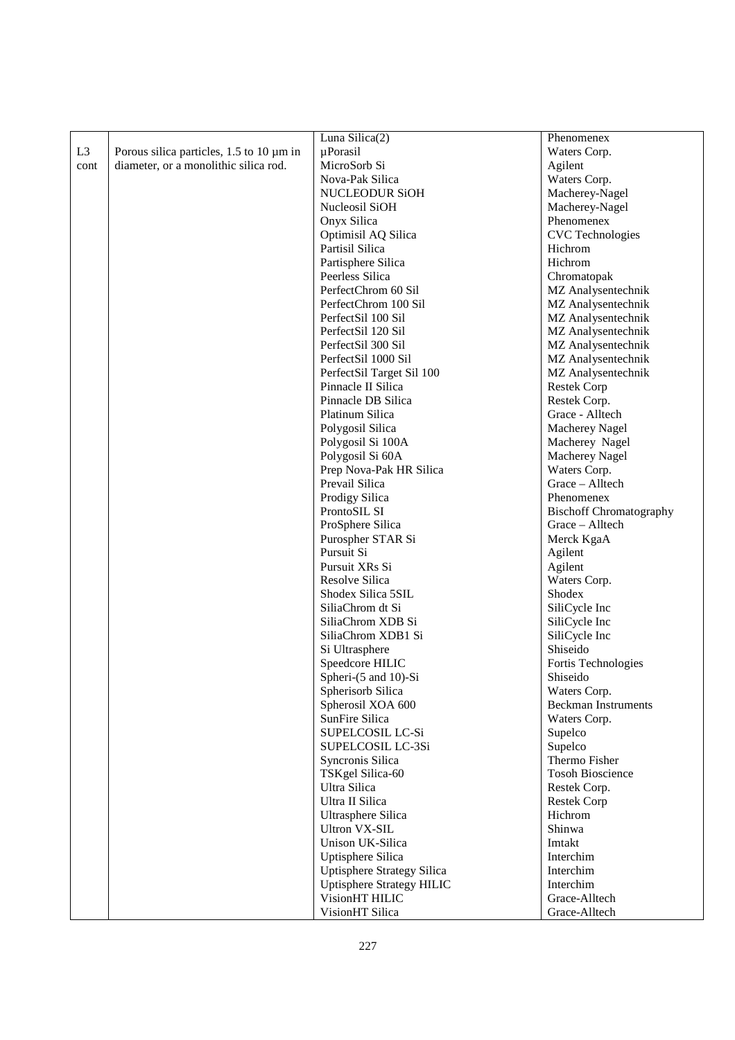| | | | |
|---|---|---|---|
| | | Luna Silica(2) | Phenomenex |
| L3 cont | Porous silica particles, 1.5 to 10 µm in diameter, or a monolithic silica rod. | µPorasil | Waters Corp. |
| | | MicroSorb Si | Agilent |
| | | Nova-Pak Silica | Waters Corp. |
| | | NUCLEODUR SiOH | Macherey-Nagel |
| | | Nucleosil SiOH | Macherey-Nagel |
| | | Onyx Silica | Phenomenex |
| | | Optimisil AQ Silica | CVC Technologies |
| | | Partisil Silica | Hichrom |
| | | Partisphere Silica | Hichrom |
| | | Peerless Silica | Chromatopak |
| | | PerfectChrom 60 Sil | MZ Analysentechnik |
| | | PerfectChrom 100 Sil | MZ Analysentechnik |
| | | PerfectSil 100 Sil | MZ Analysentechnik |
| | | PerfectSil 120 Sil | MZ Analysentechnik |
| | | PerfectSil 300 Sil | MZ Analysentechnik |
| | | PerfectSil 1000 Sil | MZ Analysentechnik |
| | | PerfectSil Target Sil 100 | MZ Analysentechnik |
| | | Pinnacle II Silica | Restek Corp |
| | | Pinnacle DB Silica | Restek Corp. |
| | | Platinum Silica | Grace - Alltech |
| | | Polygosil Silica | Macherey Nagel |
| | | Polygosil Si 100A | Macherey Nagel |
| | | Polygosil Si 60A | Macherey Nagel |
| | | Prep Nova-Pak HR Silica | Waters Corp. |
| | | Prevail Silica | Grace – Alltech |
| | | Prodigy Silica | Phenomenex |
| | | ProntoSIL SI | Bischoff Chromatography |
| | | ProSphere Silica | Grace – Alltech |
| | | Purospher STAR Si | Merck KgaA |
| | | Pursuit Si | Agilent |
| | | Pursuit XRs Si | Agilent |
| | | Resolve Silica | Waters Corp. |
| | | Shodex Silica 5SIL | Shodex |
| | | SiliaChrom dt Si | SiliCycle Inc |
| | | SiliaChrom XDB Si | SiliCycle Inc |
| | | SiliaChrom XDB1 Si | SiliCycle Inc |
| | | Si Ultrasphere | Shiseido |
| | | Speedcore HILIC | Fortis Technologies |
| | | Spheri-(5 and 10)-Si | Shiseido |
| | | Spherisorb Silica | Waters Corp. |
| | | Spherosil XOA 600 | Beckman Instruments |
| | | SunFire Silica | Waters Corp. |
| | | SUPELCOSIL LC-Si | Supelco |
| | | SUPELCOSIL LC-3Si | Supelco |
| | | Syncronis Silica | Thermo Fisher |
| | | TSKgel Silica-60 | Tosoh Bioscience |
| | | Ultra Silica | Restek Corp. |
| | | Ultra II Silica | Restek Corp |
| | | Ultrasphere Silica | Hichrom |
| | | Ultron VX-SIL | Shinwa |
| | | Unison UK-Silica | Imtakt |
| | | Uptisphere Silica | Interchim |
| | | Uptisphere Strategy Silica | Interchim |
| | | Uptisphere Strategy HILIC | Interchim |
| | | VisionHT HILIC | Grace-Alltech |
| | | VisionHT Silica | Grace-Alltech |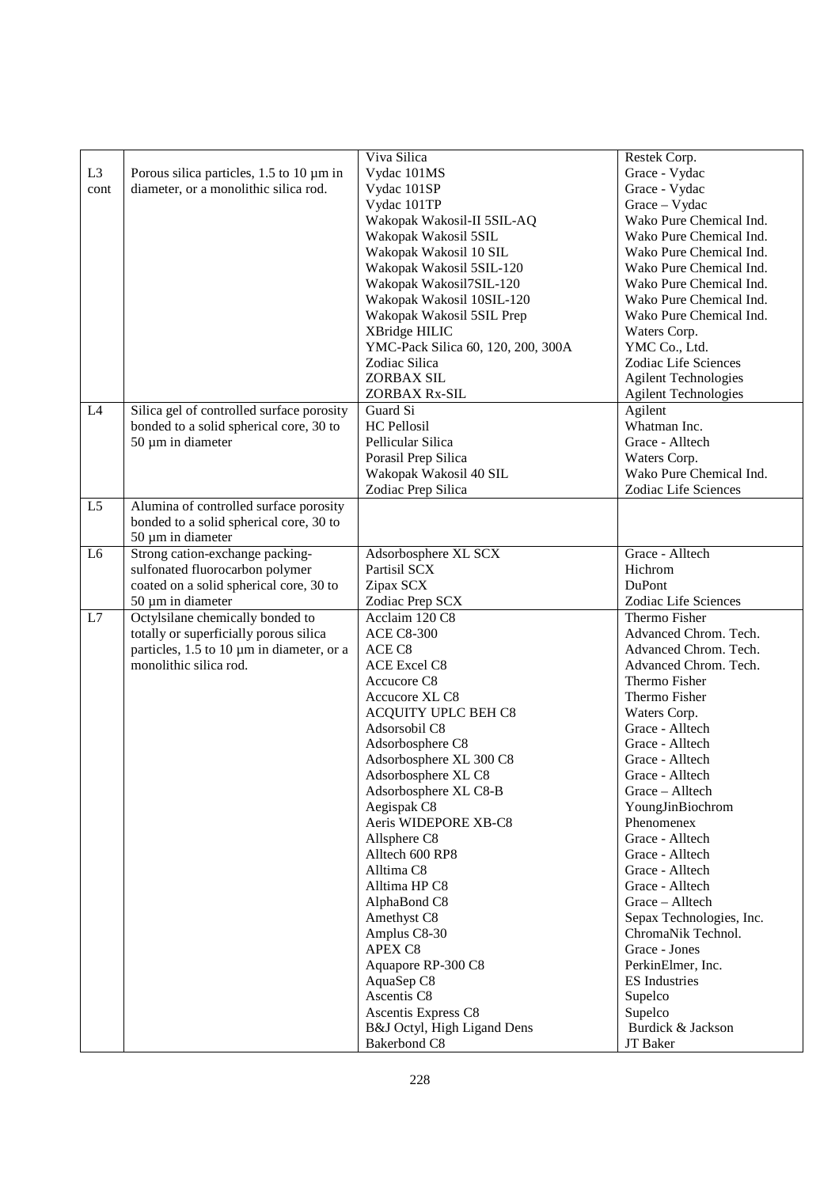| | | | |
|---|---|---|---|
| L3 cont | Porous silica particles, 1.5 to 10 µm in diameter, or a monolithic silica rod. | Viva Silica | Restek Corp. |
| | | Vydac 101MS | Grace - Vydac |
| | | Vydac 101SP | Grace - Vydac |
| | | Vydac 101TP | Grace – Vydac |
| | | Wakopak Wakosil-II 5SIL-AQ | Wako Pure Chemical Ind. |
| | | Wakopak Wakosil 5SIL | Wako Pure Chemical Ind. |
| | | Wakopak Wakosil 10 SIL | Wako Pure Chemical Ind. |
| | | Wakopak Wakosil 5SIL-120 | Wako Pure Chemical Ind. |
| | | Wakopak Wakosil7SIL-120 | Wako Pure Chemical Ind. |
| | | Wakopak Wakosil 10SIL-120 | Wako Pure Chemical Ind. |
| | | Wakopak Wakosil 5SIL Prep | Wako Pure Chemical Ind. |
| | | XBridge HILIC | Waters Corp. |
| | | YMC-Pack Silica 60, 120, 200, 300A | YMC Co., Ltd. |
| | | Zodiac Silica | Zodiac Life Sciences |
| | | ZORBAX SIL | Agilent Technologies |
| | | ZORBAX Rx-SIL | Agilent Technologies |
| L4 | Silica gel of controlled surface porosity bonded to a solid spherical core, 30 to 50 µm in diameter | Guard Si | Agilent |
| | | HC Pellosil | Whatman Inc. |
| | | Pellicular Silica | Grace - Alltech |
| | | Porasil Prep Silica | Waters Corp. |
| | | Wakopak Wakosil 40 SIL | Wako Pure Chemical Ind. |
| | | Zodiac Prep Silica | Zodiac Life Sciences |
| L5 | Alumina of controlled surface porosity bonded to a solid spherical core, 30 to 50 µm in diameter | | |
| L6 | Strong cation-exchange packing-sulfonated fluorocarbon polymer coated on a solid spherical core, 30 to 50 µm in diameter | Adsorbosphere XL SCX | Grace - Alltech |
| | | Partisil SCX | Hichrom |
| | | Zipax SCX | DuPont |
| | | Zodiac Prep SCX | Zodiac Life Sciences |
| L7 | Octylsilane chemically bonded to totally or superficially porous silica particles, 1.5 to 10 µm in diameter, or a monolithic silica rod. | Acclaim 120 C8 | Thermo Fisher |
| | | ACE C8-300 | Advanced Chrom. Tech. |
| | | ACE C8 | Advanced Chrom. Tech. |
| | | ACE Excel C8 | Advanced Chrom. Tech. |
| | | Accucore C8 | Thermo Fisher |
| | | Accucore XL C8 | Thermo Fisher |
| | | ACQUITY UPLC BEH C8 | Waters Corp. |
| | | Adsorsobil C8 | Grace - Alltech |
| | | Adsorbosphere C8 | Grace - Alltech |
| | | Adsorbosphere XL 300 C8 | Grace - Alltech |
| | | Adsorbosphere XL C8 | Grace - Alltech |
| | | Adsorbosphere XL C8-B | Grace – Alltech |
| | | Aegispak C8 | YoungJinBiochrom |
| | | Aeris WIDEPORE XB-C8 | Phenomenex |
| | | Allsphere C8 | Grace - Alltech |
| | | Alltech 600 RP8 | Grace - Alltech |
| | | Alltima C8 | Grace - Alltech |
| | | Alltima HP C8 | Grace - Alltech |
| | | AlphaBond C8 | Grace – Alltech |
| | | Amethyst C8 | Sepax Technologies, Inc. |
| | | Amplus C8-30 | ChromaNik Technol. |
| | | APEX C8 | Grace - Jones |
| | | Aquapore RP-300 C8 | PerkinElmer, Inc. |
| | | AquaSep C8 | ES Industries |
| | | Ascentis C8 | Supelco |
| | | Ascentis Express C8 | Supelco |
| | | B&J Octyl, High Ligand Dens | Burdick & Jackson |
| | | Bakerbond C8 | JT Baker |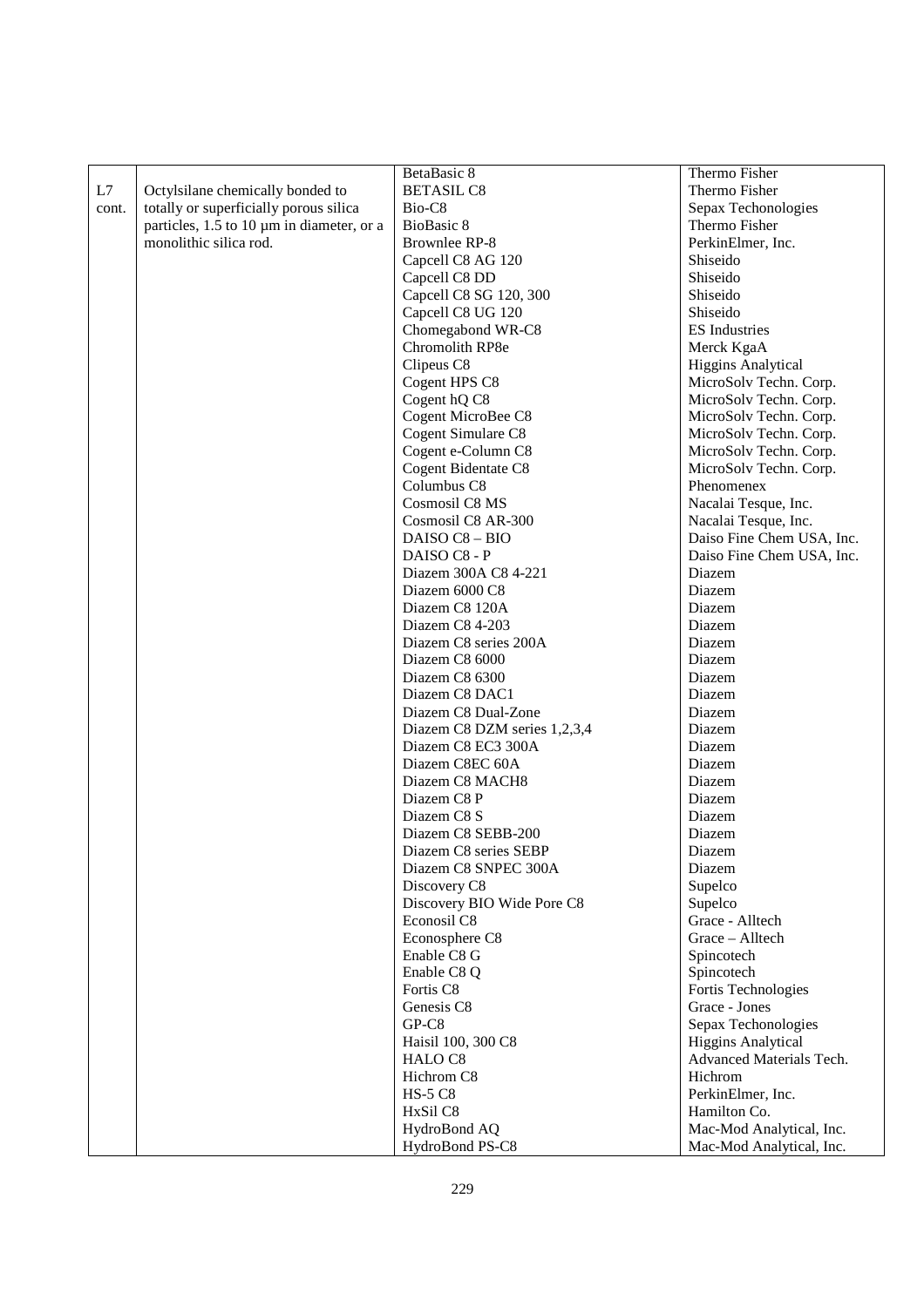| | | | |
|---|---|---|---|
| | | BetaBasic 8 | Thermo Fisher |
| L7 cont. | Octylsilane chemically bonded to totally or superficially porous silica particles, 1.5 to 10 µm in diameter, or a monolithic silica rod. | BETASIL C8 | Thermo Fisher |
| | | Bio-C8 | Sepax Techonologies |
| | | BioBasic 8 | Thermo Fisher |
| | | Brownlee RP-8 | PerkinElmer, Inc. |
| | | Capcell C8 AG 120 | Shiseido |
| | | Capcell C8 DD | Shiseido |
| | | Capcell C8 SG 120, 300 | Shiseido |
| | | Capcell C8 UG 120 | Shiseido |
| | | Chomegabond WR-C8 | ES Industries |
| | | Chromolith RP8e | Merck KgaA |
| | | Clipeus C8 | Higgins Analytical |
| | | Cogent HPS C8 | MicroSolv Techn. Corp. |
| | | Cogent hQ C8 | MicroSolv Techn. Corp. |
| | | Cogent MicroBee C8 | MicroSolv Techn. Corp. |
| | | Cogent Simulare C8 | MicroSolv Techn. Corp. |
| | | Cogent e-Column C8 | MicroSolv Techn. Corp. |
| | | Cogent Bidentate C8 | MicroSolv Techn. Corp. |
| | | Columbus C8 | Phenomenex |
| | | Cosmosil C8 MS | Nacalai Tesque, Inc. |
| | | Cosmosil C8 AR-300 | Nacalai Tesque, Inc. |
| | | DAISO C8 – BIO | Daiso Fine Chem USA, Inc. |
| | | DAISO C8 - P | Daiso Fine Chem USA, Inc. |
| | | Diazem 300A C8 4-221 | Diazem |
| | | Diazem 6000 C8 | Diazem |
| | | Diazem C8 120A | Diazem |
| | | Diazem C8 4-203 | Diazem |
| | | Diazem C8 series 200A | Diazem |
| | | Diazem C8 6000 | Diazem |
| | | Diazem C8 6300 | Diazem |
| | | Diazem C8 DAC1 | Diazem |
| | | Diazem C8 Dual-Zone | Diazem |
| | | Diazem C8 DZM series 1,2,3,4 | Diazem |
| | | Diazem C8 EC3 300A | Diazem |
| | | Diazem C8EC 60A | Diazem |
| | | Diazem C8 MACH8 | Diazem |
| | | Diazem C8 P | Diazem |
| | | Diazem C8 S | Diazem |
| | | Diazem C8 SEBB-200 | Diazem |
| | | Diazem C8 series SEBP | Diazem |
| | | Diazem C8 SNPEC 300A | Diazem |
| | | Discovery C8 | Supelco |
| | | Discovery BIO Wide Pore C8 | Supelco |
| | | Econosil C8 | Grace - Alltech |
| | | Econosphere C8 | Grace – Alltech |
| | | Enable C8 G | Spincotech |
| | | Enable C8 Q | Spincotech |
| | | Fortis C8 | Fortis Technologies |
| | | Genesis C8 | Grace - Jones |
| | | GP-C8 | Sepax Techonologies |
| | | Haisil 100, 300 C8 | Higgins Analytical |
| | | HALO C8 | Advanced Materials Tech. |
| | | Hichrom C8 | Hichrom |
| | | HS-5 C8 | PerkinElmer, Inc. |
| | | HxSil C8 | Hamilton Co. |
| | | HydroBond AQ | Mac-Mod Analytical, Inc. |
| | | HydroBond PS-C8 | Mac-Mod Analytical, Inc. |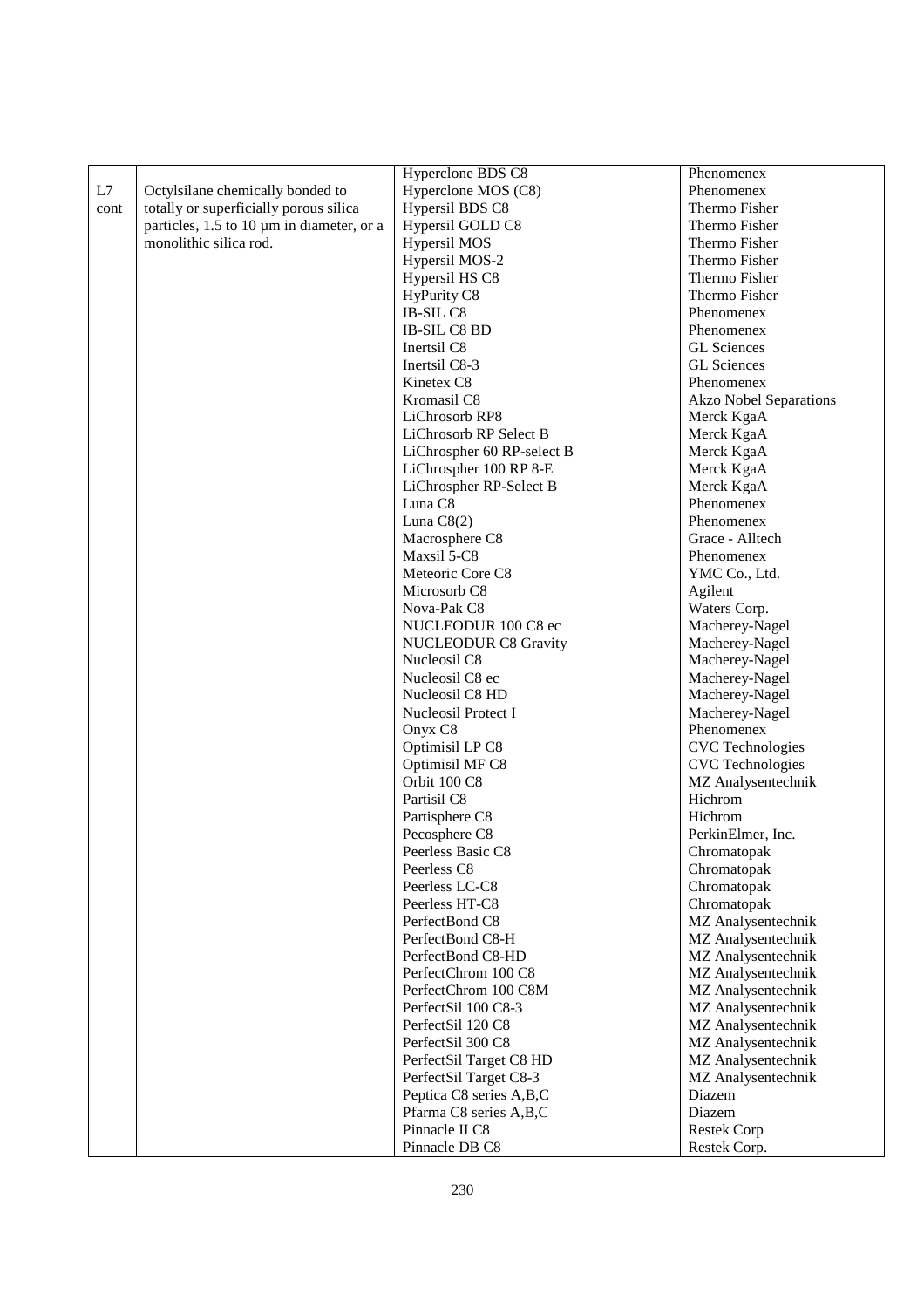| | | | |
|---|---|---|---|
| | | Hyperclone BDS C8 | Phenomenex |
| L7 cont | Octylsilane chemically bonded to totally or superficially porous silica particles, 1.5 to 10 µm in diameter, or a monolithic silica rod. | Hyperclone MOS (C8) | Phenomenex |
| | | Hypersil BDS C8 | Thermo Fisher |
| | | Hypersil GOLD C8 | Thermo Fisher |
| | | Hypersil MOS | Thermo Fisher |
| | | Hypersil MOS-2 | Thermo Fisher |
| | | Hypersil HS C8 | Thermo Fisher |
| | | HyPurity C8 | Thermo Fisher |
| | | IB-SIL C8 | Phenomenex |
| | | IB-SIL C8 BD | Phenomenex |
| | | Inertsil C8 | GL Sciences |
| | | Inertsil C8-3 | GL Sciences |
| | | Kinetex C8 | Phenomenex |
| | | Kromasil C8 | Akzo Nobel Separations |
| | | LiChrosorb RP8 | Merck KgaA |
| | | LiChrosorb RP Select B | Merck KgaA |
| | | LiChrospher 60 RP-select B | Merck KgaA |
| | | LiChrospher 100 RP 8-E | Merck KgaA |
| | | LiChrospher RP-Select B | Merck KgaA |
| | | Luna C8 | Phenomenex |
| | | Luna C8(2) | Phenomenex |
| | | Macrosphere C8 | Grace - Alltech |
| | | Maxsil 5-C8 | Phenomenex |
| | | Meteoric Core C8 | YMC Co., Ltd. |
| | | Microsorb C8 | Agilent |
| | | Nova-Pak C8 | Waters Corp. |
| | | NUCLEODUR 100 C8 ec | Macherey-Nagel |
| | | NUCLEODUR C8 Gravity | Macherey-Nagel |
| | | Nucleosil C8 | Macherey-Nagel |
| | | Nucleosil C8 ec | Macherey-Nagel |
| | | Nucleosil C8 HD | Macherey-Nagel |
| | | Nucleosil Protect I | Macherey-Nagel |
| | | Onyx C8 | Phenomenex |
| | | Optimisil LP C8 | CVC Technologies |
| | | Optimisil MF C8 | CVC Technologies |
| | | Orbit 100 C8 | MZ Analysentechnik |
| | | Partisil C8 | Hichrom |
| | | Partisphere C8 | Hichrom |
| | | Pecosphere C8 | PerkinElmer, Inc. |
| | | Peerless Basic C8 | Chromatopak |
| | | Peerless C8 | Chromatopak |
| | | Peerless LC-C8 | Chromatopak |
| | | Peerless HT-C8 | Chromatopak |
| | | PerfectBond C8 | MZ Analysentechnik |
| | | PerfectBond C8-H | MZ Analysentechnik |
| | | PerfectBond C8-HD | MZ Analysentechnik |
| | | PerfectChrom 100 C8 | MZ Analysentechnik |
| | | PerfectChrom 100 C8M | MZ Analysentechnik |
| | | PerfectSil 100 C8-3 | MZ Analysentechnik |
| | | PerfectSil 120 C8 | MZ Analysentechnik |
| | | PerfectSil 300 C8 | MZ Analysentechnik |
| | | PerfectSil Target C8 HD | MZ Analysentechnik |
| | | PerfectSil Target C8-3 | MZ Analysentechnik |
| | | Peptica C8 series A,B,C | Diazem |
| | | Pfarma C8 series A,B,C | Diazem |
| | | Pinnacle II C8 | Restek Corp |
| | | Pinnacle DB C8 | Restek Corp. |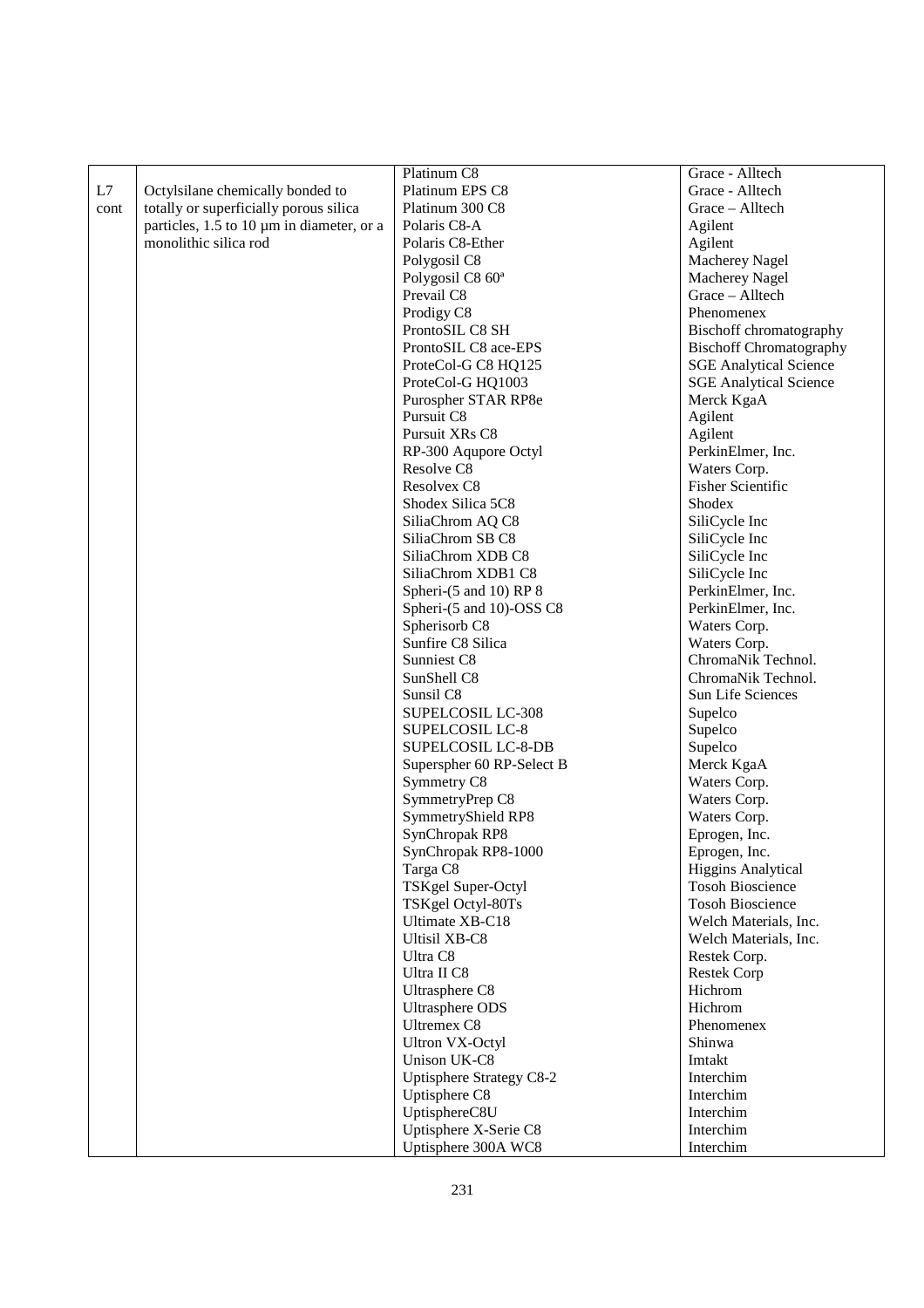| | | | |
|---|---|---|---|
| L7 cont | Octylsilane chemically bonded to totally or superficially porous silica particles, 1.5 to 10 µm in diameter, or a monolithic silica rod | Platinum C8 | Grace - Alltech |
| | | Platinum EPS C8 | Grace - Alltech |
| | | Platinum 300 C8 | Grace – Alltech |
| | | Polaris C8-A | Agilent |
| | | Polaris C8-Ether | Agilent |
| | | Polygosil C8 | Macherey Nagel |
| | | Polygosil C8 60ª | Macherey Nagel |
| | | Prevail C8 | Grace – Alltech |
| | | Prodigy C8 | Phenomenex |
| | | ProntoSIL C8 SH | Bischoff chromatography |
| | | ProntoSIL C8 ace-EPS | Bischoff Chromatography |
| | | ProteCol-G C8 HQ125 | SGE Analytical Science |
| | | ProteCol-G HQ1003 | SGE Analytical Science |
| | | Purospher STAR RP8e | Merck KgaA |
| | | Pursuit C8 | Agilent |
| | | Pursuit XRs C8 | Agilent |
| | | RP-300 Aqupore Octyl | PerkinElmer, Inc. |
| | | Resolve C8 | Waters Corp. |
| | | Resolvex C8 | Fisher Scientific |
| | | Shodex Silica 5C8 | Shodex |
| | | SiliaChrom AQ C8 | SiliCycle Inc |
| | | SiliaChrom SB C8 | SiliCycle Inc |
| | | SiliaChrom XDB C8 | SiliCycle Inc |
| | | SiliaChrom XDB1 C8 | SiliCycle Inc |
| | | Spheri-(5 and 10) RP 8 | PerkinElmer, Inc. |
| | | Spheri-(5 and 10)-OSS C8 | PerkinElmer, Inc. |
| | | Spherisorb C8 | Waters Corp. |
| | | Sunfire C8 Silica | Waters Corp. |
| | | Sunniest C8 | ChromaNik Technol. |
| | | SunShell C8 | ChromaNik Technol. |
| | | Sunsil C8 | Sun Life Sciences |
| | | SUPELCOSIL LC-308 | Supelco |
| | | SUPELCOSIL LC-8 | Supelco |
| | | SUPELCOSIL LC-8-DB | Supelco |
| | | Superspher 60 RP-Select B | Merck KgaA |
| | | Symmetry C8 | Waters Corp. |
| | | SymmetryPrep C8 | Waters Corp. |
| | | SymmetryShield RP8 | Waters Corp. |
| | | SynChropak RP8 | Eprogen, Inc. |
| | | SynChropak RP8-1000 | Eprogen, Inc. |
| | | Targa C8 | Higgins Analytical |
| | | TSKgel Super-Octyl | Tosoh Bioscience |
| | | TSKgel Octyl-80Ts | Tosoh Bioscience |
| | | Ultimate XB-C18 | Welch Materials, Inc. |
| | | Ultisil XB-C8 | Welch Materials, Inc. |
| | | Ultra C8 | Restek Corp. |
| | | Ultra II C8 | Restek Corp |
| | | Ultrasphere C8 | Hichrom |
| | | Ultrasphere ODS | Hichrom |
| | | Ultremex C8 | Phenomenex |
| | | Ultron VX-Octyl | Shinwa |
| | | Unison UK-C8 | Imtakt |
| | | Uptisphere Strategy C8-2 | Interchim |
| | | Uptisphere C8 | Interchim |
| | | UptisphereC8U | Interchim |
| | | Uptisphere X-Serie C8 | Interchim |
| | | Uptisphere 300A WC8 | Interchim |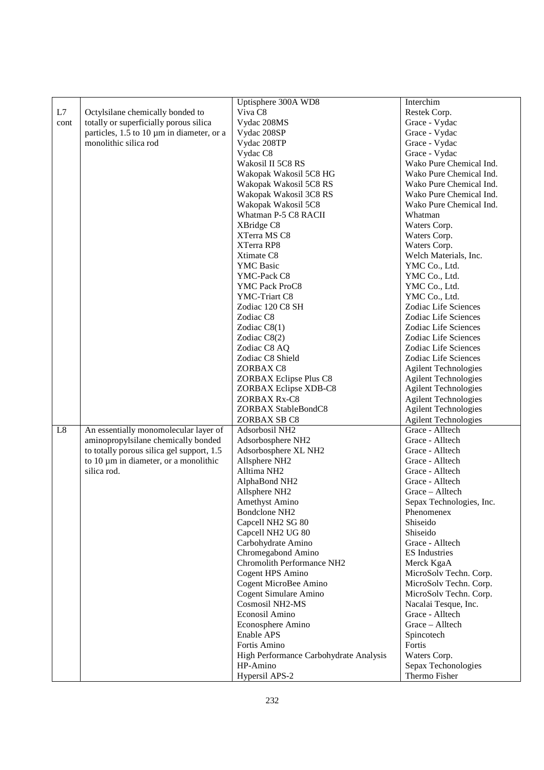| | | | |
|---|---|---|---|
| | | Uptisphere 300A WD8 | Interchim |
| L7 cont | Octylsilane chemically bonded to totally or superficially porous silica particles, 1.5 to 10 µm in diameter, or a monolithic silica rod | Viva C8 | Restek Corp. |
| | | Vydac 208MS | Grace - Vydac |
| | | Vydac 208SP | Grace - Vydac |
| | | Vydac 208TP | Grace - Vydac |
| | | Vydac C8 | Grace - Vydac |
| | | Wakosil II 5C8 RS | Wako Pure Chemical Ind. |
| | | Wakopak Wakosil 5C8 HG | Wako Pure Chemical Ind. |
| | | Wakopak Wakosil 5C8 RS | Wako Pure Chemical Ind. |
| | | Wakopak Wakosil 3C8 RS | Wako Pure Chemical Ind. |
| | | Wakopak Wakosil 5C8 | Wako Pure Chemical Ind. |
| | | Whatman P-5 C8 RACII | Whatman |
| | | XBridge C8 | Waters Corp. |
| | | XTerra MS C8 | Waters Corp. |
| | | XTerra RP8 | Waters Corp. |
| | | Xtimate C8 | Welch Materials, Inc. |
| | | YMC Basic | YMC Co., Ltd. |
| | | YMC-Pack C8 | YMC Co., Ltd. |
| | | YMC Pack ProC8 | YMC Co., Ltd. |
| | | YMC-Triart C8 | YMC Co., Ltd. |
| | | Zodiac 120 C8 SH | Zodiac Life Sciences |
| | | Zodiac C8 | Zodiac Life Sciences |
| | | Zodiac C8(1) | Zodiac Life Sciences |
| | | Zodiac C8(2) | Zodiac Life Sciences |
| | | Zodiac C8 AQ | Zodiac Life Sciences |
| | | Zodiac C8 Shield | Zodiac Life Sciences |
| | | ZORBAX C8 | Agilent Technologies |
| | | ZORBAX Eclipse Plus C8 | Agilent Technologies |
| | | ZORBAX Eclipse XDB-C8 | Agilent Technologies |
| | | ZORBAX Rx-C8 | Agilent Technologies |
| | | ZORBAX StableBondC8 | Agilent Technologies |
| | | ZORBAX SB C8 | Agilent Technologies |
| L8 | An essentially monomolecular layer of aminopropylsilane chemically bonded to totally porous silica gel support, 1.5 to 10 µm in diameter, or a monolithic silica rod. | Adsorbosil NH2 | Grace - Alltech |
| | | Adsorbosphere NH2 | Grace - Alltech |
| | | Adsorbosphere XL NH2 | Grace - Alltech |
| | | Allsphere NH2 | Grace - Alltech |
| | | Alltima NH2 | Grace - Alltech |
| | | AlphaBond NH2 | Grace - Alltech |
| | | Allsphere NH2 | Grace – Alltech |
| | | Amethyst Amino | Sepax Technologies, Inc. |
| | | Bondclone NH2 | Phenomenex |
| | | Capcell NH2 SG 80 | Shiseido |
| | | Capcell NH2 UG 80 | Shiseido |
| | | Carbohydrate Amino | Grace - Alltech |
| | | Chromegabond Amino | ES Industries |
| | | Chromolith Performance NH2 | Merck KgaA |
| | | Cogent HPS Amino | MicroSolv Techn. Corp. |
| | | Cogent MicroBee Amino | MicroSolv Techn. Corp. |
| | | Cogent Simulare Amino | MicroSolv Techn. Corp. |
| | | Cosmosil NH2-MS | Nacalai Tesque, Inc. |
| | | Econosil Amino | Grace - Alltech |
| | | Econosphere Amino | Grace – Alltech |
| | | Enable APS | Spincotech |
| | | Fortis Amino | Fortis |
| | | High Performance Carbohydrate Analysis | Waters Corp. |
| | | HP-Amino | Sepax Techonologies |
| | | Hypersil APS-2 | Thermo Fisher |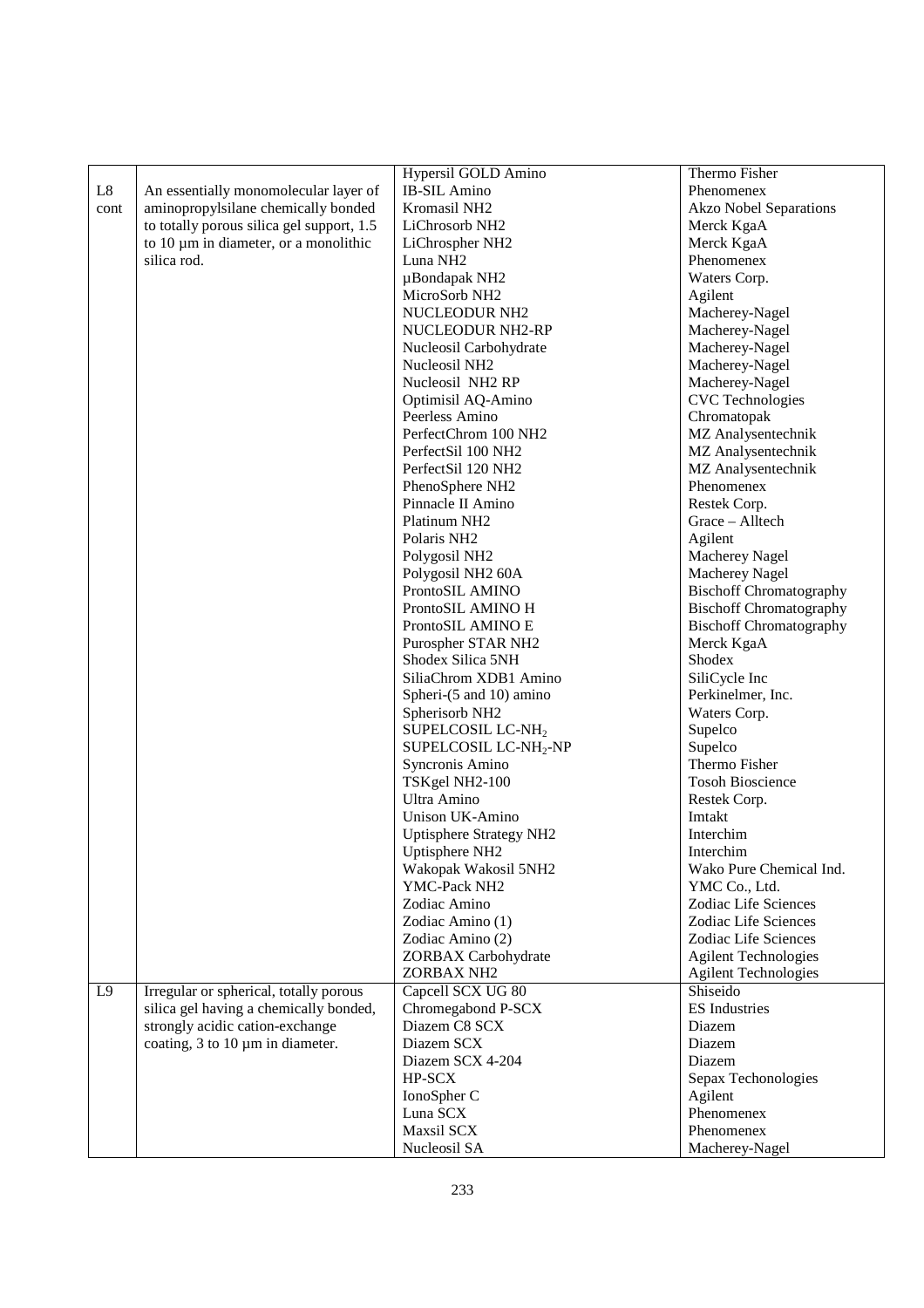| | | Hypersil GOLD Amino | Thermo Fisher |
|---|---|---|---|
| L8 cont | An essentially monomolecular layer of aminopropylsilane chemically bonded to totally porous silica gel support, 1.5 to 10 µm in diameter, or a monolithic silica rod. | IB-SIL Amino | Phenomenex |
| | | Kromasil NH2 | Akzo Nobel Separations |
| | | LiChrosorb NH2 | Merck KgaA |
| | | LiChrospher NH2 | Merck KgaA |
| | | Luna NH2 | Phenomenex |
| | | µBondapak NH2 | Waters Corp. |
| | | MicroSorb NH2 | Agilent |
| | | NUCLEODUR NH2 | Macherey-Nagel |
| | | NUCLEODUR NH2-RP | Macherey-Nagel |
| | | Nucleosil Carbohydrate | Macherey-Nagel |
| | | Nucleosil NH2 | Macherey-Nagel |
| | | Nucleosil NH2 RP | Macherey-Nagel |
| | | Optimisil AQ-Amino | CVC Technologies |
| | | Peerless Amino | Chromatopak |
| | | PerfectChrom 100 NH2 | MZ Analysentechnik |
| | | PerfectSil 100 NH2 | MZ Analysentechnik |
| | | PerfectSil 120 NH2 | MZ Analysentechnik |
| | | PhenoSphere NH2 | Phenomenex |
| | | Pinnacle II Amino | Restek Corp. |
| | | Platinum NH2 | Grace – Alltech |
| | | Polaris NH2 | Agilent |
| | | Polygosil NH2 | Macherey Nagel |
| | | Polygosil NH2 60A | Macherey Nagel |
| | | ProntoSIL AMINO | Bischoff Chromatography |
| | | ProntoSIL AMINO H | Bischoff Chromatography |
| | | ProntoSIL AMINO E | Bischoff Chromatography |
| | | Purospher STAR NH2 | Merck KgaA |
| | | Shodex Silica 5NH | Shodex |
| | | SiliaChrom XDB1 Amino | SiliCycle Inc |
| | | Spheri-(5 and 10) amino | Perkinelmer, Inc. |
| | | Spherisorb NH2 | Waters Corp. |
| | | SUPELCOSIL LC-$NH_2$ | Supelco |
| | | SUPELCOSIL LC-$NH_2$-NP | Supelco |
| | | Syncronis Amino | Thermo Fisher |
| | | TSKgel NH2-100 | Tosoh Bioscience |
| | | Ultra Amino | Restek Corp. |
| | | Unison UK-Amino | Imtakt |
| | | Uptisphere Strategy NH2 | Interchim |
| | | Uptisphere NH2 | Interchim |
| | | Wakopak Wakosil 5NH2 | Wako Pure Chemical Ind. |
| | | YMC-Pack NH2 | YMC Co., Ltd. |
| | | Zodiac Amino | Zodiac Life Sciences |
| | | Zodiac Amino (1) | Zodiac Life Sciences |
| | | Zodiac Amino (2) | Zodiac Life Sciences |
| | | ZORBAX Carbohydrate | Agilent Technologies |
| | | ZORBAX NH2 | Agilent Technologies |
| L9 | Irregular or spherical, totally porous silica gel having a chemically bonded, strongly acidic cation-exchange coating, 3 to 10 µm in diameter. | Capcell SCX UG 80 | Shiseido |
| | | Chromegabond P-SCX | ES Industries |
| | | Diazem C8 SCX | Diazem |
| | | Diazem SCX | Diazem |
| | | Diazem SCX 4-204 | Diazem |
| | | HP-SCX | Sepax Techonologies |
| | | IonoSpher C | Agilent |
| | | Luna SCX | Phenomenex |
| | | Maxsil SCX | Phenomenex |
| | | Nucleosil SA | Macherey-Nagel |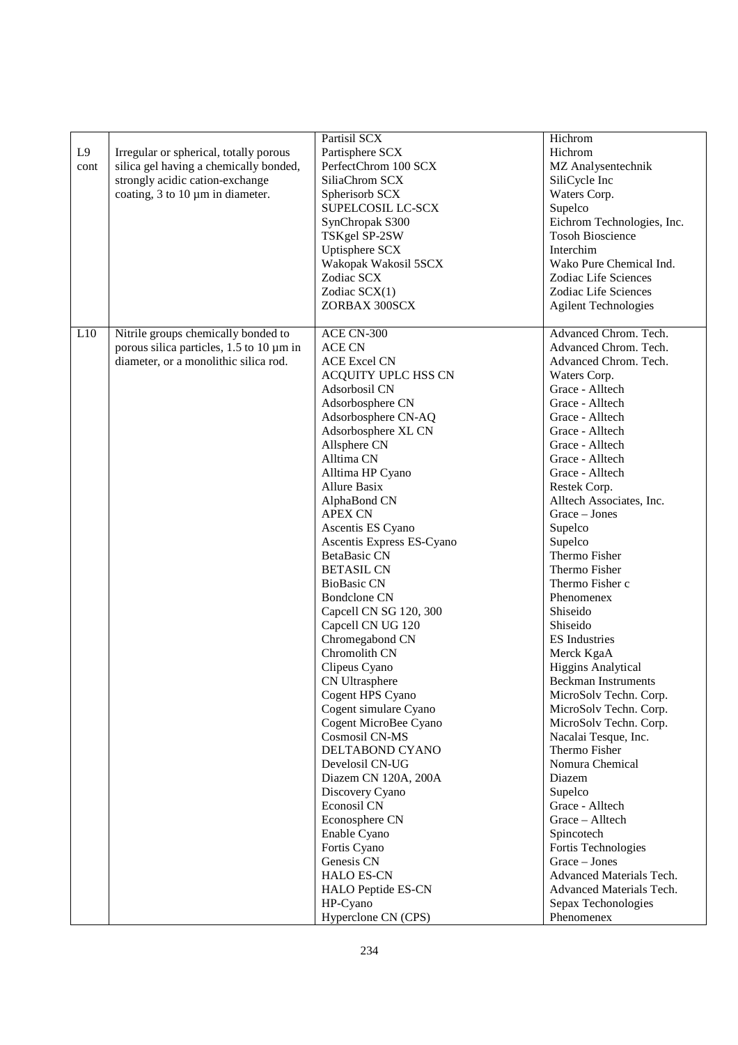| | | | |
|---|---|---|---|
| L9 cont | Irregular or spherical, totally porous silica gel having a chemically bonded, strongly acidic cation-exchange coating, 3 to 10 µm in diameter. | Partisil SCX | Hichrom |
| | | Partisphere SCX | Hichrom |
| | | PerfectChrom 100 SCX | MZ Analysentechnik |
| | | SiliaChrom SCX | SiliCycle Inc |
| | | Spherisorb SCX | Waters Corp. |
| | | SUPELCOSIL LC-SCX | Supelco |
| | | SynChropak S300 | Eichrom Technologies, Inc. |
| | | TSKgel SP-2SW | Tosoh Bioscience |
| | | Uptisphere SCX | Interchim |
| | | Wakopak Wakosil 5SCX | Wako Pure Chemical Ind. |
| | | Zodiac SCX | Zodiac Life Sciences |
| | | Zodiac SCX(1) | Zodiac Life Sciences |
| | | ZORBAX 300SCX | Agilent Technologies |
| L10 | Nitrile groups chemically bonded to porous silica particles, 1.5 to 10 µm in diameter, or a monolithic silica rod. | ACE CN-300 | Advanced Chrom. Tech. |
| | | ACE CN | Advanced Chrom. Tech. |
| | | ACE Excel CN | Advanced Chrom. Tech. |
| | | ACQUITY UPLC HSS CN | Waters Corp. |
| | | Adsorbosil CN | Grace - Alltech |
| | | Adsorbosphere CN | Grace - Alltech |
| | | Adsorbosphere CN-AQ | Grace - Alltech |
| | | Adsorbosphere XL CN | Grace - Alltech |
| | | Allsphere CN | Grace - Alltech |
| | | Alltima CN | Grace - Alltech |
| | | Alltima HP Cyano | Grace - Alltech |
| | | Allure Basix | Restek Corp. |
| | | AlphaBond CN | Alltech Associates, Inc. |
| | | APEX CN | Grace – Jones |
| | | Ascentis ES Cyano | Supelco |
| | | Ascentis Express ES-Cyano | Supelco |
| | | BetaBasic CN | Thermo Fisher |
| | | BETASIL CN | Thermo Fisher |
| | | BioBasic CN | Thermo Fisher c |
| | | Bondclone CN | Phenomenex |
| | | Capcell CN SG 120, 300 | Shiseido |
| | | Capcell CN UG 120 | Shiseido |
| | | Chromegabond CN | ES Industries |
| | | Chromolith CN | Merck KgaA |
| | | Clipeus Cyano | Higgins Analytical |
| | | CN Ultrasphere | Beckman Instruments |
| | | Cogent HPS Cyano | MicroSolv Techn. Corp. |
| | | Cogent simulare Cyano | MicroSolv Techn. Corp. |
| | | Cogent MicroBee Cyano | MicroSolv Techn. Corp. |
| | | Cosmosil CN-MS | Nacalai Tesque, Inc. |
| | | DELTABOND CYANO | Thermo Fisher |
| | | Develosil CN-UG | Nomura Chemical |
| | | Diazem CN 120A, 200A | Diazem |
| | | Discovery Cyano | Supelco |
| | | Econosil CN | Grace - Alltech |
| | | Econosphere CN | Grace – Alltech |
| | | Enable Cyano | Spincotech |
| | | Fortis Cyano | Fortis Technologies |
| | | Genesis CN | Grace – Jones |
| | | HALO ES-CN | Advanced Materials Tech. |
| | | HALO Peptide ES-CN | Advanced Materials Tech. |
| | | HP-Cyano | Sepax Techonologies |
| | | Hyperclone CN (CPS) | Phenomenex |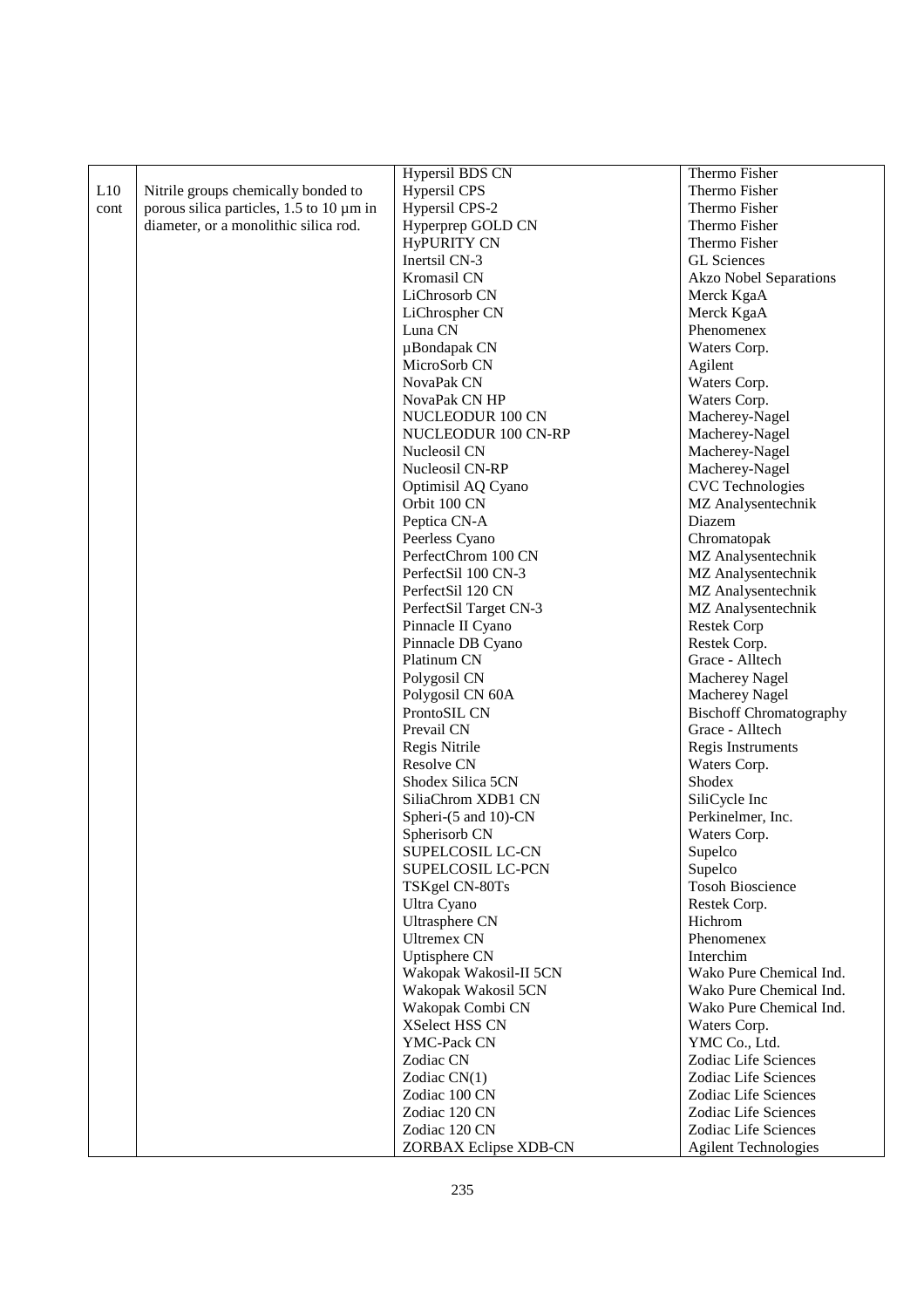| | | | |
|---|---|---|---|
| L10 cont | Nitrile groups chemically bonded to porous silica particles, 1.5 to 10 µm in diameter, or a monolithic silica rod. | Hypersil BDS CN | Thermo Fisher |
| | | Hypersil CPS | Thermo Fisher |
| | | Hypersil CPS-2 | Thermo Fisher |
| | | Hyperprep GOLD CN | Thermo Fisher |
| | | HyPURITY CN | Thermo Fisher |
| | | Inertsil CN-3 | GL Sciences |
| | | Kromasil CN | Akzo Nobel Separations |
| | | LiChrosorb CN | Merck KgaA |
| | | LiChrospher CN | Merck KgaA |
| | | Luna CN | Phenomenex |
| | | µBondapak CN | Waters Corp. |
| | | MicroSorb CN | Agilent |
| | | NovaPak CN | Waters Corp. |
| | | NovaPak CN HP | Waters Corp. |
| | | NUCLEODUR 100 CN | Macherey-Nagel |
| | | NUCLEODUR 100 CN-RP | Macherey-Nagel |
| | | Nucleosil CN | Macherey-Nagel |
| | | Nucleosil CN-RP | Macherey-Nagel |
| | | Optimisil AQ Cyano | CVC Technologies |
| | | Orbit 100 CN | MZ Analysentechnik |
| | | Peptica CN-A | Diazem |
| | | Peerless Cyano | Chromatopak |
| | | PerfectChrom 100 CN | MZ Analysentechnik |
| | | PerfectSil 100 CN-3 | MZ Analysentechnik |
| | | PerfectSil 120 CN | MZ Analysentechnik |
| | | PerfectSil Target CN-3 | MZ Analysentechnik |
| | | Pinnacle II Cyano | Restek Corp |
| | | Pinnacle DB Cyano | Restek Corp. |
| | | Platinum CN | Grace - Alltech |
| | | Polygosil CN | Macherey Nagel |
| | | Polygosil CN 60A | Macherey Nagel |
| | | ProntoSIL CN | Bischoff Chromatography |
| | | Prevail CN | Grace - Alltech |
| | | Regis Nitrile | Regis Instruments |
| | | Resolve CN | Waters Corp. |
| | | Shodex Silica 5CN | Shodex |
| | | SiliaChrom XDB1 CN | SiliCycle Inc |
| | | Spheri-(5 and 10)-CN | Perkinelmer, Inc. |
| | | Spherisorb CN | Waters Corp. |
| | | SUPELCOSIL LC-CN | Supelco |
| | | SUPELCOSIL LC-PCN | Supelco |
| | | TSKgel CN-80Ts | Tosoh Bioscience |
| | | Ultra Cyano | Restek Corp. |
| | | Ultrasphere CN | Hichrom |
| | | Ultremex CN | Phenomenex |
| | | Uptisphere CN | Interchim |
| | | Wakopak Wakosil-II 5CN | Wako Pure Chemical Ind. |
| | | Wakopak Wakosil 5CN | Wako Pure Chemical Ind. |
| | | Wakopak Combi CN | Wako Pure Chemical Ind. |
| | | XSelect HSS CN | Waters Corp. |
| | | YMC-Pack CN | YMC Co., Ltd. |
| | | Zodiac CN | Zodiac Life Sciences |
| | | Zodiac CN(1) | Zodiac Life Sciences |
| | | Zodiac 100 CN | Zodiac Life Sciences |
| | | Zodiac 120 CN | Zodiac Life Sciences |
| | | Zodiac 120 CN | Zodiac Life Sciences |
| | | ZORBAX Eclipse XDB-CN | Agilent Technologies |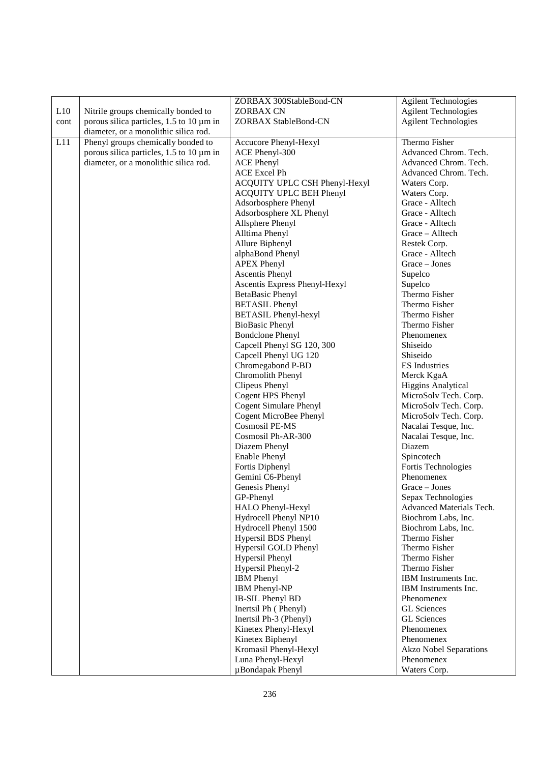| | | | |
|---|---|---|---|
| L10 cont | Nitrile groups chemically bonded to porous silica particles, 1.5 to 10 µm in diameter, or a monolithic silica rod. | ZORBAX 300StableBond-CN | Agilent Technologies |
| | | ZORBAX CN | Agilent Technologies |
| | | ZORBAX StableBond-CN | Agilent Technologies |
| L11 | Phenyl groups chemically bonded to porous silica particles, 1.5 to 10 µm in diameter, or a monolithic silica rod. | Accucore Phenyl-Hexyl | Thermo Fisher |
| | | ACE Phenyl-300 | Advanced Chrom. Tech. |
| | | ACE Phenyl | Advanced Chrom. Tech. |
| | | ACE Excel Ph | Advanced Chrom. Tech. |
| | | ACQUITY UPLC CSH Phenyl-Hexyl | Waters Corp. |
| | | ACQUITY UPLC BEH Phenyl | Waters Corp. |
| | | Adsorbosphere Phenyl | Grace - Alltech |
| | | Adsorbosphere XL Phenyl | Grace - Alltech |
| | | Allsphere Phenyl | Grace - Alltech |
| | | Alltima Phenyl | Grace – Alltech |
| | | Allure Biphenyl | Restek Corp. |
| | | alphaBond Phenyl | Grace - Alltech |
| | | APEX Phenyl | Grace – Jones |
| | | Ascentis Phenyl | Supelco |
| | | Ascentis Express Phenyl-Hexyl | Supelco |
| | | BetaBasic Phenyl | Thermo Fisher |
| | | BETASIL Phenyl | Thermo Fisher |
| | | BETASIL Phenyl-hexyl | Thermo Fisher |
| | | BioBasic Phenyl | Thermo Fisher |
| | | Bondclone Phenyl | Phenomenex |
| | | Capcell Phenyl SG 120, 300 | Shiseido |
| | | Capcell Phenyl UG 120 | Shiseido |
| | | Chromegabond P-BD | ES Industries |
| | | Chromolith Phenyl | Merck KgaA |
| | | Clipeus Phenyl | Higgins Analytical |
| | | Cogent HPS Phenyl | MicroSolv Tech. Corp. |
| | | Cogent Simulare Phenyl | MicroSolv Tech. Corp. |
| | | Cogent MicroBee Phenyl | MicroSolv Tech. Corp. |
| | | Cosmosil PE-MS | Nacalai Tesque, Inc. |
| | | Cosmosil Ph-AR-300 | Nacalai Tesque, Inc. |
| | | Diazem Phenyl | Diazem |
| | | Enable Phenyl | Spincotech |
| | | Fortis Diphenyl | Fortis Technologies |
| | | Gemini C6-Phenyl | Phenomenex |
| | | Genesis Phenyl | Grace – Jones |
| | | GP-Phenyl | Sepax Technologies |
| | | HALO Phenyl-Hexyl | Advanced Materials Tech. |
| | | Hydrocell Phenyl NP10 | Biochrom Labs, Inc. |
| | | Hydrocell Phenyl 1500 | Biochrom Labs, Inc. |
| | | Hypersil BDS Phenyl | Thermo Fisher |
| | | Hypersil GOLD Phenyl | Thermo Fisher |
| | | Hypersil Phenyl | Thermo Fisher |
| | | Hypersil Phenyl-2 | Thermo Fisher |
| | | IBM Phenyl | IBM Instruments Inc. |
| | | IBM Phenyl-NP | IBM Instruments Inc. |
| | | IB-SIL Phenyl BD | Phenomenex |
| | | Inertsil Ph ( Phenyl) | GL Sciences |
| | | Inertsil Ph-3 (Phenyl) | GL Sciences |
| | | Kinetex Phenyl-Hexyl | Phenomenex |
| | | Kinetex Biphenyl | Phenomenex |
| | | Kromasil Phenyl-Hexyl | Akzo Nobel Separations |
| | | Luna Phenyl-Hexyl | Phenomenex |
| | | µBondapak Phenyl | Waters Corp. |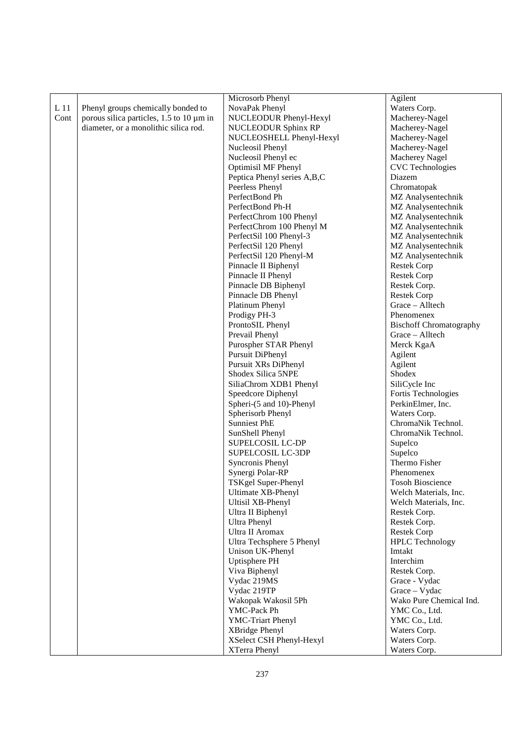| | | | |
|---|---|---|---|
| | | Microsorb Phenyl | Agilent |
| L 11 Cont | Phenyl groups chemically bonded to porous silica particles, 1.5 to 10 µm in diameter, or a monolithic silica rod. | NovaPak Phenyl | Waters Corp. |
| | | NUCLEODUR Phenyl-Hexyl | Macherey-Nagel |
| | | NUCLEODUR Sphinx RP | Macherey-Nagel |
| | | NUCLEOSHELL Phenyl-Hexyl | Macherey-Nagel |
| | | Nucleosil Phenyl | Macherey-Nagel |
| | | Nucleosil Phenyl ec | Macherey Nagel |
| | | Optimisil MF Phenyl | CVC Technologies |
| | | Peptica Phenyl series A,B,C | Diazem |
| | | Peerless Phenyl | Chromatopak |
| | | PerfectBond Ph | MZ Analysentechnik |
| | | PerfectBond Ph-H | MZ Analysentechnik |
| | | PerfectChrom 100 Phenyl | MZ Analysentechnik |
| | | PerfectChrom 100 Phenyl M | MZ Analysentechnik |
| | | PerfectSil 100 Phenyl-3 | MZ Analysentechnik |
| | | PerfectSil 120 Phenyl | MZ Analysentechnik |
| | | PerfectSil 120 Phenyl-M | MZ Analysentechnik |
| | | Pinnacle II Biphenyl | Restek Corp |
| | | Pinnacle II Phenyl | Restek Corp |
| | | Pinnacle DB Biphenyl | Restek Corp. |
| | | Pinnacle DB Phenyl | Restek Corp |
| | | Platinum Phenyl | Grace – Alltech |
| | | Prodigy PH-3 | Phenomenex |
| | | ProntoSIL Phenyl | Bischoff Chromatography |
| | | Prevail Phenyl | Grace – Alltech |
| | | Purospher STAR Phenyl | Merck KgaA |
| | | Pursuit DiPhenyl | Agilent |
| | | Pursuit XRs DiPhenyl | Agilent |
| | | Shodex Silica 5NPE | Shodex |
| | | SiliaChrom XDB1 Phenyl | SiliCycle Inc |
| | | Speedcore Diphenyl | Fortis Technologies |
| | | Spheri-(5 and 10)-Phenyl | PerkinElmer, Inc. |
| | | Spherisorb Phenyl | Waters Corp. |
| | | Sunniest PhE | ChromaNik Technol. |
| | | SunShell Phenyl | ChromaNik Technol. |
| | | SUPELCOSIL LC-DP | Supelco |
| | | SUPELCOSIL LC-3DP | Supelco |
| | | Syncronis Phenyl | Thermo Fisher |
| | | Synergi Polar-RP | Phenomenex |
| | | TSKgel Super-Phenyl | Tosoh Bioscience |
| | | Ultimate XB-Phenyl | Welch Materials, Inc. |
| | | Ultisil XB-Phenyl | Welch Materials, Inc. |
| | | Ultra II Biphenyl | Restek Corp. |
| | | Ultra Phenyl | Restek Corp. |
| | | Ultra II Aromax | Restek Corp |
| | | Ultra Techsphere 5 Phenyl | HPLC Technology |
| | | Unison UK-Phenyl | Imtakt |
| | | Uptisphere PH | Interchim |
| | | Viva Biphenyl | Restek Corp. |
| | | Vydac 219MS | Grace - Vydac |
| | | Vydac 219TP | Grace – Vydac |
| | | Wakopak Wakosil 5Ph | Wako Pure Chemical Ind. |
| | | YMC-Pack Ph | YMC Co., Ltd. |
| | | YMC-Triart Phenyl | YMC Co., Ltd. |
| | | XBridge Phenyl | Waters Corp. |
| | | XSelect CSH Phenyl-Hexyl | Waters Corp. |
| | | XTerra Phenyl | Waters Corp. |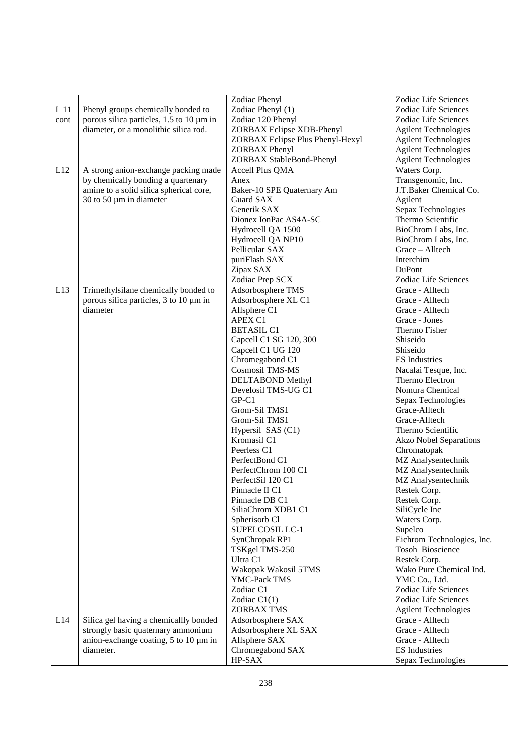| | | | |
|---|---|---|---|
| L 11 cont | Phenyl groups chemically bonded to porous silica particles, 1.5 to 10 µm in diameter, or a monolithic silica rod. | Zodiac Phenyl | Zodiac Life Sciences |
| | | Zodiac Phenyl (1) | Zodiac Life Sciences |
| | | Zodiac 120 Phenyl | Zodiac Life Sciences |
| | | ZORBAX Eclipse XDB-Phenyl | Agilent Technologies |
| | | ZORBAX Eclipse Plus Phenyl-Hexyl | Agilent Technologies |
| | | ZORBAX Phenyl | Agilent Technologies |
| | | ZORBAX StableBond-Phenyl | Agilent Technologies |
| L12 | A strong anion-exchange packing made by chemically bonding a quaternary amine to a solid silica spherical core, 30 to 50 µm in diameter | Accell Plus QMA | Waters Corp. |
| | | Anex | Transgenomic, Inc. |
| | | Baker-10 SPE Quaternary Am | J.T.Baker Chemical Co. |
| | | Guard SAX | Agilent |
| | | Generik SAX | Sepax Technologies |
| | | Dionex IonPac AS4A-SC | Thermo Scientific |
| | | Hydrocell QA 1500 | BioChrom Labs, Inc. |
| | | Hydrocell QA NP10 | BioChrom Labs, Inc. |
| | | Pellicular SAX | Grace – Alltech |
| | | puriFlash SAX | Interchim |
| | | Zipax SAX | DuPont |
| | | Zodiac Prep SCX | Zodiac Life Sciences |
| L13 | Trimethylsilane chemically bonded to porous silica particles, 3 to 10 µm in diameter | Adsorbosphere TMS | Grace - Alltech |
| | | Adsorbosphere XL C1 | Grace - Alltech |
| | | Allsphere C1 | Grace - Alltech |
| | | APEX C1 | Grace - Jones |
| | | BETASIL C1 | Thermo Fisher |
| | | Capcell C1 SG 120, 300 | Shiseido |
| | | Capcell C1 UG 120 | Shiseido |
| | | Chromegabond C1 | ES Industries |
| | | Cosmosil TMS-MS | Nacalai Tesque, Inc. |
| | | DELTABOND Methyl | Thermo Electron |
| | | Develosil TMS-UG C1 | Nomura Chemical |
| | | GP-C1 | Sepax Technologies |
| | | Grom-Sil TMS1 | Grace-Alltech |
| | | Grom-Sil TMS1 | Grace-Alltech |
| | | Hypersil SAS (C1) | Thermo Scientific |
| | | Kromasil C1 | Akzo Nobel Separations |
| | | Peerless C1 | Chromatopak |
| | | PerfectBond C1 | MZ Analysentechnik |
| | | PerfectChrom 100 C1 | MZ Analysentechnik |
| | | PerfectSil 120 C1 | MZ Analysentechnik |
| | | Pinnacle II C1 | Restek Corp. |
| | | Pinnacle DB C1 | Restek Corp. |
| | | SiliaChrom XDB1 C1 | SiliCycle Inc |
| | | Spherisorb Cl | Waters Corp. |
| | | SUPELCOSIL LC-1 | Supelco |
| | | SynChropak RP1 | Eichrom Technologies, Inc. |
| | | TSKgel TMS-250 | Tosoh Bioscience |
| | | Ultra C1 | Restek Corp. |
| | | Wakopak Wakosil 5TMS | Wako Pure Chemical Ind. |
| | | YMC-Pack TMS | YMC Co., Ltd. |
| | | Zodiac C1 | Zodiac Life Sciences |
| | | Zodiac C1(1) | Zodiac Life Sciences |
| | | ZORBAX TMS | Agilent Technologies |
| L14 | Silica gel having a chemicallly bonded strongly basic quaternary ammonium anion-exchange coating, 5 to 10 µm in diameter. | Adsorbosphere SAX | Grace - Alltech |
| | | Adsorbosphere XL SAX | Grace - Alltech |
| | | Allsphere SAX | Grace - Alltech |
| | | Chromegabond SAX | ES Industries |
| | | HP-SAX | Sepax Technologies |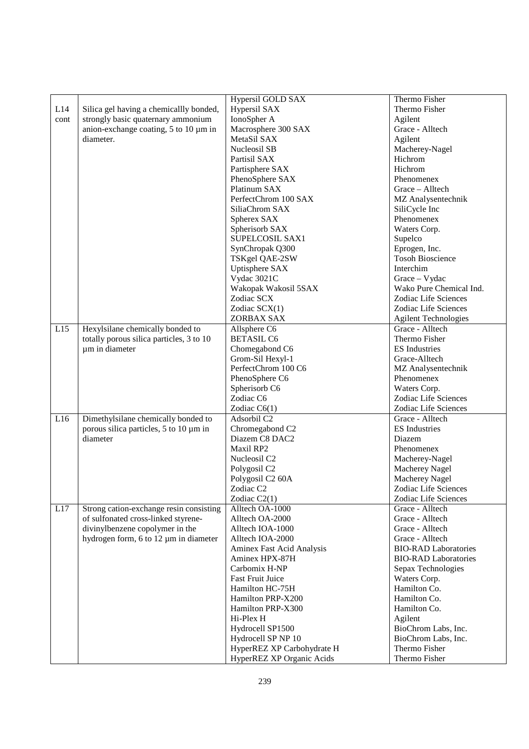| | | Hypersil GOLD SAX | Thermo Fisher |
|---|---|---|---|
| L14 cont | Silica gel having a chemicallly bonded, strongly basic quaternary ammonium anion-exchange coating, 5 to 10 µm in diameter. | Hypersil SAX | Thermo Fisher |
| | | IonoSpher A | Agilent |
| | | Macrosphere 300 SAX | Grace - Alltech |
| | | MetaSil SAX | Agilent |
| | | Nucleosil SB | Macherey-Nagel |
| | | Partisil SAX | Hichrom |
| | | Partisphere SAX | Hichrom |
| | | PhenoSphere SAX | Phenomenex |
| | | Platinum SAX | Grace – Alltech |
| | | PerfectChrom 100 SAX | MZ Analysentechnik |
| | | SiliaChrom SAX | SiliCycle Inc |
| | | Spherex SAX | Phenomenex |
| | | Spherisorb SAX | Waters Corp. |
| | | SUPELCOSIL SAX1 | Supelco |
| | | SynChropak Q300 | Eprogen, Inc. |
| | | TSKgel QAE-2SW | Tosoh Bioscience |
| | | Uptisphere SAX | Interchim |
| | | Vydac 3021C | Grace – Vydac |
| | | Wakopak Wakosil 5SAX | Wako Pure Chemical Ind. |
| | | Zodiac SCX | Zodiac Life Sciences |
| | | Zodiac SCX(1) | Zodiac Life Sciences |
| | | ZORBAX SAX | Agilent Technologies |
| L15 | Hexylsilane chemically bonded to totally porous silica particles, 3 to 10 µm in diameter | Allsphere C6 | Grace - Alltech |
| | | BETASIL C6 | Thermo Fisher |
| | | Chomegabond C6 | ES Industries |
| | | Grom-Sil Hexyl-1 | Grace-Alltech |
| | | PerfectChrom 100 C6 | MZ Analysentechnik |
| | | PhenoSphere C6 | Phenomenex |
| | | Spherisorb C6 | Waters Corp. |
| | | Zodiac C6 | Zodiac Life Sciences |
| | | Zodiac C6(1) | Zodiac Life Sciences |
| L16 | Dimethylsilane chemically bonded to porous silica particles, 5 to 10 µm in diameter | Adsorbil C2 | Grace - Alltech |
| | | Chromegabond C2 | ES Industries |
| | | Diazem C8 DAC2 | Diazem |
| | | Maxil RP2 | Phenomenex |
| | | Nucleosil C2 | Macherey-Nagel |
| | | Polygosil C2 | Macherey Nagel |
| | | Polygosil C2 60A | Macherey Nagel |
| | | Zodiac C2 | Zodiac Life Sciences |
| | | Zodiac C2(1) | Zodiac Life Sciences |
| L17 | Strong cation-exchange resin consisting of sulfonated cross-linked styrene-divinylbenzene copolymer in the hydrogen form, 6 to 12 µm in diameter | Alltech OA-1000 | Grace - Alltech |
| | | Alltech OA-2000 | Grace - Alltech |
| | | Alltech IOA-1000 | Grace - Alltech |
| | | Alltech IOA-2000 | Grace - Alltech |
| | | Aminex Fast Acid Analysis | BIO-RAD Laboratories |
| | | Aminex HPX-87H | BIO-RAD Laboratories |
| | | Carbomix H-NP | Sepax Technologies |
| | | Fast Fruit Juice | Waters Corp. |
| | | Hamilton HC-75H | Hamilton Co. |
| | | Hamilton PRP-X200 | Hamilton Co. |
| | | Hamilton PRP-X300 | Hamilton Co. |
| | | Hi-Plex H | Agilent |
| | | Hydrocell SP1500 | BioChrom Labs, Inc. |
| | | Hydrocell SP NP 10 | BioChrom Labs, Inc. |
| | | HyperREZ XP Carbohydrate H | Thermo Fisher |
| | | HyperREZ XP Organic Acids | Thermo Fisher |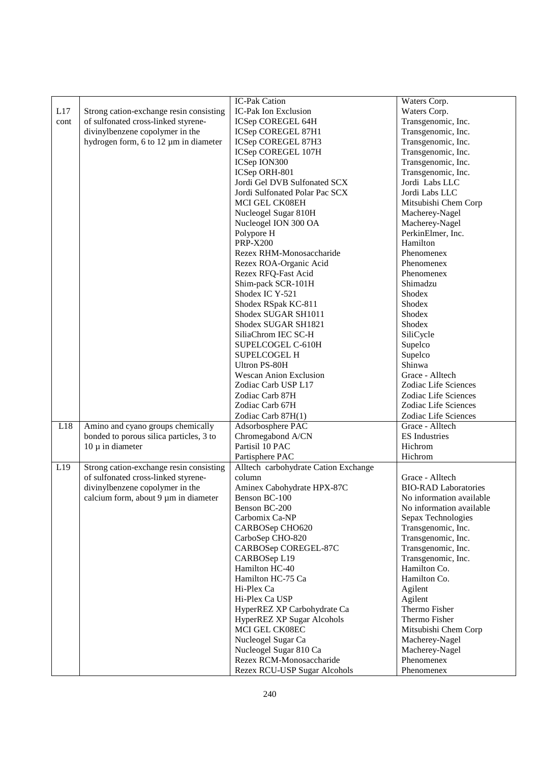| | | IC-Pak Cation | Waters Corp. |
|---|---|---|---|
| L17 cont | Strong cation-exchange resin consisting of sulfonated cross-linked styrene-divinylbenzene copolymer in the hydrogen form, 6 to 12 µm in diameter | IC-Pak Ion Exclusion | Waters Corp. |
| | | ICSep COREGEL 64H | Transgenomic, Inc. |
| | | ICSep COREGEL 87H1 | Transgenomic, Inc. |
| | | ICSep COREGEL 87H3 | Transgenomic, Inc. |
| | | ICSep COREGEL 107H | Transgenomic, Inc. |
| | | ICSep ION300 | Transgenomic, Inc. |
| | | ICSep ORH-801 | Transgenomic, Inc. |
| | | Jordi Gel DVB Sulfonated SCX | Jordi Labs LLC |
| | | Jordi Sulfonated Polar Pac SCX | Jordi Labs LLC |
| | | MCI GEL CK08EH | Mitsubishi Chem Corp |
| | | Nucleogel Sugar 810H | Macherey-Nagel |
| | | Nucleogel ION 300 OA | Macherey-Nagel |
| | | Polypore H | PerkinElmer, Inc. |
| | | PRP-X200 | Hamilton |
| | | Rezex RHM-Monosaccharide | Phenomenex |
| | | Rezex ROA-Organic Acid | Phenomenex |
| | | Rezex RFQ-Fast Acid | Phenomenex |
| | | Shim-pack SCR-101H | Shimadzu |
| | | Shodex IC Y-521 | Shodex |
| | | Shodex RSpak KC-811 | Shodex |
| | | Shodex SUGAR SH1011 | Shodex |
| | | Shodex SUGAR SH1821 | Shodex |
| | | SiliaChrom IEC SC-H | SiliCycle |
| | | SUPELCOGEL C-610H | Supelco |
| | | SUPELCOGEL H | Supelco |
| | | Ultron PS-80H | Shinwa |
| | | Wescan Anion Exclusion | Grace - Alltech |
| | | Zodiac Carb USP L17 | Zodiac Life Sciences |
| | | Zodiac Carb 87H | Zodiac Life Sciences |
| | | Zodiac Carb 67H | Zodiac Life Sciences |
| | | Zodiac Carb 87H(1) | Zodiac Life Sciences |
| L18 | Amino and cyano groups chemically bonded to porous silica particles, 3 to 10 µ in diameter | Adsorbosphere PAC | Grace - Alltech |
| | | Chromegabond A/CN | ES Industries |
| | | Partisil 10 PAC | Hichrom |
| | | Partisphere PAC | Hichrom |
| L19 | Strong cation-exchange resin consisting of sulfonated cross-linked styrene-divinylbenzene copolymer in the calcium form, about 9 µm in diameter | Alltech carbohydrate Cation Exchange column | Grace - Alltech |
| | | Aminex Cabohydrate HPX-87C | BIO-RAD Laboratories |
| | | Benson BC-100 | No information available |
| | | Benson BC-200 | No information available |
| | | Carbomix Ca-NP | Sepax Technologies |
| | | CARBOSep CHO620 | Transgenomic, Inc. |
| | | CarboSep CHO-820 | Transgenomic, Inc. |
| | | CARBOSep COREGEL-87C | Transgenomic, Inc. |
| | | CARBOSep L19 | Transgenomic, Inc. |
| | | Hamilton HC-40 | Hamilton Co. |
| | | Hamilton HC-75 Ca | Hamilton Co. |
| | | Hi-Plex Ca | Agilent |
| | | Hi-Plex Ca USP | Agilent |
| | | HyperREZ XP Carbohydrate Ca | Thermo Fisher |
| | | HyperREZ XP Sugar Alcohols | Thermo Fisher |
| | | MCI GEL CK08EC | Mitsubishi Chem Corp |
| | | Nucleogel Sugar Ca | Macherey-Nagel |
| | | Nucleogel Sugar 810 Ca | Macherey-Nagel |
| | | Rezex RCM-Monosaccharide | Phenomenex |
| | | Rezex RCU-USP Sugar Alcohols | Phenomenex |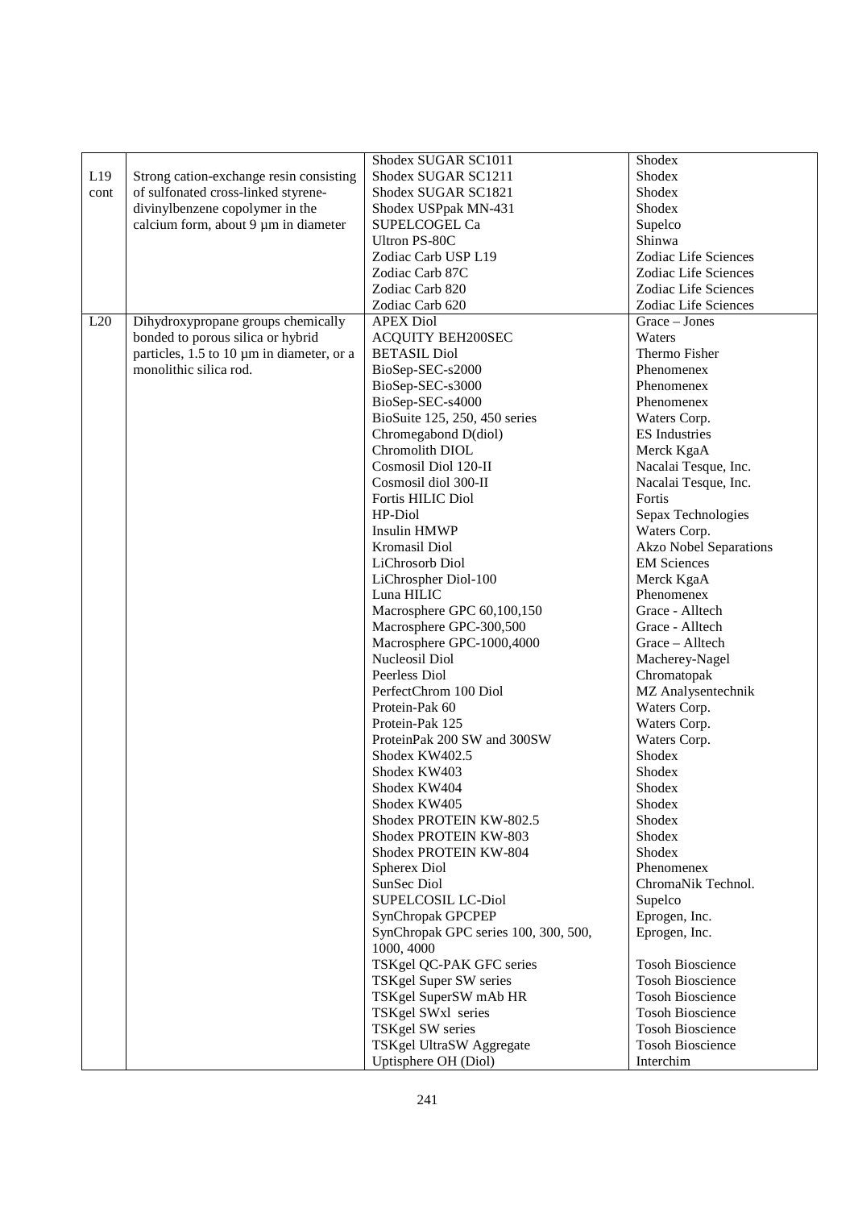| | | | |
|---|---|---|---|
| L19 cont | Strong cation-exchange resin consisting of sulfonated cross-linked styrene-divinylbenzene copolymer in the calcium form, about 9 µm in diameter | Shodex SUGAR SC1011 | Shodex |
| | | Shodex SUGAR SC1211 | Shodex |
| | | Shodex SUGAR SC1821 | Shodex |
| | | Shodex USPpak MN-431 | Shodex |
| | | SUPELCOGEL Ca | Supelco |
| | | Ultron PS-80C | Shinwa |
| | | Zodiac Carb USP L19 | Zodiac Life Sciences |
| | | Zodiac Carb 87C | Zodiac Life Sciences |
| | | Zodiac Carb 820 | Zodiac Life Sciences |
| | | Zodiac Carb 620 | Zodiac Life Sciences |
| L20 | Dihydroxypropane groups chemically bonded to porous silica or hybrid particles, 1.5 to 10 µm in diameter, or a monolithic silica rod. | APEX Diol | Grace – Jones |
| | | ACQUITY BEH200SEC | Waters |
| | | BETASIL Diol | Thermo Fisher |
| | | BioSep-SEC-s2000 | Phenomenex |
| | | BioSep-SEC-s3000 | Phenomenex |
| | | BioSep-SEC-s4000 | Phenomenex |
| | | BioSuite 125, 250, 450 series | Waters Corp. |
| | | Chromegabond D(diol) | ES Industries |
| | | Chromolith DIOL | Merck KgaA |
| | | Cosmosil Diol 120-II | Nacalai Tesque, Inc. |
| | | Cosmosil diol 300-II | Nacalai Tesque, Inc. |
| | | Fortis HILIC Diol | Fortis |
| | | HP-Diol | Sepax Technologies |
| | | Insulin HMWP | Waters Corp. |
| | | Kromasil Diol | Akzo Nobel Separations |
| | | LiChrosorb Diol | EM Sciences |
| | | LiChrospher Diol-100 | Merck KgaA |
| | | Luna HILIC | Phenomenex |
| | | Macrosphere GPC 60,100,150 | Grace - Alltech |
| | | Macrosphere GPC-300,500 | Grace - Alltech |
| | | Macrosphere GPC-1000,4000 | Grace – Alltech |
| | | Nucleosil Diol | Macherey-Nagel |
| | | Peerless Diol | Chromatopak |
| | | PerfectChrom 100 Diol | MZ Analysentechnik |
| | | Protein-Pak 60 | Waters Corp. |
| | | Protein-Pak 125 | Waters Corp. |
| | | ProteinPak 200 SW and 300SW | Waters Corp. |
| | | Shodex KW402.5 | Shodex |
| | | Shodex KW403 | Shodex |
| | | Shodex KW404 | Shodex |
| | | Shodex KW405 | Shodex |
| | | Shodex PROTEIN KW-802.5 | Shodex |
| | | Shodex PROTEIN KW-803 | Shodex |
| | | Shodex PROTEIN KW-804 | Shodex |
| | | Spherex Diol | Phenomenex |
| | | SunSec Diol | ChromaNik Technol. |
| | | SUPELCOSIL LC-Diol | Supelco |
| | | SynChropak GPCPEP | Eprogen, Inc. |
| | | SynChropak GPC series 100, 300, 500, 1000, 4000 | Eprogen, Inc. |
| | | TSKgel QC-PAK GFC series | Tosoh Bioscience |
| | | TSKgel Super SW series | Tosoh Bioscience |
| | | TSKgel SuperSW mAb HR | Tosoh Bioscience |
| | | TSKgel SWxl series | Tosoh Bioscience |
| | | TSKgel SW series | Tosoh Bioscience |
| | | TSKgel UltraSW Aggregate | Tosoh Bioscience |
| | | Uptisphere OH (Diol) | Interchim |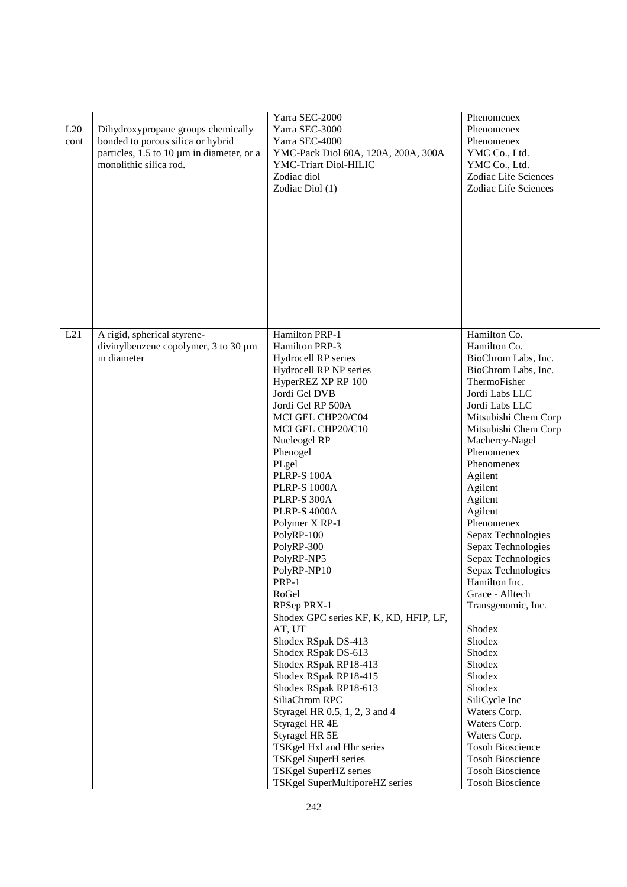| | | | |
|---|---|---|---|
| L20 cont | Dihydroxypropane groups chemically bonded to porous silica or hybrid particles, 1.5 to 10 µm in diameter, or a monolithic silica rod. | Yarra SEC-2000 | Phenomenex |
| | | Yarra SEC-3000 | Phenomenex |
| | | Yarra SEC-4000 | Phenomenex |
| | | YMC-Pack Diol 60A, 120A, 200A, 300A | YMC Co., Ltd. |
| | | YMC-Triart Diol-HILIC | YMC Co., Ltd. |
| | | Zodiac diol | Zodiac Life Sciences |
| | | Zodiac Diol (1) | Zodiac Life Sciences |
| L21 | A rigid, spherical styrene-divinylbenzene copolymer, 3 to 30 µm in diameter | Hamilton PRP-1 | Hamilton Co. |
| | | Hamilton PRP-3 | Hamilton Co. |
| | | Hydrocell RP series | BioChrom Labs, Inc. |
| | | Hydrocell RP NP series | BioChrom Labs, Inc. |
| | | HyperREZ XP RP 100 | ThermoFisher |
| | | Jordi Gel DVB | Jordi Labs LLC |
| | | Jordi Gel RP 500A | Jordi Labs LLC |
| | | MCI GEL CHP20/C04 | Mitsubishi Chem Corp |
| | | MCI GEL CHP20/C10 | Mitsubishi Chem Corp |
| | | Nucleogel RP | Macherey-Nagel |
| | | Phenogel | Phenomenex |
| | | PLgel | Phenomenex |
| | | PLRP-S 100A | Agilent |
| | | PLRP-S 1000A | Agilent |
| | | PLRP-S 300A | Agilent |
| | | PLRP-S 4000A | Agilent |
| | | Polymer X RP-1 | Phenomenex |
| | | PolyRP-100 | Sepax Technologies |
| | | PolyRP-300 | Sepax Technologies |
| | | PolyRP-NP5 | Sepax Technologies |
| | | PolyRP-NP10 | Sepax Technologies |
| | | PRP-1 | Hamilton Inc. |
| | | RoGel | Grace - Alltech |
| | | RPSep PRX-1 | Transgenomic, Inc. |
| | | Shodex GPC series KF, K, KD, HFIP, LF, AT, UT | Shodex |
| | | Shodex RSpak DS-413 | Shodex |
| | | Shodex RSpak DS-613 | Shodex |
| | | Shodex RSpak RP18-413 | Shodex |
| | | Shodex RSpak RP18-415 | Shodex |
| | | Shodex RSpak RP18-613 | Shodex |
| | | SiliaChrom RPC | SiliCycle Inc |
| | | Styragel HR 0.5, 1, 2, 3 and 4 | Waters Corp. |
| | | Styragel HR 4E | Waters Corp. |
| | | Styragel HR 5E | Waters Corp. |
| | | TSKgel Hxl and Hhr series | Tosoh Bioscience |
| | | TSKgel SuperH series | Tosoh Bioscience |
| | | TSKgel SuperHZ series | Tosoh Bioscience |
| | | TSKgel SuperMultiporeHZ series | Tosoh Bioscience |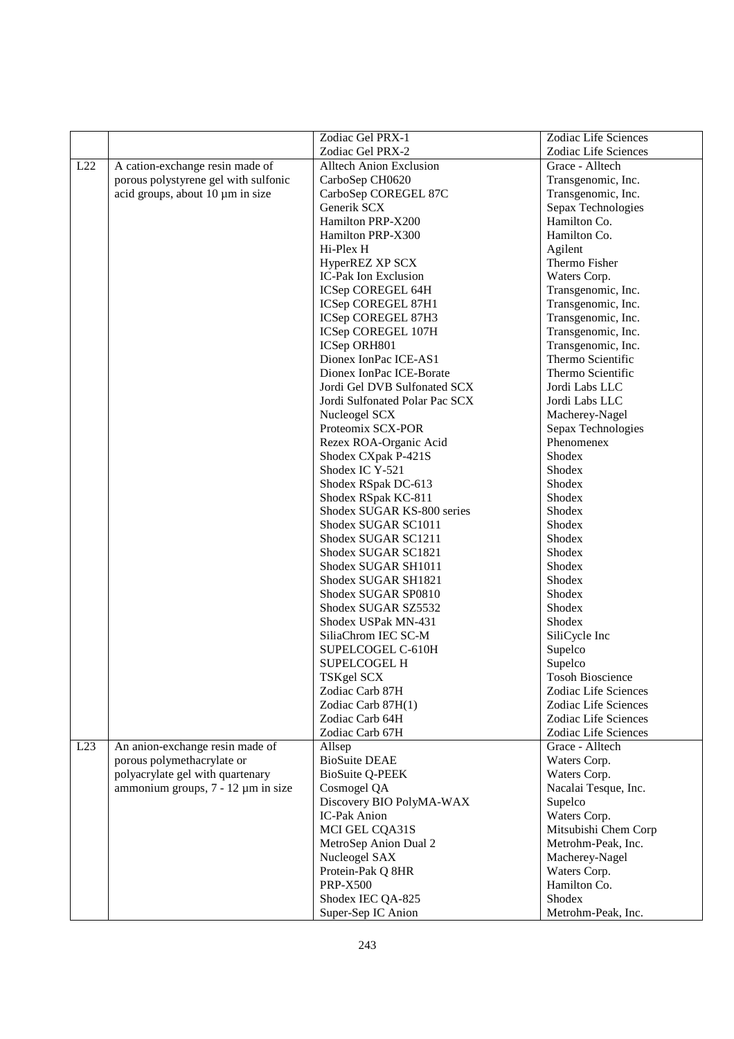| | | | |
|---|---|---|---|
| | | Zodiac Gel PRX-1 | Zodiac Life Sciences |
| | | Zodiac Gel PRX-2 | Zodiac Life Sciences |
| L22 | A cation-exchange resin made of porous polystyrene gel with sulfonic acid groups, about 10 µm in size | Alltech Anion Exclusion | Grace - Alltech |
| | | CarboSep CH0620 | Transgenomic, Inc. |
| | | CarboSep COREGEL 87C | Transgenomic, Inc. |
| | | Generik SCX | Sepax Technologies |
| | | Hamilton PRP-X200 | Hamilton Co. |
| | | Hamilton PRP-X300 | Hamilton Co. |
| | | Hi-Plex H | Agilent |
| | | HyperREZ XP SCX | Thermo Fisher |
| | | IC-Pak Ion Exclusion | Waters Corp. |
| | | ICSep COREGEL 64H | Transgenomic, Inc. |
| | | ICSep COREGEL 87H1 | Transgenomic, Inc. |
| | | ICSep COREGEL 87H3 | Transgenomic, Inc. |
| | | ICSep COREGEL 107H | Transgenomic, Inc. |
| | | ICSep ORH801 | Transgenomic, Inc. |
| | | Dionex IonPac ICE-AS1 | Thermo Scientific |
| | | Dionex IonPac ICE-Borate | Thermo Scientific |
| | | Jordi Gel DVB Sulfonated SCX | Jordi Labs LLC |
| | | Jordi Sulfonated Polar Pac SCX | Jordi Labs LLC |
| | | Nucleogel SCX | Macherey-Nagel |
| | | Proteomix SCX-POR | Sepax Technologies |
| | | Rezex ROA-Organic Acid | Phenomenex |
| | | Shodex CXpak P-421S | Shodex |
| | | Shodex IC Y-521 | Shodex |
| | | Shodex RSpak DC-613 | Shodex |
| | | Shodex RSpak KC-811 | Shodex |
| | | Shodex SUGAR KS-800 series | Shodex |
| | | Shodex SUGAR SC1011 | Shodex |
| | | Shodex SUGAR SC1211 | Shodex |
| | | Shodex SUGAR SC1821 | Shodex |
| | | Shodex SUGAR SH1011 | Shodex |
| | | Shodex SUGAR SH1821 | Shodex |
| | | Shodex SUGAR SP0810 | Shodex |
| | | Shodex SUGAR SZ5532 | Shodex |
| | | Shodex USPak MN-431 | Shodex |
| | | SiliaChrom IEC SC-M | SiliCycle Inc |
| | | SUPELCOGEL C-610H | Supelco |
| | | SUPELCOGEL H | Supelco |
| | | TSKgel SCX | Tosoh Bioscience |
| | | Zodiac Carb 87H | Zodiac Life Sciences |
| | | Zodiac Carb 87H(1) | Zodiac Life Sciences |
| | | Zodiac Carb 64H | Zodiac Life Sciences |
| | | Zodiac Carb 67H | Zodiac Life Sciences |
| L23 | An anion-exchange resin made of porous polymethacrylate or polyacrylate gel with quartenary ammonium groups, 7 - 12 µm in size | Allsep | Grace - Alltech |
| | | BioSuite DEAE | Waters Corp. |
| | | BioSuite Q-PEEK | Waters Corp. |
| | | Cosmogel QA | Nacalai Tesque, Inc. |
| | | Discovery BIO PolyMA-WAX | Supelco |
| | | IC-Pak Anion | Waters Corp. |
| | | MCI GEL CQA31S | Mitsubishi Chem Corp |
| | | MetroSep Anion Dual 2 | Metrohm-Peak, Inc. |
| | | Nucleogel SAX | Macherey-Nagel |
| | | Protein-Pak Q 8HR | Waters Corp. |
| | | PRP-X500 | Hamilton Co. |
| | | Shodex IEC QA-825 | Shodex |
| | | Super-Sep IC Anion | Metrohm-Peak, Inc. |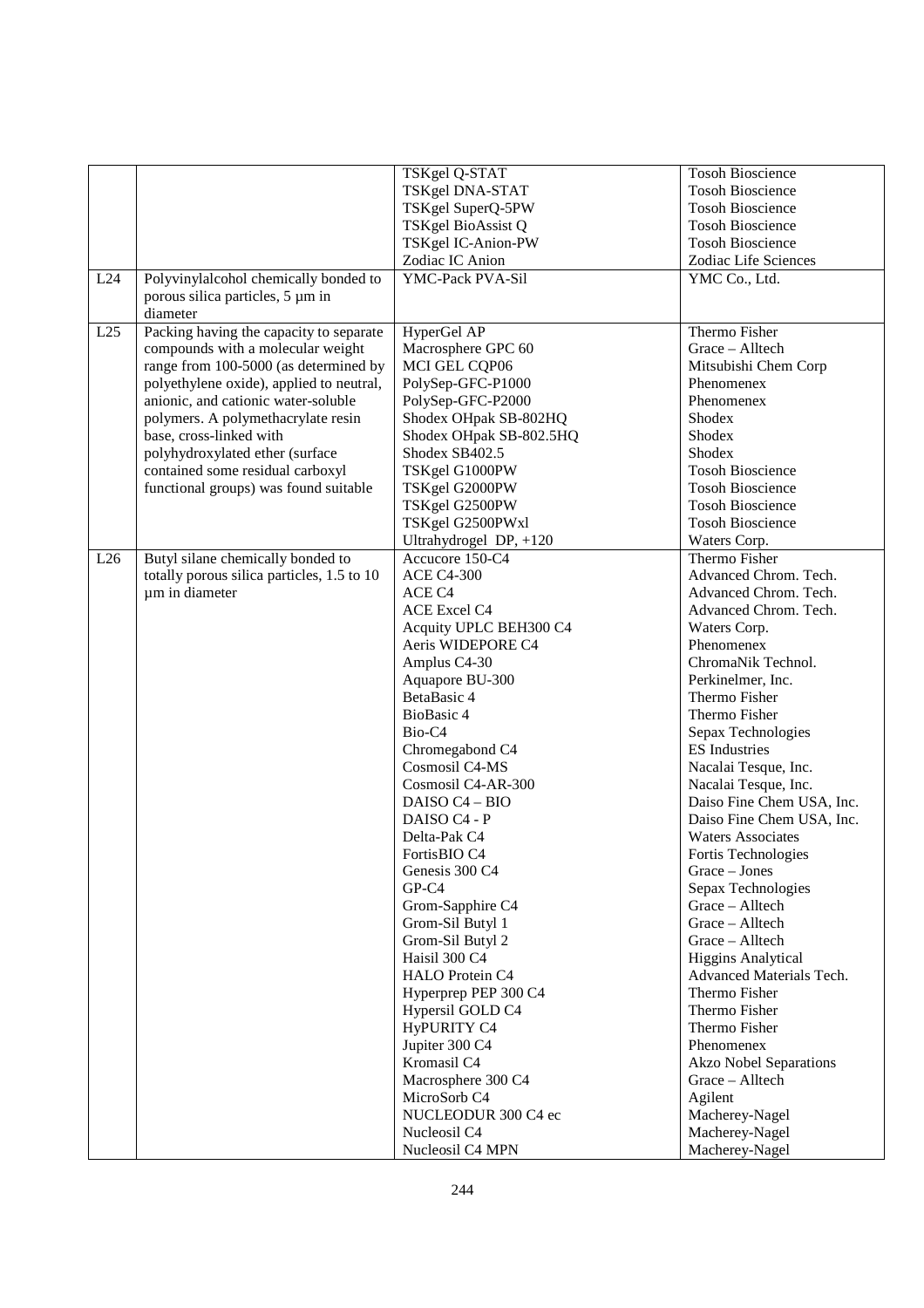| | | | |
|---|---|---|---|
| | | TSKgel Q-STAT | Tosoh Bioscience |
| | | TSKgel DNA-STAT | Tosoh Bioscience |
| | | TSKgel SuperQ-5PW | Tosoh Bioscience |
| | | TSKgel BioAssist Q | Tosoh Bioscience |
| | | TSKgel IC-Anion-PW | Tosoh Bioscience |
| | | Zodiac IC Anion | Zodiac Life Sciences |
| L24 | Polyvinylalcohol chemically bonded to porous silica particles, 5 µm in diameter | YMC-Pack PVA-Sil | YMC Co., Ltd. |
| L25 | Packing having the capacity to separate compounds with a molecular weight range from 100-5000 (as determined by polyethylene oxide), applied to neutral, anionic, and cationic water-soluble polymers. A polymethacrylate resin base, cross-linked with polyhydroxylated ether (surface contained some residual carboxyl functional groups) was found suitable | HyperGel AP | Thermo Fisher |
| | | Macrosphere GPC 60 | Grace – Alltech |
| | | MCI GEL CQP06 | Mitsubishi Chem Corp |
| | | PolySep-GFC-P1000 | Phenomenex |
| | | PolySep-GFC-P2000 | Phenomenex |
| | | Shodex OHpak SB-802HQ | Shodex |
| | | Shodex OHpak SB-802.5HQ | Shodex |
| | | Shodex SB402.5 | Shodex |
| | | TSKgel G1000PW | Tosoh Bioscience |
| | | TSKgel G2000PW | Tosoh Bioscience |
| | | TSKgel G2500PW | Tosoh Bioscience |
| | | TSKgel G2500PWxl | Tosoh Bioscience |
| | | Ultrahydrogel DP, +120 | Waters Corp. |
| L26 | Butyl silane chemically bonded to totally porous silica particles, 1.5 to 10 µm in diameter | Accucore 150-C4 | Thermo Fisher |
| | | ACE C4-300 | Advanced Chrom. Tech. |
| | | ACE C4 | Advanced Chrom. Tech. |
| | | ACE Excel C4 | Advanced Chrom. Tech. |
| | | Acquity UPLC BEH300 C4 | Waters Corp. |
| | | Aeris WIDEPORE C4 | Phenomenex |
| | | Amplus C4-30 | ChromaNik Technol. |
| | | Aquapore BU-300 | Perkinelmer, Inc. |
| | | BetaBasic 4 | Thermo Fisher |
| | | BioBasic 4 | Thermo Fisher |
| | | Bio-C4 | Sepax Technologies |
| | | Chromegabond C4 | ES Industries |
| | | Cosmosil C4-MS | Nacalai Tesque, Inc. |
| | | Cosmosil C4-AR-300 | Nacalai Tesque, Inc. |
| | | DAISO C4 – BIO | Daiso Fine Chem USA, Inc. |
| | | DAISO C4 - P | Daiso Fine Chem USA, Inc. |
| | | Delta-Pak C4 | Waters Associates |
| | | FortisBIO C4 | Fortis Technologies |
| | | Genesis 300 C4 | Grace – Jones |
| | | GP-C4 | Sepax Technologies |
| | | Grom-Sapphire C4 | Grace – Alltech |
| | | Grom-Sil Butyl 1 | Grace – Alltech |
| | | Grom-Sil Butyl 2 | Grace – Alltech |
| | | Haisil 300 C4 | Higgins Analytical |
| | | HALO Protein C4 | Advanced Materials Tech. |
| | | Hyperprep PEP 300 C4 | Thermo Fisher |
| | | Hypersil GOLD C4 | Thermo Fisher |
| | | HyPURITY C4 | Thermo Fisher |
| | | Jupiter 300 C4 | Phenomenex |
| | | Kromasil C4 | Akzo Nobel Separations |
| | | Macrosphere 300 C4 | Grace – Alltech |
| | | MicroSorb C4 | Agilent |
| | | NUCLEODUR 300 C4 ec | Macherey-Nagel |
| | | Nucleosil C4 | Macherey-Nagel |
| | | Nucleosil C4 MPN | Macherey-Nagel |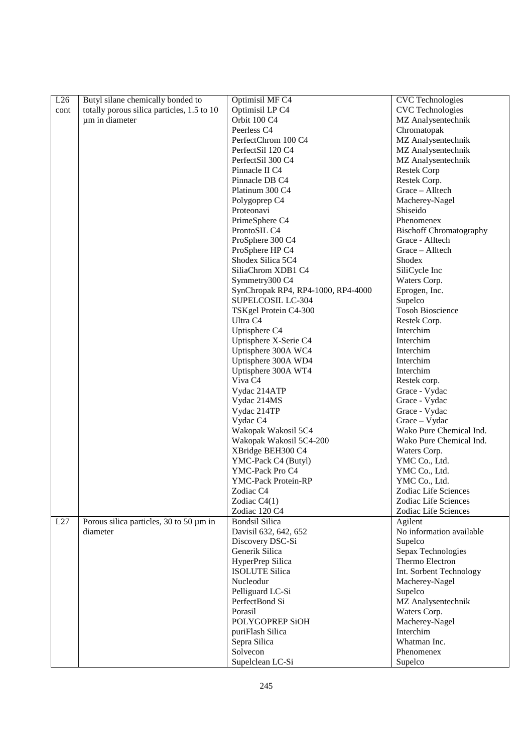| | | | |
|---|---|---|---|
| L26 cont | Butyl silane chemically bonded to totally porous silica particles, 1.5 to 10 µm in diameter | Optimisil MF C4 | CVC Technologies |
| | | Optimisil LP C4 | CVC Technologies |
| | | Orbit 100 C4 | MZ Analysentechnik |
| | | Peerless C4 | Chromatopak |
| | | PerfectChrom 100 C4 | MZ Analysentechnik |
| | | PerfectSil 120 C4 | MZ Analysentechnik |
| | | PerfectSil 300 C4 | MZ Analysentechnik |
| | | Pinnacle II C4 | Restek Corp |
| | | Pinnacle DB C4 | Restek Corp. |
| | | Platinum 300 C4 | Grace – Alltech |
| | | Polygoprep C4 | Macherey-Nagel |
| | | Proteonavi | Shiseido |
| | | PrimeSphere C4 | Phenomenex |
| | | ProntoSIL C4 | Bischoff Chromatography |
| | | ProSphere 300 C4 | Grace - Alltech |
| | | ProSphere HP C4 | Grace – Alltech |
| | | Shodex Silica 5C4 | Shodex |
| | | SiliaChrom XDB1 C4 | SiliCycle Inc |
| | | Symmetry300 C4 | Waters Corp. |
| | | SynChropak RP4, RP4-1000, RP4-4000 | Eprogen, Inc. |
| | | SUPELCOSIL LC-304 | Supelco |
| | | TSKgel Protein C4-300 | Tosoh Bioscience |
| | | Ultra C4 | Restek Corp. |
| | | Uptisphere C4 | Interchim |
| | | Uptisphere X-Serie C4 | Interchim |
| | | Uptisphere 300A WC4 | Interchim |
| | | Uptisphere 300A WD4 | Interchim |
| | | Uptisphere 300A WT4 | Interchim |
| | | Viva C4 | Restek corp. |
| | | Vydac 214ATP | Grace - Vydac |
| | | Vydac 214MS | Grace - Vydac |
| | | Vydac 214TP | Grace - Vydac |
| | | Vydac C4 | Grace – Vydac |
| | | Wakopak Wakosil 5C4 | Wako Pure Chemical Ind. |
| | | Wakopak Wakosil 5C4-200 | Wako Pure Chemical Ind. |
| | | XBridge BEH300 C4 | Waters Corp. |
| | | YMC-Pack C4 (Butyl) | YMC Co., Ltd. |
| | | YMC-Pack Pro C4 | YMC Co., Ltd. |
| | | YMC-Pack Protein-RP | YMC Co., Ltd. |
| | | Zodiac C4 | Zodiac Life Sciences |
| | | Zodiac C4(1) | Zodiac Life Sciences |
| | | Zodiac 120 C4 | Zodiac Life Sciences |
| L27 | Porous silica particles, 30 to 50 µm in diameter | Bondsil Silica | Agilent |
| | | Davisil 632, 642, 652 | No information available |
| | | Discovery DSC-Si | Supelco |
| | | Generik Silica | Sepax Technologies |
| | | HyperPrep Silica | Thermo Electron |
| | | ISOLUTE Silica | Int. Sorbent Technology |
| | | Nucleodur | Macherey-Nagel |
| | | Pelliguard LC-Si | Supelco |
| | | PerfectBond Si | MZ Analysentechnik |
| | | Porasil | Waters Corp. |
| | | POLYGOPREP SiOH | Macherey-Nagel |
| | | puriFlash Silica | Interchim |
| | | Sepra Silica | Whatman Inc. |
| | | Solvecon | Phenomenex |
| | | Supelclean LC-Si | Supelco |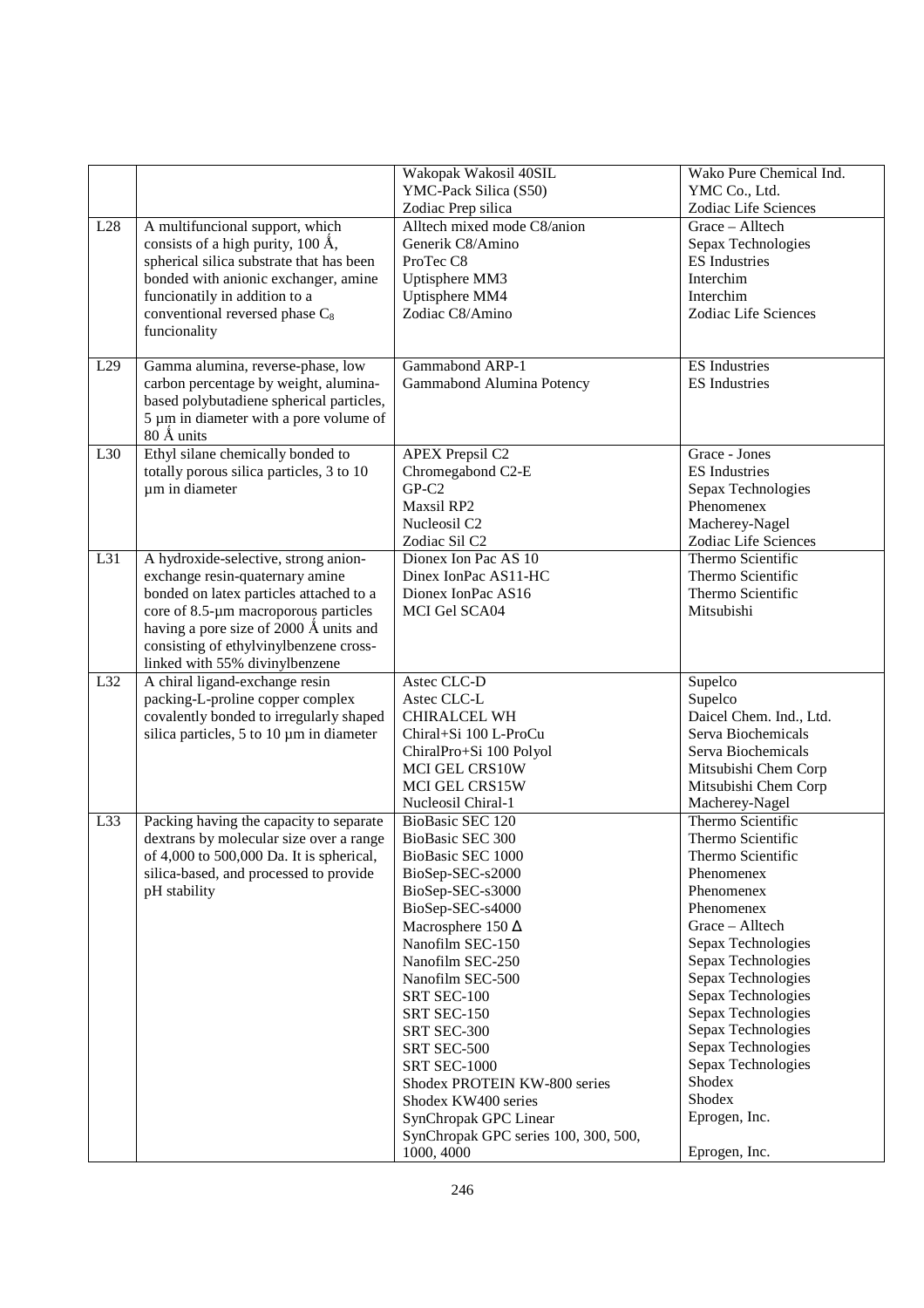| | | | |
|---|---|---|---|
| | | Wakopak Wakosil 40SIL<br>YMC-Pack Silica (S50)<br>Zodiac Prep silica | Wako Pure Chemical Ind.<br>YMC Co., Ltd.<br>Zodiac Life Sciences |
| L28 | A multifuncional support, which consists of a high purity, 100 Å, spherical silica substrate that has been bonded with anionic exchanger, amine funcionatily in addition to a conventional reversed phase $C_8$ funcionality | Alltech mixed mode C8/anion<br>Generik C8/Amino<br>ProTec C8<br>Uptisphere MM3<br>Uptisphere MM4<br>Zodiac C8/Amino | Grace – Alltech<br>Sepax Technologies<br>ES Industries<br>Interchim<br>Interchim<br>Zodiac Life Sciences |
| L29 | Gamma alumina, reverse-phase, low carbon percentage by weight, alumina-based polybutadiene spherical particles, 5 µm in diameter with a pore volume of 80 Å units | Gammabond ARP-1<br>Gammabond Alumina Potency | ES Industries<br>ES Industries |
| L30 | Ethyl silane chemically bonded to totally porous silica particles, 3 to 10 µm in diameter | APEX Prepsil C2<br>Chromegabond C2-E<br>GP-C2<br>Maxsil RP2<br>Nucleosil C2<br>Zodiac Sil C2 | Grace - Jones<br>ES Industries<br>Sepax Technologies<br>Phenomenex<br>Macherey-Nagel<br>Zodiac Life Sciences |
| L31 | A hydroxide-selective, strong anion-exchange resin-quaternary amine bonded on latex particles attached to a core of 8.5-µm macroporous particles having a pore size of 2000 Å units and consisting of ethylvinylbenzene cross-linked with 55% divinylbenzene | Dionex Ion Pac AS 10<br>Dinex IonPac AS11-HC<br>Dionex IonPac AS16<br>MCI Gel SCA04 | Thermo Scientific<br>Thermo Scientific<br>Thermo Scientific<br>Mitsubishi |
| L32 | A chiral ligand-exchange resin packing-L-proline copper complex covalently bonded to irregularly shaped silica particles, 5 to 10 µm in diameter | Astec CLC-D<br>Astec CLC-L<br>CHIRALCEL WH<br>Chiral+Si 100 L-ProCu<br>ChiralPro+Si 100 Polyol<br>MCI GEL CRS10W<br>MCI GEL CRS15W<br>Nucleosil Chiral-1 | Supelco<br>Supelco<br>Daicel Chem. Ind., Ltd.<br>Serva Biochemicals<br>Serva Biochemicals<br>Mitsubishi Chem Corp<br>Mitsubishi Chem Corp<br>Macherey-Nagel |
| L33 | Packing having the capacity to separate dextrans by molecular size over a range of 4,000 to 500,000 Da. It is spherical, silica-based, and processed to provide pH stability | BioBasic SEC 120<br>BioBasic SEC 300<br>BioBasic SEC 1000<br>BioSep-SEC-s2000<br>BioSep-SEC-s3000<br>BioSep-SEC-s4000<br>Macrosphere 150 Δ<br>Nanofilm SEC-150<br>Nanofilm SEC-250<br>Nanofilm SEC-500<br>SRT SEC-100<br>SRT SEC-150<br>SRT SEC-300<br>SRT SEC-500<br>SRT SEC-1000<br>Shodex PROTEIN KW-800 series<br>Shodex KW400 series<br>SynChropak GPC Linear<br>SynChropak GPC series 100, 300, 500, 1000, 4000 | Thermo Scientific<br>Thermo Scientific<br>Thermo Scientific<br>Phenomenex<br>Phenomenex<br>Phenomenex<br>Grace – Alltech<br>Sepax Technologies<br>Sepax Technologies<br>Sepax Technologies<br>Sepax Technologies<br>Sepax Technologies<br>Sepax Technologies<br>Sepax Technologies<br>Sepax Technologies<br>Shodex<br>Shodex<br>Eprogen, Inc.<br>Eprogen, Inc. |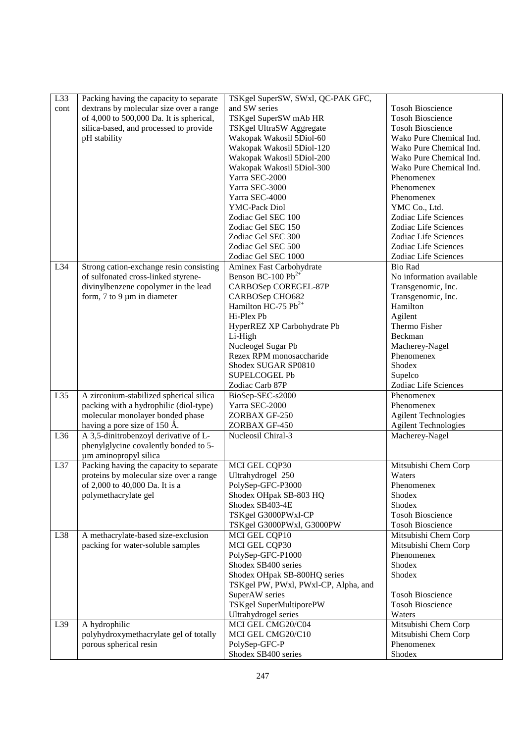| L33 cont | Packing having the capacity to separate dextrans by molecular size over a range of 4,000 to 500,000 Da. It is spherical, silica-based, and processed to provide pH stability | TSKgel SuperSW, SWxl, QC-PAK GFC, and SW series | Tosoh Bioscience |
|---|---|---|---|
| | | TSKgel SuperSW mAb HR | Tosoh Bioscience |
| | | TSKgel UltraSW Aggregate | Tosoh Bioscience |
| | | Wakopak Wakosil 5Diol-60 | Wako Pure Chemical Ind. |
| | | Wakopak Wakosil 5Diol-120 | Wako Pure Chemical Ind. |
| | | Wakopak Wakosil 5Diol-200 | Wako Pure Chemical Ind. |
| | | Wakopak Wakosil 5Diol-300 | Wako Pure Chemical Ind. |
| | | Yarra SEC-2000 | Phenomenex |
| | | Yarra SEC-3000 | Phenomenex |
| | | Yarra SEC-4000 | Phenomenex |
| | | YMC-Pack Diol | YMC Co., Ltd. |
| | | Zodiac Gel SEC 100 | Zodiac Life Sciences |
| | | Zodiac Gel SEC 150 | Zodiac Life Sciences |
| | | Zodiac Gel SEC 300 | Zodiac Life Sciences |
| | | Zodiac Gel SEC 500 | Zodiac Life Sciences |
| | | Zodiac Gel SEC 1000 | Zodiac Life Sciences |
| L34 | Strong cation-exchange resin consisting of sulfonated cross-linked styrene-divinylbenzene copolymer in the lead form, 7 to 9 µm in diameter | Aminex Fast Carbohydrate | Bio Rad |
| | | Benson BC-100 $Pb^{2+}$ | No information available |
| | | CARBOSep COREGEL-87P | Transgenomic, Inc. |
| | | CARBOSep CHO682 | Transgenomic, Inc. |
| | | Hamilton HC-75 $Pb^{2+}$ | Hamilton |
| | | Hi-Plex Pb | Agilent |
| | | HyperREZ XP Carbohydrate Pb | Thermo Fisher |
| | | Li-High | Beckman |
| | | Nucleogel Sugar Pb | Macherey-Nagel |
| | | Rezex RPM monosaccharide | Phenomenex |
| | | Shodex SUGAR SP0810 | Shodex |
| | | SUPELCOGEL Pb | Supelco |
| | | Zodiac Carb 87P | Zodiac Life Sciences |
| L35 | A zirconium-stabilized spherical silica packing with a hydrophilic (diol-type) molecular monolayer bonded phase having a pore size of 150 Å. | BioSep-SEC-s2000 | Phenomenex |
| | | Yarra SEC-2000 | Phenomenex |
| | | ZORBAX GF-250 | Agilent Technologies |
| | | ZORBAX GF-450 | Agilent Technologies |
| L36 | A 3,5-dinitrobenzoyl derivative of L-phenylglycine covalently bonded to 5-µm aminopropyl silica | Nucleosil Chiral-3 | Macherey-Nagel |
| L37 | Packing having the capacity to separate proteins by molecular size over a range of 2,000 to 40,000 Da. It is a polymethacrylate gel | MCI GEL CQP30 | Mitsubishi Chem Corp |
| | | Ultrahydrogel 250 | Waters |
| | | PolySep-GFC-P3000 | Phenomenex |
| | | Shodex OHpak SB-803 HQ | Shodex |
| | | Shodex SB403-4E | Shodex |
| | | TSKgel G3000PWxl-CP | Tosoh Bioscience |
| | | TSKgel G3000PWxl, G3000PW | Tosoh Bioscience |
| L38 | A methacrylate-based size-exclusion packing for water-soluble samples | MCI GEL CQP10 | Mitsubishi Chem Corp |
| | | MCI GEL CQP30 | Mitsubishi Chem Corp |
| | | PolySep-GFC-P1000 | Phenomenex |
| | | Shodex SB400 series | Shodex |
| | | Shodex OHpak SB-800HQ series | Shodex |
| | | TSKgel PW, PWxl, PWxl-CP, Alpha, and SuperAW series | Tosoh Bioscience |
| | | TSKgel SuperMultiporePW | Tosoh Bioscience |
| | | Ultrahydrogel series | Waters |
| L39 | A hydrophilic polyhydroxymethacrylate gel of totally porous spherical resin | MCI GEL CMG20/C04 | Mitsubishi Chem Corp |
| | | MCI GEL CMG20/C10 | Mitsubishi Chem Corp |
| | | PolySep-GFC-P | Phenomenex |
| | | Shodex SB400 series | Shodex |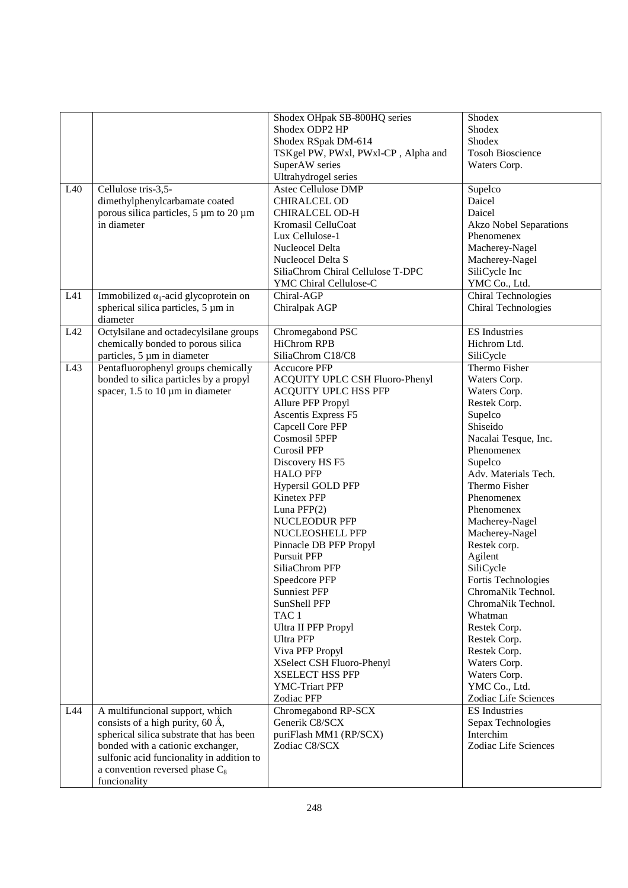| | | | |
|---|---|---|---|
| | | Shodex OHpak SB-800HQ series<br>Shodex ODP2 HP<br>Shodex RSpak DM-614<br>TSKgel PW, PWxl, PWxl-CP , Alpha and SuperAW series<br>Ultrahydrogel series | Shodex<br>Shodex<br>Shodex<br>Tosoh Bioscience<br>Waters Corp. |
| L40 | Cellulose tris-3,5-dimethylphenylcarbamate coated porous silica particles, 5 µm to 20 µm in diameter | Astec Cellulose DMP<br>CHIRALCEL OD<br>CHIRALCEL OD-H<br>Kromasil CelluCoat<br>Lux Cellulose-1<br>Nucleocel Delta<br>Nucleocel Delta S<br>SiliaChrom Chiral Cellulose T-DPC<br>YMC Chiral Cellulose-C | Supelco<br>Daicel<br>Daicel<br>Akzo Nobel Separations<br>Phenomenex<br>Macherey-Nagel<br>Macherey-Nagel<br>SiliCycle Inc<br>YMC Co., Ltd. |
| L41 | Immobilized $\alpha_1$-acid glycoprotein on spherical silica particles, 5 µm in diameter | Chiral-AGP<br>Chiralpak AGP | Chiral Technologies<br>Chiral Technologies |
| L42 | Octylsilane and octadecylsilane groups chemically bonded to porous silica particles, 5 µm in diameter | Chromegabond PSC<br>HiChrom RPB<br>SiliaChrom C18/C8 | ES Industries<br>Hichrom Ltd.<br>SiliCycle |
| L43 | Pentafluorophenyl groups chemically bonded to silica particles by a propyl spacer, 1.5 to 10 µm in diameter | Accucore PFP<br>ACQUITY UPLC CSH Fluoro-Phenyl<br>ACQUITY UPLC HSS PFP<br>Allure PFP Propyl<br>Ascentis Express F5<br>Capcell Core PFP<br>Cosmosil 5PFP<br>Curosil PFP<br>Discovery HS F5<br>HALO PFP<br>Hypersil GOLD PFP<br>Kinetex PFP<br>Luna PFP(2)<br>NUCLEODUR PFP<br>NUCLEOSHELL PFP<br>Pinnacle DB PFP Propyl<br>Pursuit PFP<br>SiliaChrom PFP<br>Speedcore PFP<br>Sunniest PFP<br>SunShell PFP<br>TAC 1<br>Ultra II PFP Propyl<br>Ultra PFP<br>Viva PFP Propyl<br>XSelect CSH Fluoro-Phenyl<br>XSELECT HSS PFP<br>YMC-Triart PFP<br>Zodiac PFP | Thermo Fisher<br>Waters Corp.<br>Waters Corp.<br>Restek Corp.<br>Supelco<br>Shiseido<br>Nacalai Tesque, Inc.<br>Phenomenex<br>Supelco<br>Adv. Materials Tech.<br>Thermo Fisher<br>Phenomenex<br>Phenomenex<br>Macherey-Nagel<br>Macherey-Nagel<br>Restek corp.<br>Agilent<br>SiliCycle<br>Fortis Technologies<br>ChromaNik Technol.<br>ChromaNik Technol.<br>Whatman<br>Restek Corp.<br>Restek Corp.<br>Restek Corp.<br>Waters Corp.<br>Waters Corp.<br>YMC Co., Ltd.<br>Zodiac Life Sciences |
| L44 | A multifuncional support, which consists of a high purity, 60 Ǻ, spherical silica substrate that has been bonded with a cationic exchanger, sulfonic acid funcionality in addition to a convention reversed phase $C_8$ funcionality | Chromegabond RP-SCX<br>Generik C8/SCX<br>puriFlash MM1 (RP/SCX)<br>Zodiac C8/SCX | ES Industries<br>Sepax Technologies<br>Interchim<br>Zodiac Life Sciences |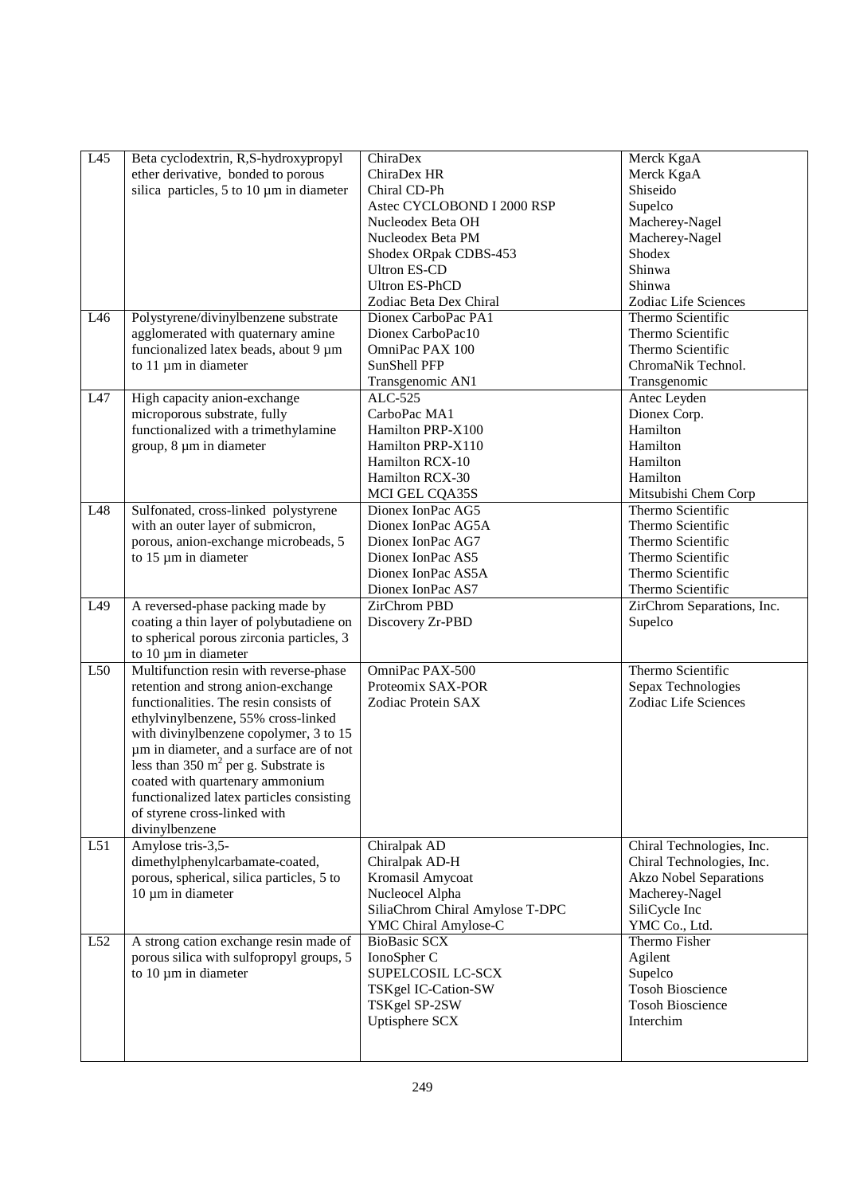| | | | |
|---|---|---|---|
| L45 | Beta cyclodextrin, R,S-hydroxypropyl ether derivative, bonded to porous silica particles, 5 to 10 µm in diameter | ChiraDex<br>ChiraDex HR<br>Chiral CD-Ph<br>Astec CYCLOBOND I 2000 RSP<br>Nucleodex Beta OH<br>Nucleodex Beta PM<br>Shodex ORpak CDBS-453<br>Ultron ES-CD<br>Ultron ES-PhCD<br>Zodiac Beta Dex Chiral | Merck KgaA<br>Merck KgaA<br>Shiseido<br>Supelco<br>Macherey-Nagel<br>Macherey-Nagel<br>Shodex<br>Shinwa<br>Shinwa<br>Zodiac Life Sciences |
| L46 | Polystyrene/divinylbenzene substrate agglomerated with quaternary amine funcionalized latex beads, about 9 µm to 11 µm in diameter | Dionex CarboPac PA1<br>Dionex CarboPac10<br>OmniPac PAX 100<br>SunShell PFP<br>Transgenomic AN1 | Thermo Scientific<br>Thermo Scientific<br>Thermo Scientific<br>ChromaNik Technol.<br>Transgenomic |
| L47 | High capacity anion-exchange microporous substrate, fully functionalized with a trimethylamine group, 8 µm in diameter | ALC-525<br>CarboPac MA1<br>Hamilton PRP-X100<br>Hamilton PRP-X110<br>Hamilton RCX-10<br>Hamilton RCX-30<br>MCI GEL CQA35S | Antec Leyden<br>Dionex Corp.<br>Hamilton<br>Hamilton<br>Hamilton<br>Hamilton<br>Mitsubishi Chem Corp |
| L48 | Sulfonated, cross-linked polystyrene with an outer layer of submicron, porous, anion-exchange microbeads, 5 to 15 µm in diameter | Dionex IonPac AG5<br>Dionex IonPac AG5A<br>Dionex IonPac AG7<br>Dionex IonPac AS5<br>Dionex IonPac AS5A<br>Dionex IonPac AS7 | Thermo Scientific<br>Thermo Scientific<br>Thermo Scientific<br>Thermo Scientific<br>Thermo Scientific<br>Thermo Scientific |
| L49 | A reversed-phase packing made by coating a thin layer of polybutadiene on to spherical porous zirconia particles, 3 to 10 µm in diameter | ZirChrom PBD<br>Discovery Zr-PBD | ZirChrom Separations, Inc.<br>Supelco |
| L50 | Multifunction resin with reverse-phase retention and strong anion-exchange functionalities. The resin consists of ethylvinylbenzene, 55% cross-linked with divinylbenzene copolymer, 3 to 15 µm in diameter, and a surface are of not less than 350 $m^2$ per g. Substrate is coated with quartenary ammonium functionalized latex particles consisting of styrene cross-linked with divinylbenzene | OmniPac PAX-500<br>Proteomix SAX-POR<br>Zodiac Protein SAX | Thermo Scientific<br>Sepax Technologies<br>Zodiac Life Sciences |
| L51 | Amylose tris-3,5-dimethylphenylcarbamate-coated, porous, spherical, silica particles, 5 to 10 µm in diameter | Chiralpak AD<br>Chiralpak AD-H<br>Kromasil Amycoat<br>Nucleocel Alpha<br>SiliaChrom Chiral Amylose T-DPC<br>YMC Chiral Amylose-C | Chiral Technologies, Inc.<br>Chiral Technologies, Inc.<br>Akzo Nobel Separations<br>Macherey-Nagel<br>SiliCycle Inc<br>YMC Co., Ltd. |
| L52 | A strong cation exchange resin made of porous silica with sulfopropyl groups, 5 to 10 µm in diameter | BioBasic SCX<br>IonoSpher C<br>SUPELCOSIL LC-SCX<br>TSKgel IC-Cation-SW<br>TSKgel SP-2SW<br>Uptisphere SCX | Thermo Fisher<br>Agilent<br>Supelco<br>Tosoh Bioscience<br>Tosoh Bioscience<br>Interchim |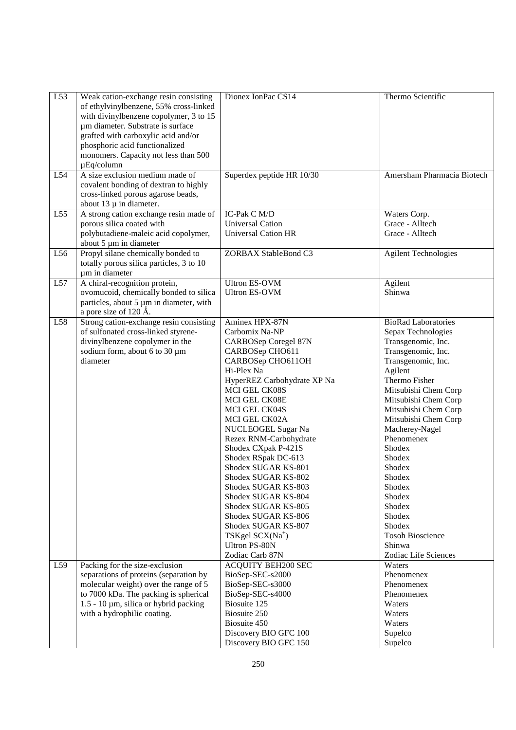| | | | |
|---|---|---|---|
| L53 | Weak cation-exchange resin consisting of ethylvinylbenzene, 55% cross-linked with divinylbenzene copolymer, 3 to 15 µm diameter. Substrate is surface grafted with carboxylic acid and/or phosphoric acid functionalized monomers. Capacity not less than 500 µEq/column | Dionex IonPac CS14 | Thermo Scientific |
| L54 | A size exclusion medium made of covalent bonding of dextran to highly cross-linked porous agarose beads, about 13 µ in diameter. | Superdex peptide HR 10/30 | Amersham Pharmacia Biotech |
| L55 | A strong cation exchange resin made of porous silica coated with polybutadiene-maleic acid copolymer, about 5 µm in diameter | IC-Pak C M/D<br>Universal Cation<br>Universal Cation HR | Waters Corp.<br>Grace - Alltech<br>Grace - Alltech |
| L56 | Propyl silane chemically bonded to totally porous silica particles, 3 to 10 µm in diameter | ZORBAX StableBond C3 | Agilent Technologies |
| L57 | A chiral-recognition protein, ovomucoid, chemically bonded to silica particles, about 5 µm in diameter, with a pore size of 120 Å. | Ultron ES-OVM<br>Ultron ES-OVM | Agilent<br>Shinwa |
| L58 | Strong cation-exchange resin consisting of sulfonated cross-linked styrene-divinylbenzene copolymer in the sodium form, about 6 to 30 µm diameter | Aminex HPX-87N<br>Carbomix Na-NP<br>CARBOSep Coregel 87N<br>CARBOSep CHO611<br>CARBOSep CHO611OH<br>Hi-Plex Na<br>HyperREZ Carbohydrate XP Na<br>MCI GEL CK08S<br>MCI GEL CK08E<br>MCI GEL CK04S<br>MCI GEL CK02A<br>NUCLEOGEL Sugar Na<br>Rezex RNM-Carbohydrate<br>Shodex CXpak P-421S<br>Shodex RSpak DC-613<br>Shodex SUGAR KS-801<br>Shodex SUGAR KS-802<br>Shodex SUGAR KS-803<br>Shodex SUGAR KS-804<br>Shodex SUGAR KS-805<br>Shodex SUGAR KS-806<br>Shodex SUGAR KS-807<br>TSKgel SCX($Na^+$)<br>Ultron PS-80N<br>Zodiac Carb 87N | BioRad Laboratories<br>Sepax Technologies<br>Transgenomic, Inc.<br>Transgenomic, Inc.<br>Transgenomic, Inc.<br>Agilent<br>Thermo Fisher<br>Mitsubishi Chem Corp<br>Mitsubishi Chem Corp<br>Mitsubishi Chem Corp<br>Mitsubishi Chem Corp<br>Macherey-Nagel<br>Phenomenex<br>Shodex<br>Shodex<br>Shodex<br>Shodex<br>Shodex<br>Shodex<br>Shodex<br>Shodex<br>Shodex<br>Tosoh Bioscience<br>Shinwa<br>Zodiac Life Sciences |
| L59 | Packing for the size-exclusion separations of proteins (separation by molecular weight) over the range of 5 to 7000 kDa. The packing is spherical 1.5 - 10 µm, silica or hybrid packing with a hydrophilic coating. | ACQUITY BEH200 SEC<br>BioSep-SEC-s2000<br>BioSep-SEC-s3000<br>BioSep-SEC-s4000<br>Biosuite 125<br>Biosuite 250<br>Biosuite 450<br>Discovery BIO GFC 100<br>Discovery BIO GFC 150 | Waters<br>Phenomenex<br>Phenomenex<br>Phenomenex<br>Waters<br>Waters<br>Waters<br>Supelco<br>Supelco |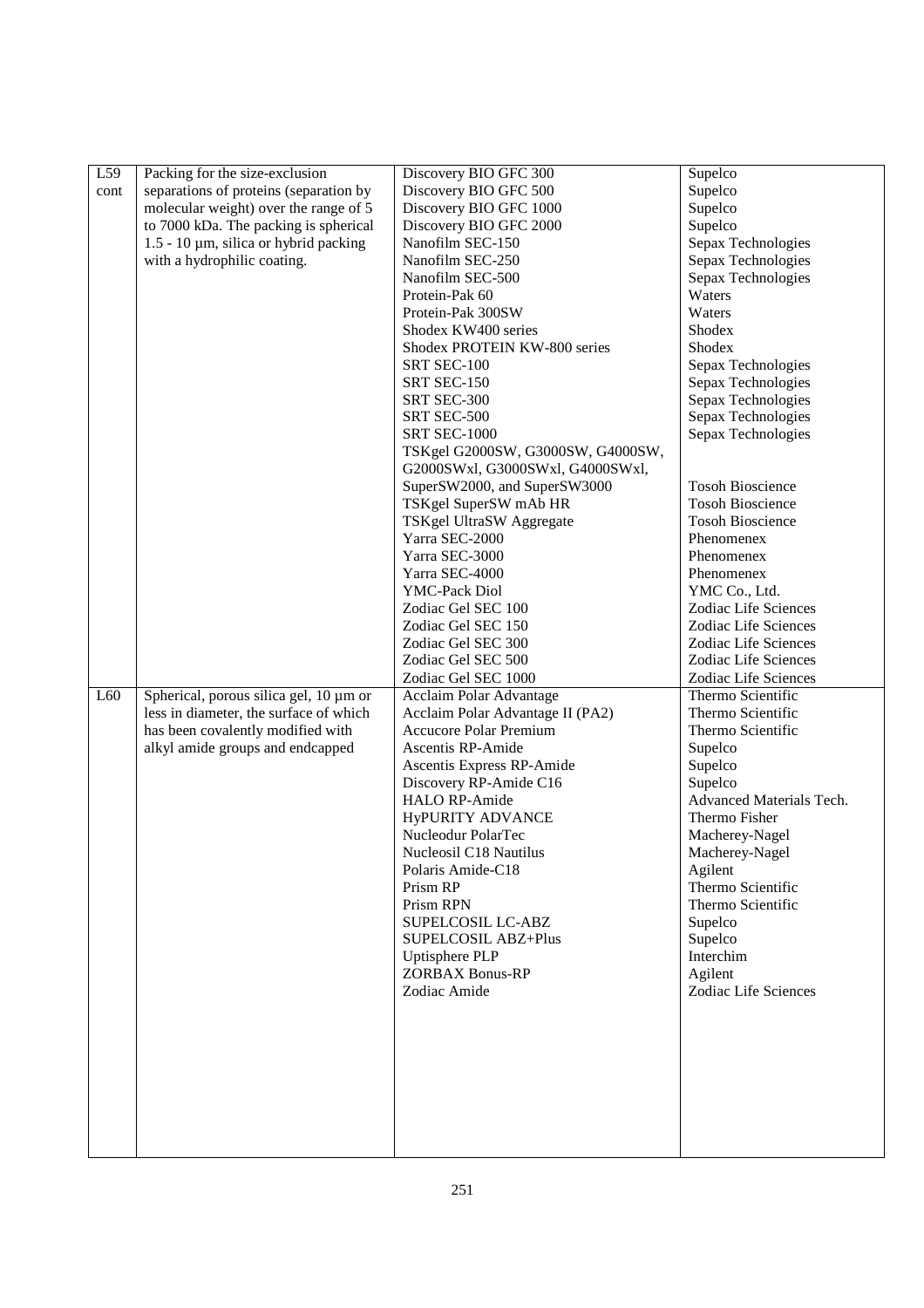| | | | |
|---|---|---|---|
| L59 cont | Packing for the size-exclusion separations of proteins (separation by molecular weight) over the range of 5 to 7000 kDa. The packing is spherical 1.5 - 10 µm, silica or hybrid packing with a hydrophilic coating. | Discovery BIO GFC 300 | Supelco |
| | | Discovery BIO GFC 500 | Supelco |
| | | Discovery BIO GFC 1000 | Supelco |
| | | Discovery BIO GFC 2000 | Supelco |
| | | Nanofilm SEC-150 | Sepax Technologies |
| | | Nanofilm SEC-250 | Sepax Technologies |
| | | Nanofilm SEC-500 | Sepax Technologies |
| | | Protein-Pak 60 | Waters |
| | | Protein-Pak 300SW | Waters |
| | | Shodex KW400 series | Shodex |
| | | Shodex PROTEIN KW-800 series | Shodex |
| | | SRT SEC-100 | Sepax Technologies |
| | | SRT SEC-150 | Sepax Technologies |
| | | SRT SEC-300 | Sepax Technologies |
| | | SRT SEC-500 | Sepax Technologies |
| | | SRT SEC-1000 | Sepax Technologies |
| | | TSKgel G2000SW, G3000SW, G4000SW, G2000SWxl, G3000SWxl, G4000SWxl, SuperSW2000, and SuperSW3000 | Tosoh Bioscience |
| | | TSKgel SuperSW mAb HR | Tosoh Bioscience |
| | | TSKgel UltraSW Aggregate | Tosoh Bioscience |
| | | Yarra SEC-2000 | Phenomenex |
| | | Yarra SEC-3000 | Phenomenex |
| | | Yarra SEC-4000 | Phenomenex |
| | | YMC-Pack Diol | YMC Co., Ltd. |
| | | Zodiac Gel SEC 100 | Zodiac Life Sciences |
| | | Zodiac Gel SEC 150 | Zodiac Life Sciences |
| | | Zodiac Gel SEC 300 | Zodiac Life Sciences |
| | | Zodiac Gel SEC 500 | Zodiac Life Sciences |
| | | Zodiac Gel SEC 1000 | Zodiac Life Sciences |
| L60 | Spherical, porous silica gel, 10 µm or less in diameter, the surface of which has been covalently modified with alkyl amide groups and endcapped | Acclaim Polar Advantage | Thermo Scientific |
| | | Acclaim Polar Advantage II (PA2) | Thermo Scientific |
| | | Accucore Polar Premium | Thermo Scientific |
| | | Ascentis RP-Amide | Supelco |
| | | Ascentis Express RP-Amide | Supelco |
| | | Discovery RP-Amide C16 | Supelco |
| | | HALO RP-Amide | Advanced Materials Tech. |
| | | HyPURITY ADVANCE | Thermo Fisher |
| | | Nucleodur PolarTec | Macherey-Nagel |
| | | Nucleosil C18 Nautilus | Macherey-Nagel |
| | | Polaris Amide-C18 | Agilent |
| | | Prism RP | Thermo Scientific |
| | | Prism RPN | Thermo Scientific |
| | | SUPELCOSIL LC-ABZ | Supelco |
| | | SUPELCOSIL ABZ+Plus | Supelco |
| | | Uptisphere PLP | Interchim |
| | | ZORBAX Bonus-RP | Agilent |
| | | Zodiac Amide | Zodiac Life Sciences |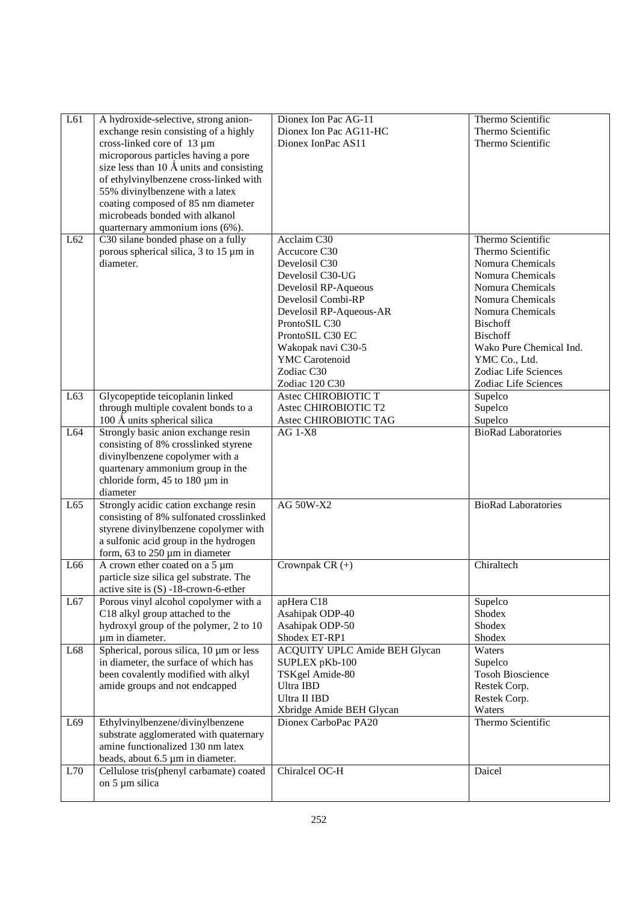| | | | |
|---|---|---|---|
| L61 | A hydroxide-selective, strong anion-exchange resin consisting of a highly cross-linked core of 13 µm microporous particles having a pore size less than 10 Å units and consisting of ethylvinylbenzene cross-linked with 55% divinylbenzene with a latex coating composed of 85 nm diameter microbeads bonded with alkanol quarternary ammonium ions (6%). | Dionex Ion Pac AG-11<br>Dionex Ion Pac AG11-HC<br>Dionex IonPac AS11 | Thermo Scientific<br>Thermo Scientific<br>Thermo Scientific |
| L62 | C30 silane bonded phase on a fully porous spherical silica, 3 to 15 µm in diameter. | Acclaim C30<br>Accucore C30<br>Develosil C30<br>Develosil C30-UG<br>Develosil RP-Aqueous<br>Develosil Combi-RP<br>Develosil RP-Aqueous-AR<br>ProntoSIL C30<br>ProntoSIL C30 EC<br>Wakopak navi C30-5<br>YMC Carotenoid<br>Zodiac C30<br>Zodiac 120 C30 | Thermo Scientific<br>Thermo Scientific<br>Nomura Chemicals<br>Nomura Chemicals<br>Nomura Chemicals<br>Nomura Chemicals<br>Nomura Chemicals<br>Bischoff<br>Bischoff<br>Wako Pure Chemical Ind.<br>YMC Co., Ltd.<br>Zodiac Life Sciences<br>Zodiac Life Sciences |
| L63 | Glycopeptide teicoplanin linked through multiple covalent bonds to a 100 Å units spherical silica | Astec CHIROBIOTIC T<br>Astec CHIROBIOTIC T2<br>Astec CHIROBIOTIC TAG | Supelco<br>Supelco<br>Supelco |
| L64 | Strongly basic anion exchange resin consisting of 8% crosslinked styrene divinylbenzene copolymer with a quaternary ammonium group in the chloride form, 45 to 180 µm in diameter | AG 1-X8 | BioRad Laboratories |
| L65 | Strongly acidic cation exchange resin consisting of 8% sulfonated crosslinked styrene divinylbenzene copolymer with a sulfonic acid group in the hydrogen form, 63 to 250 µm in diameter | AG 50W-X2 | BioRad Laboratories |
| L66 | A crown ether coated on a 5 µm particle size silica gel substrate. The active site is (S) -18-crown-6-ether | Crownpak CR (+) | Chiraltech |
| L67 | Porous vinyl alcohol copolymer with a C18 alkyl group attached to the hydroxyl group of the polymer, 2 to 10 µm in diameter. | apHera C18<br>Asahipak ODP-40<br>Asahipak ODP-50<br>Shodex ET-RP1 | Supelco<br>Shodex<br>Shodex<br>Shodex |
| L68 | Spherical, porous silica, 10 µm or less in diameter, the surface of which has been covalently modified with alkyl amide groups and not endcapped | ACQUITY UPLC Amide BEH Glycan<br>SUPLEX pKb-100<br>TSKgel Amide-80<br>Ultra IBD<br>Ultra II IBD<br>Xbridge Amide BEH Glycan | Waters<br>Supelco<br>Tosoh Bioscience<br>Restek Corp.<br>Restek Corp.<br>Waters |
| L69 | Ethylvinylbenzene/divinylbenzene substrate agglomerated with quaternary amine functionalized 130 nm latex beads, about 6.5 µm in diameter. | Dionex CarboPac PA20 | Thermo Scientific |
| L70 | Cellulose tris(phenyl carbamate) coated on 5 µm silica | Chiralcel OC-H | Daicel |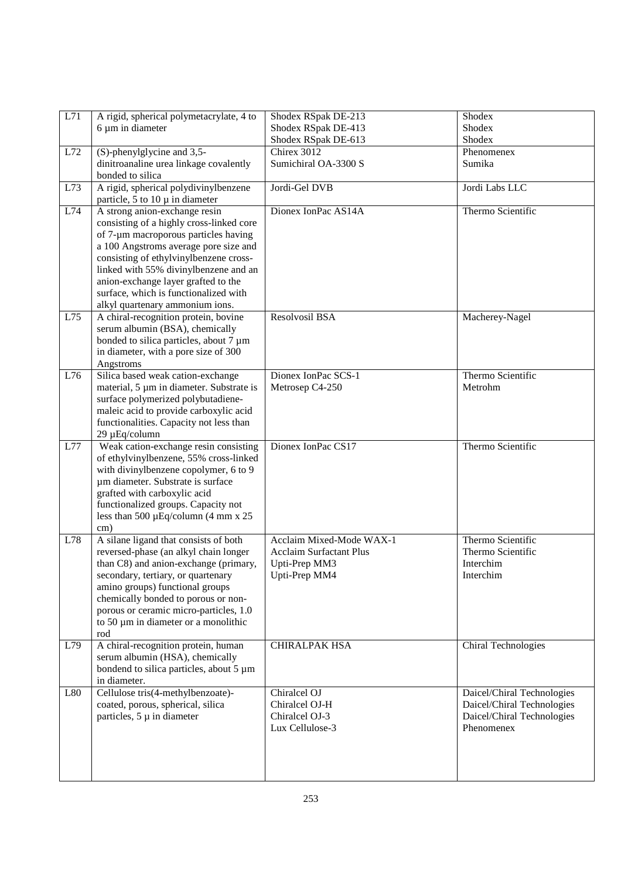| L71 | A rigid, spherical polymetacrylate, 4 to 6 µm in diameter | Shodex RSpak DE-213<br>Shodex RSpak DE-413<br>Shodex RSpak DE-613 | Shodex<br>Shodex<br>Shodex |
|---|---|---|---|
| L72 | (S)-phenylglycine and 3,5-dinitroanaline urea linkage covalently bonded to silica | Chirex 3012<br>Sumichiral OA-3300 S | Phenomenex<br>Sumika |
| L73 | A rigid, spherical polydivinylbenzene particle, 5 to 10 µ in diameter | Jordi-Gel DVB | Jordi Labs LLC |
| L74 | A strong anion-exchange resin consisting of a highly cross-linked core of 7-µm macroporous particles having a 100 Angstroms average pore size and consisting of ethylvinylbenzene cross-linked with 55% divinylbenzene and an anion-exchange layer grafted to the surface, which is functionalized with alkyl quartenary ammonium ions. | Dionex IonPac AS14A | Thermo Scientific |
| L75 | A chiral-recognition protein, bovine serum albumin (BSA), chemically bonded to silica particles, about 7 µm in diameter, with a pore size of 300 Angstroms | Resolvosil BSA | Macherey-Nagel |
| L76 | Silica based weak cation-exchange material, 5 µm in diameter. Substrate is surface polymerized polybutadiene-maleic acid to provide carboxylic acid functionalities. Capacity not less than 29 µEq/column | Dionex IonPac SCS-1<br>Metrosep C4-250 | Thermo Scientific<br>Metrohm |
| L77 | Weak cation-exchange resin consisting of ethylvinylbenzene, 55% cross-linked with divinylbenzene copolymer, 6 to 9 µm diameter. Substrate is surface grafted with carboxylic acid functionalized groups. Capacity not less than 500 µEq/column (4 mm x 25 cm) | Dionex IonPac CS17 | Thermo Scientific |
| L78 | A silane ligand that consists of both reversed-phase (an alkyl chain longer than C8) and anion-exchange (primary, secondary, tertiary, or quartenary amino groups) functional groups chemically bonded to porous or non-porous or ceramic micro-particles, 1.0 to 50 µm in diameter or a monolithic rod | Acclaim Mixed-Mode WAX-1<br>Acclaim Surfactant Plus<br>Upti-Prep MM3<br>Upti-Prep MM4 | Thermo Scientific<br>Thermo Scientific<br>Interchim<br>Interchim |
| L79 | A chiral-recognition protein, human serum albumin (HSA), chemically bondend to silica particles, about 5 µm in diameter. | CHIRALPAK HSA | Chiral Technologies |
| L80 | Cellulose tris(4-methylbenzoate)-coated, porous, spherical, silica particles, 5 µ in diameter | Chiralcel OJ<br>Chiralcel OJ-H<br>Chiralcel OJ-3<br>Lux Cellulose-3 | Daicel/Chiral Technologies<br>Daicel/Chiral Technologies<br>Daicel/Chiral Technologies<br>Phenomenex |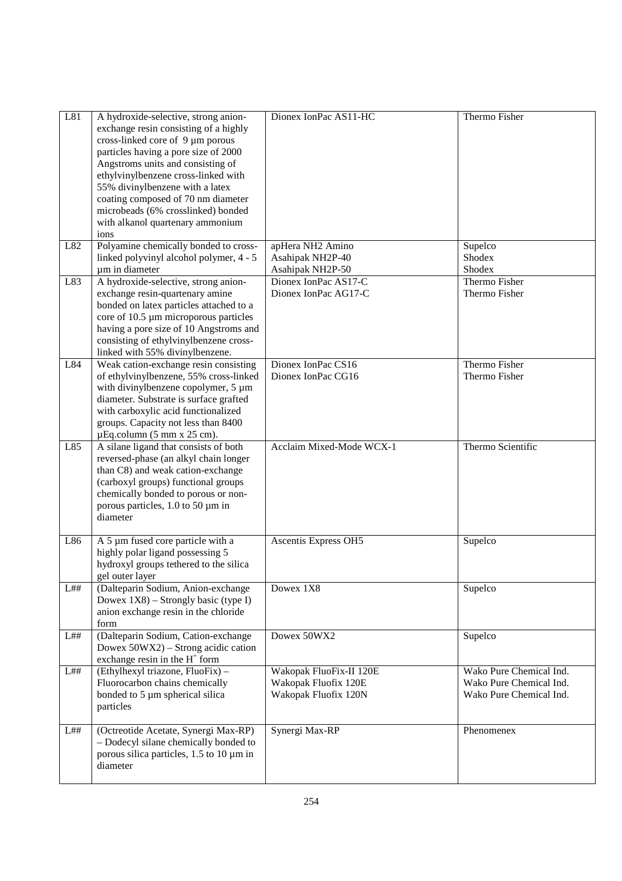| L81 | A hydroxide-selective, strong anion-exchange resin consisting of a highly cross-linked core of 9 µm porous particles having a pore size of 2000 Angstroms units and consisting of ethylvinylbenzene cross-linked with 55% divinylbenzene with a latex coating composed of 70 nm diameter microbeads (6% crosslinked) bonded with alkanol quartenary ammonium ions | Dionex IonPac AS11-HC | Thermo Fisher |
|---|---|---|---|
| L82 | Polyamine chemically bonded to cross-linked polyvinyl alcohol polymer, 4 - 5 µm in diameter | apHera NH2 Amino<br>Asahipak NH2P-40<br>Asahipak NH2P-50 | Supelco<br>Shodex<br>Shodex |
| L83 | A hydroxide-selective, strong anion-exchange resin-quartenary amine bonded on latex particles attached to a core of 10.5 µm microporous particles having a pore size of 10 Angstroms and consisting of ethylvinylbenzene cross-linked with 55% divinylbenzene. | Dionex IonPac AS17-C<br>Dionex IonPac AG17-C | Thermo Fisher<br>Thermo Fisher |
| L84 | Weak cation-exchange resin consisting of ethylvinylbenzene, 55% cross-linked with divinylbenzene copolymer, 5 µm diameter. Substrate is surface grafted with carboxylic acid functionalized groups. Capacity not less than 8400 µEq.column (5 mm x 25 cm). | Dionex IonPac CS16<br>Dionex IonPac CG16 | Thermo Fisher<br>Thermo Fisher |
| L85 | A silane ligand that consists of both reversed-phase (an alkyl chain longer than C8) and weak cation-exchange (carboxyl groups) functional groups chemically bonded to porous or non-porous particles, 1.0 to 50 µm in diameter | Acclaim Mixed-Mode WCX-1 | Thermo Scientific |
| L86 | A 5 µm fused core particle with a highly polar ligand possessing 5 hydroxyl groups tethered to the silica gel outer layer | Ascentis Express OH5 | Supelco |
| L## | (Dalteparin Sodium, Anion-exchange Dowex 1X8) – Strongly basic (type I) anion exchange resin in the chloride form | Dowex 1X8 | Supelco |
| L## | (Dalteparin Sodium, Cation-exchange Dowex 50WX2) – Strong acidic cation exchange resin in the $H^+$ form | Dowex 50WX2 | Supelco |
| L## | (Ethylhexyl triazone, FluoFix) – Fluorocarbon chains chemically bonded to 5 µm spherical silica particles | Wakopak FluoFix-II 120E<br>Wakopak Fluofix 120E<br>Wakopak Fluofix 120N | Wako Pure Chemical Ind.<br>Wako Pure Chemical Ind.<br>Wako Pure Chemical Ind. |
| L## | (Octreotide Acetate, Synergi Max-RP) – Dodecyl silane chemically bonded to porous silica particles, 1.5 to 10 µm in diameter | Synergi Max-RP | Phenomenex |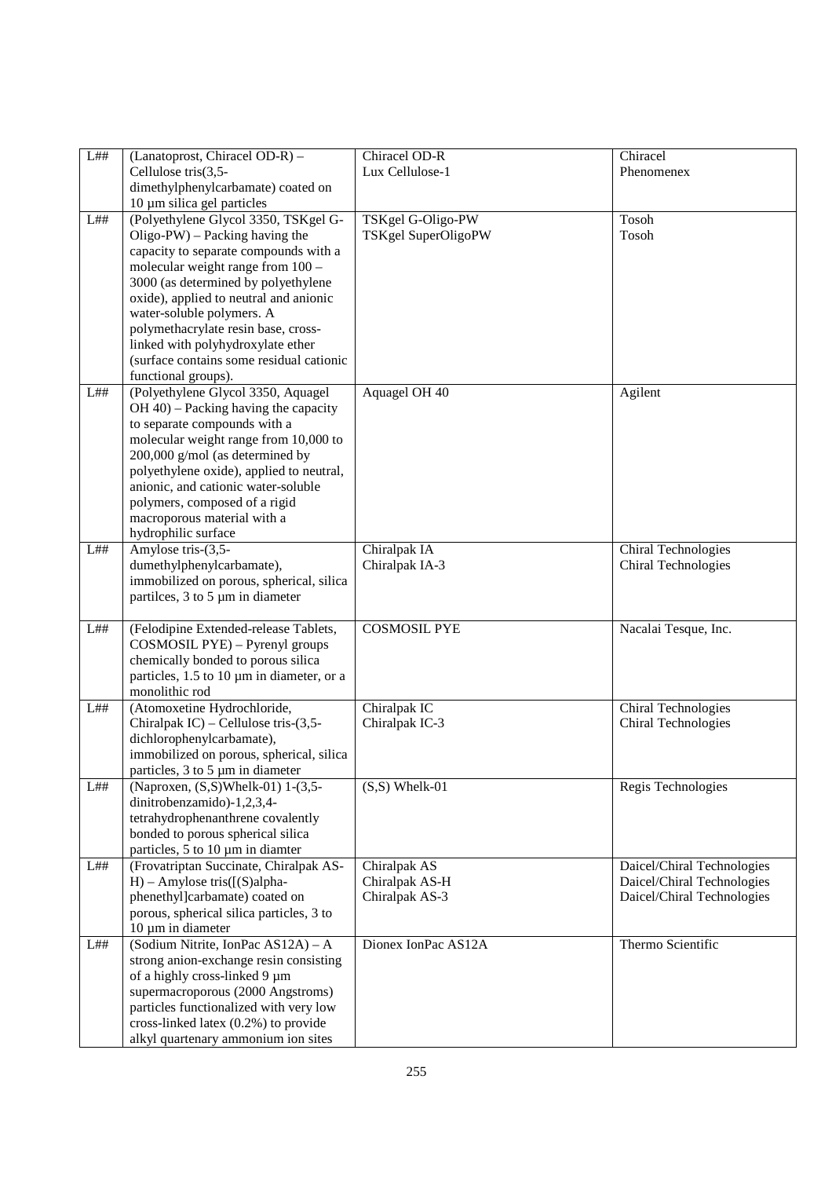| L## | (Lanatoprost, Chiracel OD-R) – Cellulose tris(3,5-dimethylphenylcarbamate) coated on 10 µm silica gel particles | Chiracel OD-R<br>Lux Cellulose-1 | Chiracel<br>Phenomenex |
|---|---|---|---|
| L## | (Polyethylene Glycol 3350, TSKgel G-Oligo-PW) – Packing having the capacity to separate compounds with a molecular weight range from 100 – 3000 (as determined by polyethylene oxide), applied to neutral and anionic water-soluble polymers. A polymethacrylate resin base, cross-linked with polyhydroxylate ether (surface contains some residual cationic functional groups). | TSKgel G-Oligo-PW<br>TSKgel SuperOligoPW | Tosoh<br>Tosoh |
| L## | (Polyethylene Glycol 3350, Aquagel OH 40) – Packing having the capacity to separate compounds with a molecular weight range from 10,000 to 200,000 g/mol (as determined by polyethylene oxide), applied to neutral, anionic, and cationic water-soluble polymers, composed of a rigid macroporous material with a hydrophilic surface | Aquagel OH 40 | Agilent |
| L## | Amylose tris-(3,5-dumethylphenylcarbamate), immobilized on porous, spherical, silica partilces, 3 to 5 µm in diameter | Chiralpak IA<br>Chiralpak IA-3 | Chiral Technologies<br>Chiral Technologies |
| L## | (Felodipine Extended-release Tablets, COSMOSIL PYE) – Pyrenyl groups chemically bonded to porous silica particles, 1.5 to 10 µm in diameter, or a monolithic rod | COSMOSIL PYE | Nacalai Tesque, Inc. |
| L## | (Atomoxetine Hydrochloride, Chiralpak IC) – Cellulose tris-(3,5-dichlorophenylcarbamate), immobilized on porous, spherical, silica particles, 3 to 5 µm in diameter | Chiralpak IC<br>Chiralpak IC-3 | Chiral Technologies<br>Chiral Technologies |
| L## | (Naproxen, (S,S)Whelk-01) 1-(3,5-dinitrobenzamido)-1,2,3,4-tetrahydrophenanthrene covalently bonded to porous spherical silica particles, 5 to 10 µm in diamter | (S,S) Whelk-01 | Regis Technologies |
| L## | (Frovatriptan Succinate, Chiralpak AS-H) – Amylose tris([(S)alpha-phenethyl]carbamate) coated on porous, spherical silica particles, 3 to 10 µm in diameter | Chiralpak AS<br>Chiralpak AS-H<br>Chiralpak AS-3 | Daicel/Chiral Technologies<br>Daicel/Chiral Technologies<br>Daicel/Chiral Technologies |
| L## | (Sodium Nitrite, IonPac AS12A) – A strong anion-exchange resin consisting of a highly cross-linked 9 µm supermacroporous (2000 Angstroms) particles functionalized with very low cross-linked latex (0.2%) to provide alkyl quaternary ammonium ion sites | Dionex IonPac AS12A | Thermo Scientific |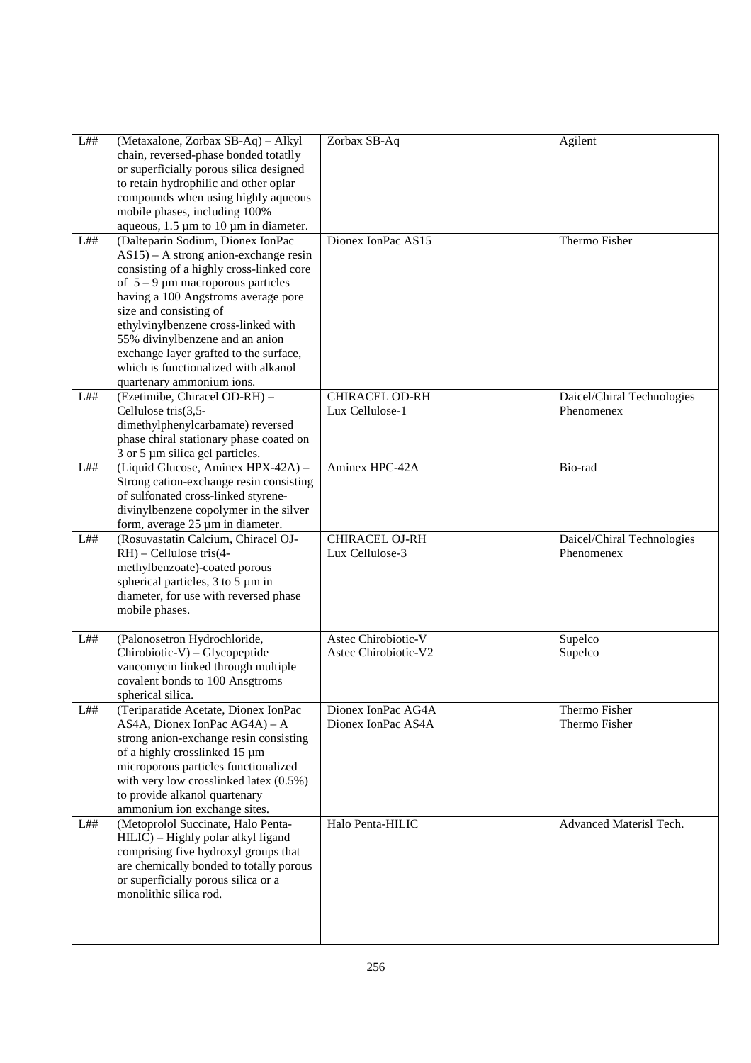| | | | |
|---|---|---|---|
| L## | (Metaxalone, Zorbax SB-Aq) – Alkyl chain, reversed-phase bonded totatlly or superficially porous silica designed to retain hydrophilic and other oplar compounds when using highly aqueous mobile phases, including 100% aqueous, 1.5 µm to 10 µm in diameter. | Zorbax SB-Aq | Agilent |
| L## | (Dalteparin Sodium, Dionex IonPac AS15) – A strong anion-exchange resin consisting of a highly cross-linked core of 5 – 9 µm macroporous particles having a 100 Angstroms average pore size and consisting of ethylvinylbenzene cross-linked with 55% divinylbenzene and an anion exchange layer grafted to the surface, which is functionalized with alkanol quaternary ammonium ions. | Dionex IonPac AS15 | Thermo Fisher |
| L## | (Ezetimibe, Chiracel OD-RH) – Cellulose tris(3,5-dimethylphenylcarbamate) reversed phase chiral stationary phase coated on 3 or 5 µm silica gel particles. | CHIRACEL OD-RH<br>Lux Cellulose-1 | Daicel/Chiral Technologies<br>Phenomenex |
| L## | (Liquid Glucose, Aminex HPX-42A) – Strong cation-exchange resin consisting of sulfonated cross-linked styrene-divinylbenzene copolymer in the silver form, average 25 µm in diameter. | Aminex HPC-42A | Bio-rad |
| L## | (Rosuvastatin Calcium, Chiracel OJ-RH) – Cellulose tris(4-methylbenzoate)-coated porous spherical particles, 3 to 5 µm in diameter, for use with reversed phase mobile phases. | CHIRACEL OJ-RH<br>Lux Cellulose-3 | Daicel/Chiral Technologies<br>Phenomenex |
| L## | (Palonosetron Hydrochloride, Chirobiotic-V) – Glycopeptide vancomycin linked through multiple covalent bonds to 100 Ansgtroms spherical silica. | Astec Chirobiotic-V<br>Astec Chirobiotic-V2 | Supelco<br>Supelco |
| L## | (Teriparatide Acetate, Dionex IonPac AS4A, Dionex IonPac AG4A) – A strong anion-exchange resin consisting of a highly crosslinked 15 µm microporous particles functionalized with very low crosslinked latex (0.5%) to provide alkanol quaternary ammonium ion exchange sites. | Dionex IonPac AG4A<br>Dionex IonPac AS4A | Thermo Fisher<br>Thermo Fisher |
| L## | (Metoprolol Succinate, Halo Penta-HILIC) – Highly polar alkyl ligand comprising five hydroxyl groups that are chemically bonded to totally porous or superficially porous silica or a monolithic silica rod. | Halo Penta-HILIC | Advanced Materisl Tech. |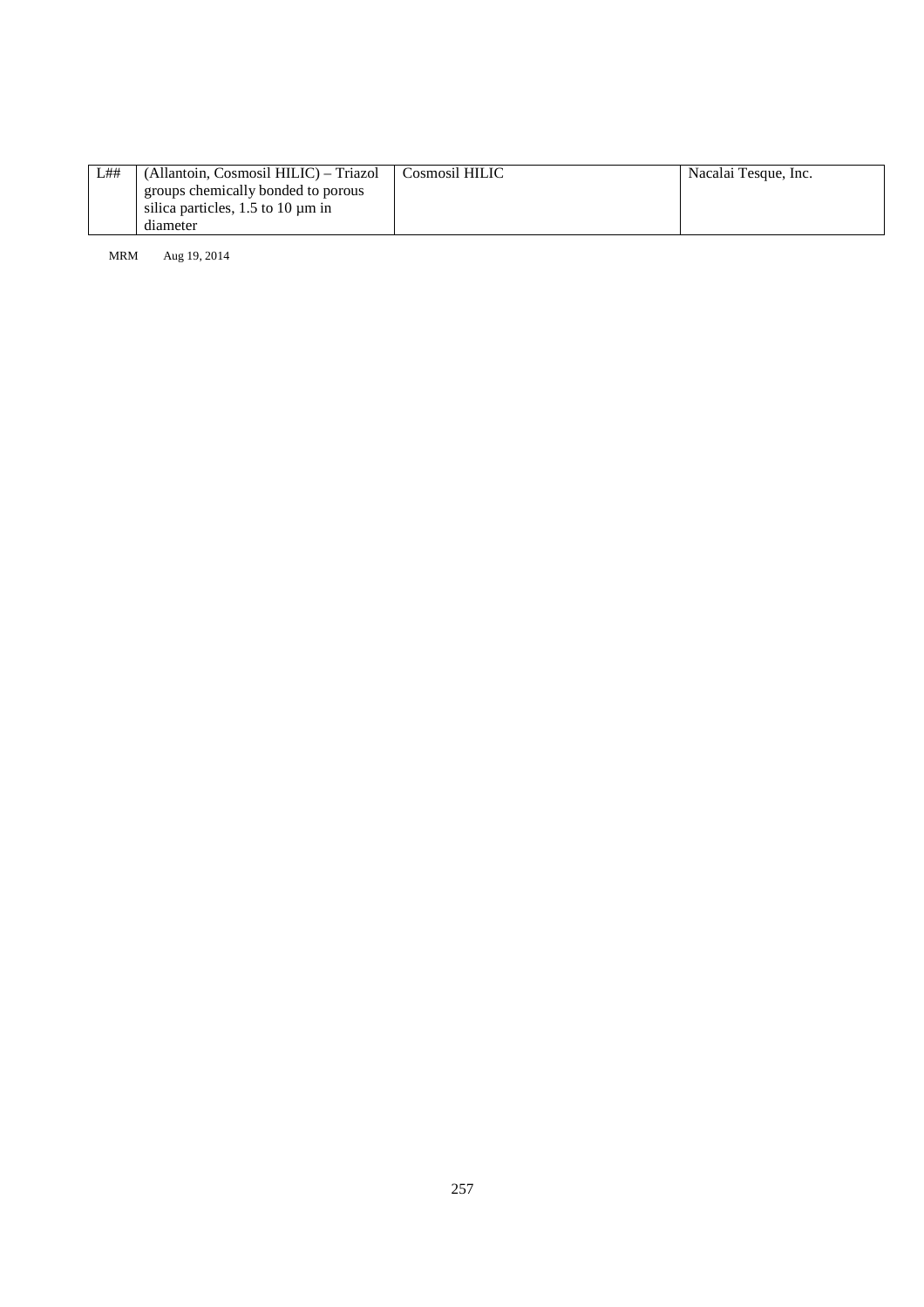| | | | |
|---|---|---|---|
| L## | (Allantoin, Cosmosil HILIC) – Triazol groups chemically bonded to porous silica particles, 1.5 to 10 µm in diameter | Cosmosil HILIC | Nacalai Tesque, Inc. |

MRM Aug 19, 2014